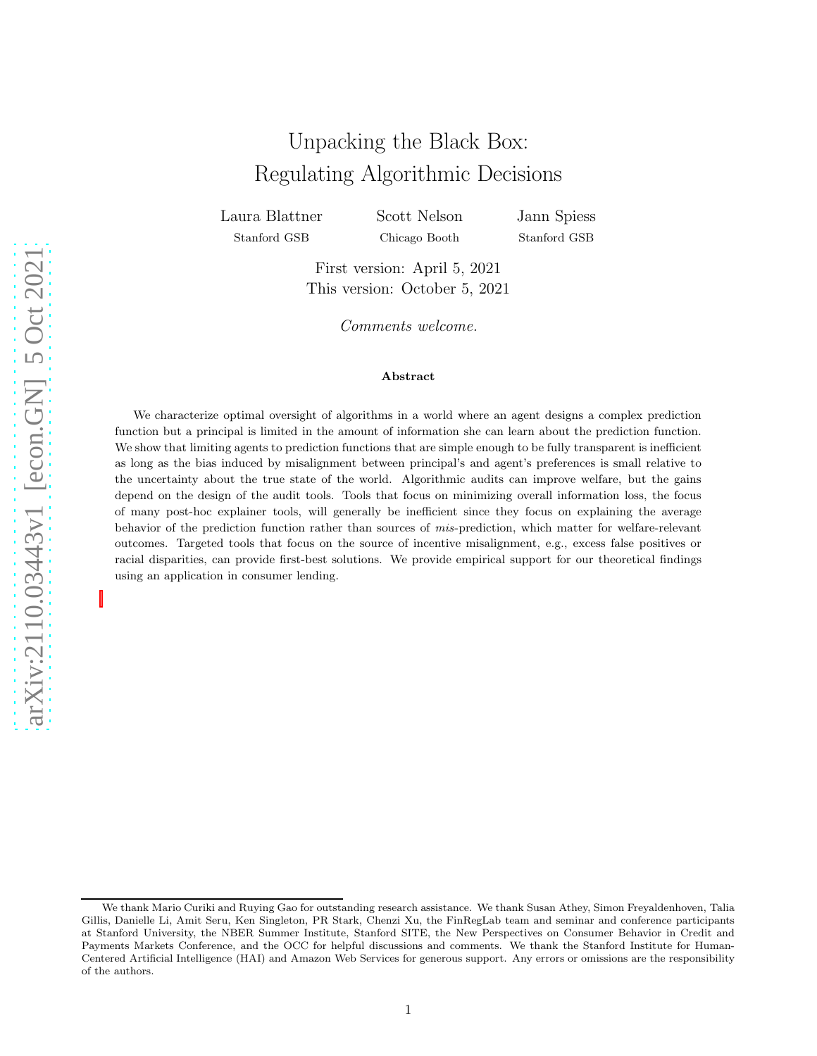# Unpacking the Black Box: Regulating Algorithmic Decisions

Laura Blattner
Stanford GSB

Scott Nelson
Chicago Booth

Jann Spiess
Stanford GSB

First version: April 5, 2021
This version: October 5, 2021

*Comments welcome.*

**Abstract**

We characterize optimal oversight of algorithms in a world where an agent designs a complex prediction function but a principal is limited in the amount of information she can learn about the prediction function. We show that limiting agents to prediction functions that are simple enough to be fully transparent is inefficient as long as the bias induced by misalignment between principal's and agent's preferences is small relative to the uncertainty about the true state of the world. Algorithmic audits can improve welfare, but the gains depend on the design of the audit tools. Tools that focus on minimizing overall information loss, the focus of many post-hoc explainer tools, will generally be inefficient since they focus on explaining the average behavior of the prediction function rather than sources of *mis*-prediction, which matter for welfare-relevant outcomes. Targeted tools that focus on the source of incentive misalignment, e.g., excess false positives or racial disparities, can provide first-best solutions. We provide empirical support for our theoretical findings using an application in consumer lending.

---

We thank Mario Curiki and Ruying Gao for outstanding research assistance. We thank Susan Athey, Simon Freyaldenhoven, Talia Gillis, Danielle Li, Amit Seru, Ken Singleton, PR Stark, Chenzi Xu, the FinRegLab team and seminar and conference participants at Stanford University, the NBER Summer Institute, Stanford SITE, the New Perspectives on Consumer Behavior in Credit and Payments Markets Conference, and the OCC for helpful discussions and comments. We thank the Stanford Institute for Human-Centered Artificial Intelligence (HAI) and Amazon Web Services for generous support. Any errors or omissions are the responsibility of the authors.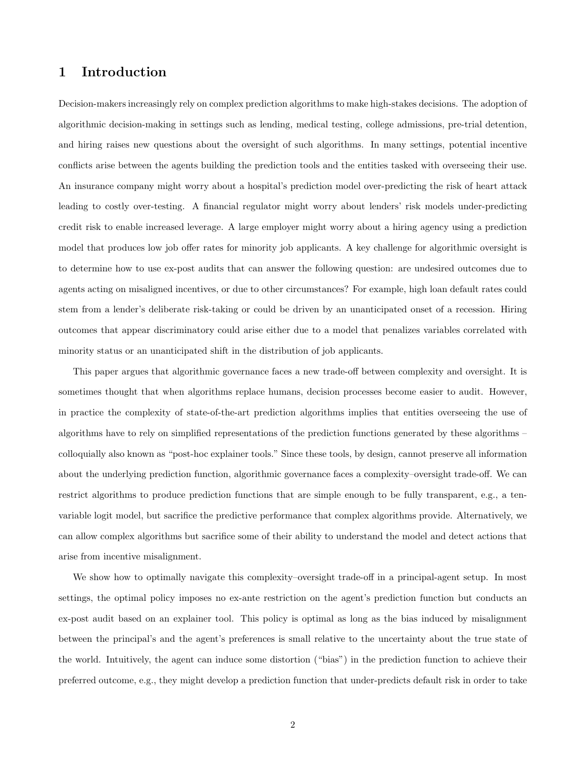# 1 Introduction

Decision-makers increasingly rely on complex prediction algorithms to make high-stakes decisions. The adoption of algorithmic decision-making in settings such as lending, medical testing, college admissions, pre-trial detention, and hiring raises new questions about the oversight of such algorithms. In many settings, potential incentive conflicts arise between the agents building the prediction tools and the entities tasked with overseeing their use. An insurance company might worry about a hospital's prediction model over-predicting the risk of heart attack leading to costly over-testing. A financial regulator might worry about lenders' risk models under-predicting credit risk to enable increased leverage. A large employer might worry about a hiring agency using a prediction model that produces low job offer rates for minority job applicants. A key challenge for algorithmic oversight is to determine how to use ex-post audits that can answer the following question: are undesired outcomes due to agents acting on misaligned incentives, or due to other circumstances? For example, high loan default rates could stem from a lender's deliberate risk-taking or could be driven by an unanticipated onset of a recession. Hiring outcomes that appear discriminatory could arise either due to a model that penalizes variables correlated with minority status or an unanticipated shift in the distribution of job applicants.

This paper argues that algorithmic governance faces a new trade-off between complexity and oversight. It is sometimes thought that when algorithms replace humans, decision processes become easier to audit. However, in practice the complexity of state-of-the-art prediction algorithms implies that entities overseeing the use of algorithms have to rely on simplified representations of the prediction functions generated by these algorithms – colloquially also known as "post-hoc explainer tools." Since these tools, by design, cannot preserve all information about the underlying prediction function, algorithmic governance faces a complexity–oversight trade-off. We can restrict algorithms to produce prediction functions that are simple enough to be fully transparent, e.g., a ten-variable logit model, but sacrifice the predictive performance that complex algorithms provide. Alternatively, we can allow complex algorithms but sacrifice some of their ability to understand the model and detect actions that arise from incentive misalignment.

We show how to optimally navigate this complexity–oversight trade-off in a principal-agent setup. In most settings, the optimal policy imposes no ex-ante restriction on the agent's prediction function but conducts an ex-post audit based on an explainer tool. This policy is optimal as long as the bias induced by misalignment between the principal's and the agent's preferences is small relative to the uncertainty about the true state of the world. Intuitively, the agent can induce some distortion ("bias") in the prediction function to achieve their preferred outcome, e.g., they might develop a prediction function that under-predicts default risk in order to take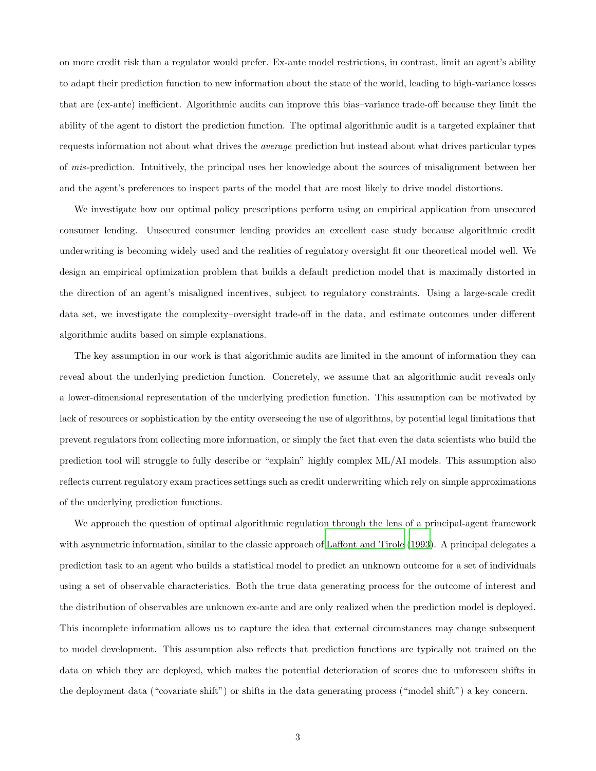on more credit risk than a regulator would prefer. Ex-ante model restrictions, in contrast, limit an agent's ability to adapt their prediction function to new information about the state of the world, leading to high-variance losses that are (ex-ante) inefficient. Algorithmic audits can improve this bias–variance trade-off because they limit the ability of the agent to distort the prediction function. The optimal algorithmic audit is a targeted explainer that requests information not about what drives the *average* prediction but instead about what drives particular types of *mis*-prediction. Intuitively, the principal uses her knowledge about the sources of misalignment between her and the agent's preferences to inspect parts of the model that are most likely to drive model distortions.

We investigate how our optimal policy prescriptions perform using an empirical application from unsecured consumer lending. Unsecured consumer lending provides an excellent case study because algorithmic credit underwriting is becoming widely used and the realities of regulatory oversight fit our theoretical model well. We design an empirical optimization problem that builds a default prediction model that is maximally distorted in the direction of an agent's misaligned incentives, subject to regulatory constraints. Using a large-scale credit data set, we investigate the complexity–oversight trade-off in the data, and estimate outcomes under different algorithmic audits based on simple explanations.

The key assumption in our work is that algorithmic audits are limited in the amount of information they can reveal about the underlying prediction function. Concretely, we assume that an algorithmic audit reveals only a lower-dimensional representation of the underlying prediction function. This assumption can be motivated by lack of resources or sophistication by the entity overseeing the use of algorithms, by potential legal limitations that prevent regulators from collecting more information, or simply the fact that even the data scientists who build the prediction tool will struggle to fully describe or "explain" highly complex ML/AI models. This assumption also reflects current regulatory exam practices settings such as credit underwriting which rely on simple approximations of the underlying prediction functions.

We approach the question of optimal algorithmic regulation through the lens of a principal-agent framework with asymmetric information, similar to the classic approach of Laffont and Tirole (1993). A principal delegates a prediction task to an agent who builds a statistical model to predict an unknown outcome for a set of individuals using a set of observable characteristics. Both the true data generating process for the outcome of interest and the distribution of observables are unknown ex-ante and are only realized when the prediction model is deployed. This incomplete information allows us to capture the idea that external circumstances may change subsequent to model development. This assumption also reflects that prediction functions are typically not trained on the data on which they are deployed, which makes the potential deterioration of scores due to unforeseen shifts in the deployment data ("covariate shift") or shifts in the data generating process ("model shift") a key concern.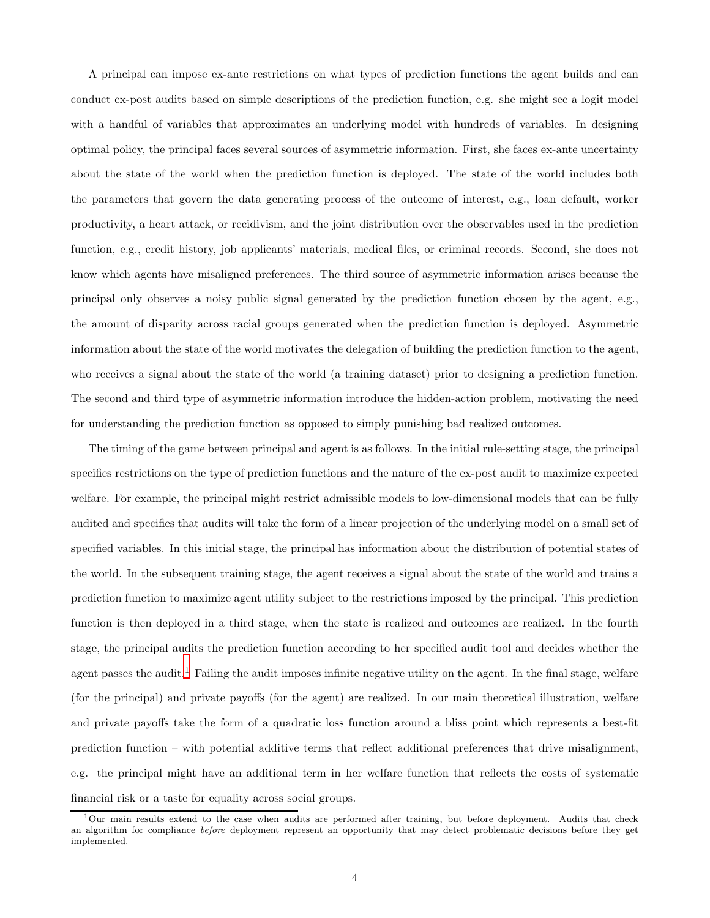A principal can impose ex-ante restrictions on what types of prediction functions the agent builds and can conduct ex-post audits based on simple descriptions of the prediction function, e.g. she might see a logit model with a handful of variables that approximates an underlying model with hundreds of variables. In designing optimal policy, the principal faces several sources of asymmetric information. First, she faces ex-ante uncertainty about the state of the world when the prediction function is deployed. The state of the world includes both the parameters that govern the data generating process of the outcome of interest, e.g., loan default, worker productivity, a heart attack, or recidivism, and the joint distribution over the observables used in the prediction function, e.g., credit history, job applicants' materials, medical files, or criminal records. Second, she does not know which agents have misaligned preferences. The third source of asymmetric information arises because the principal only observes a noisy public signal generated by the prediction function chosen by the agent, e.g., the amount of disparity across racial groups generated when the prediction function is deployed. Asymmetric information about the state of the world motivates the delegation of building the prediction function to the agent, who receives a signal about the state of the world (a training dataset) prior to designing a prediction function. The second and third type of asymmetric information introduce the hidden-action problem, motivating the need for understanding the prediction function as opposed to simply punishing bad realized outcomes.

The timing of the game between principal and agent is as follows. In the initial rule-setting stage, the principal specifies restrictions on the type of prediction functions and the nature of the ex-post audit to maximize expected welfare. For example, the principal might restrict admissible models to low-dimensional models that can be fully audited and specifies that audits will take the form of a linear projection of the underlying model on a small set of specified variables. In this initial stage, the principal has information about the distribution of potential states of the world. In the subsequent training stage, the agent receives a signal about the state of the world and trains a prediction function to maximize agent utility subject to the restrictions imposed by the principal. This prediction function is then deployed in a third stage, when the state is realized and outcomes are realized. In the fourth stage, the principal audits the prediction function according to her specified audit tool and decides whether the agent passes the audit.[1] Failing the audit imposes infinite negative utility on the agent. In the final stage, welfare (for the principal) and private payoffs (for the agent) are realized. In our main theoretical illustration, welfare and private payoffs take the form of a quadratic loss function around a bliss point which represents a best-fit prediction function – with potential additive terms that reflect additional preferences that drive misalignment, e.g. the principal might have an additional term in her welfare function that reflects the costs of systematic financial risk or a taste for equality across social groups.

[1] Our main results extend to the case when audits are performed after training, but before deployment. Audits that check an algorithm for compliance *before* deployment represent an opportunity that may detect problematic decisions before they get implemented.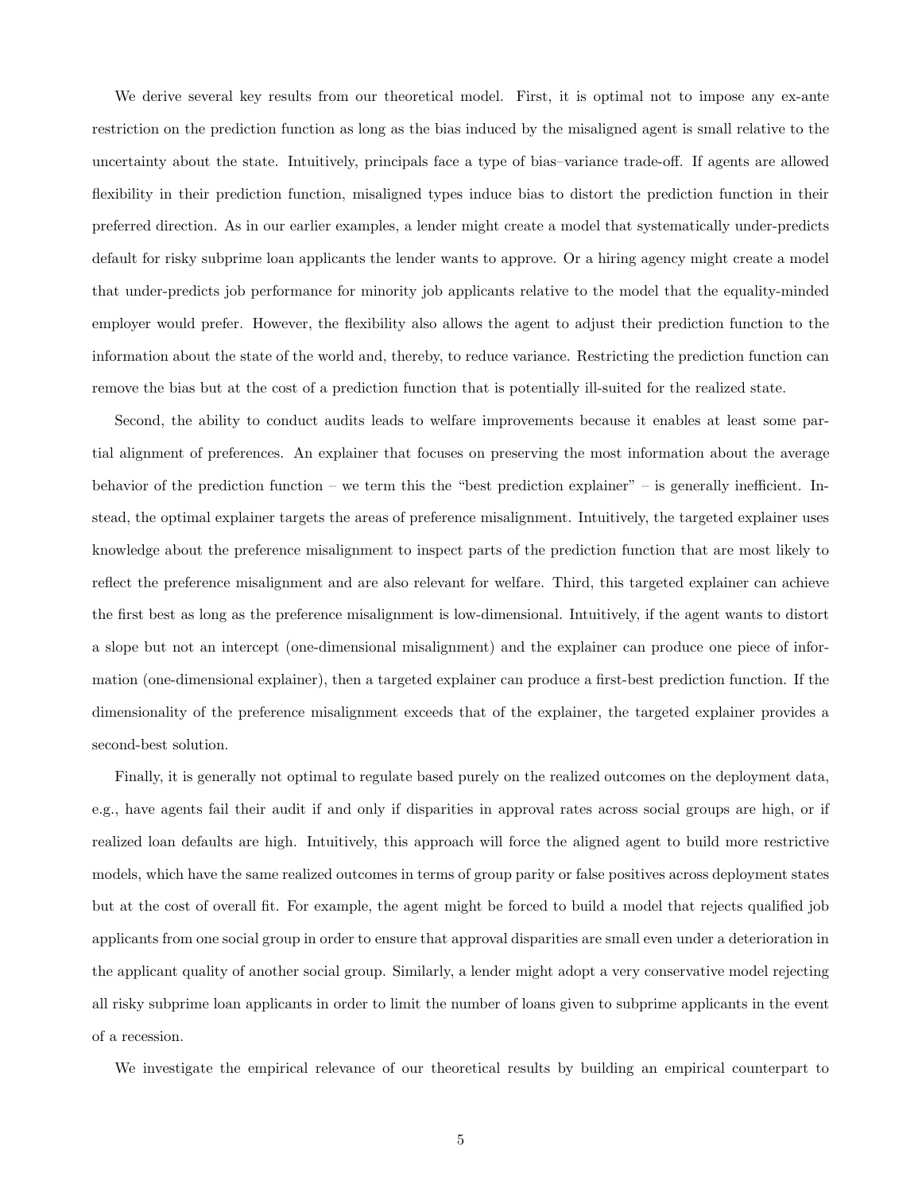We derive several key results from our theoretical model. First, it is optimal not to impose any ex-ante restriction on the prediction function as long as the bias induced by the misaligned agent is small relative to the uncertainty about the state. Intuitively, principals face a type of bias–variance trade-off. If agents are allowed flexibility in their prediction function, misaligned types induce bias to distort the prediction function in their preferred direction. As in our earlier examples, a lender might create a model that systematically under-predicts default for risky subprime loan applicants the lender wants to approve. Or a hiring agency might create a model that under-predicts job performance for minority job applicants relative to the model that the equality-minded employer would prefer. However, the flexibility also allows the agent to adjust their prediction function to the information about the state of the world and, thereby, to reduce variance. Restricting the prediction function can remove the bias but at the cost of a prediction function that is potentially ill-suited for the realized state.

Second, the ability to conduct audits leads to welfare improvements because it enables at least some partial alignment of preferences. An explainer that focuses on preserving the most information about the average behavior of the prediction function – we term this the "best prediction explainer" – is generally inefficient. Instead, the optimal explainer targets the areas of preference misalignment. Intuitively, the targeted explainer uses knowledge about the preference misalignment to inspect parts of the prediction function that are most likely to reflect the preference misalignment and are also relevant for welfare. Third, this targeted explainer can achieve the first best as long as the preference misalignment is low-dimensional. Intuitively, if the agent wants to distort a slope but not an intercept (one-dimensional misalignment) and the explainer can produce one piece of information (one-dimensional explainer), then a targeted explainer can produce a first-best prediction function. If the dimensionality of the preference misalignment exceeds that of the explainer, the targeted explainer provides a second-best solution.

Finally, it is generally not optimal to regulate based purely on the realized outcomes on the deployment data, e.g., have agents fail their audit if and only if disparities in approval rates across social groups are high, or if realized loan defaults are high. Intuitively, this approach will force the aligned agent to build more restrictive models, which have the same realized outcomes in terms of group parity or false positives across deployment states but at the cost of overall fit. For example, the agent might be forced to build a model that rejects qualified job applicants from one social group in order to ensure that approval disparities are small even under a deterioration in the applicant quality of another social group. Similarly, a lender might adopt a very conservative model rejecting all risky subprime loan applicants in order to limit the number of loans given to subprime applicants in the event of a recession.

We investigate the empirical relevance of our theoretical results by building an empirical counterpart to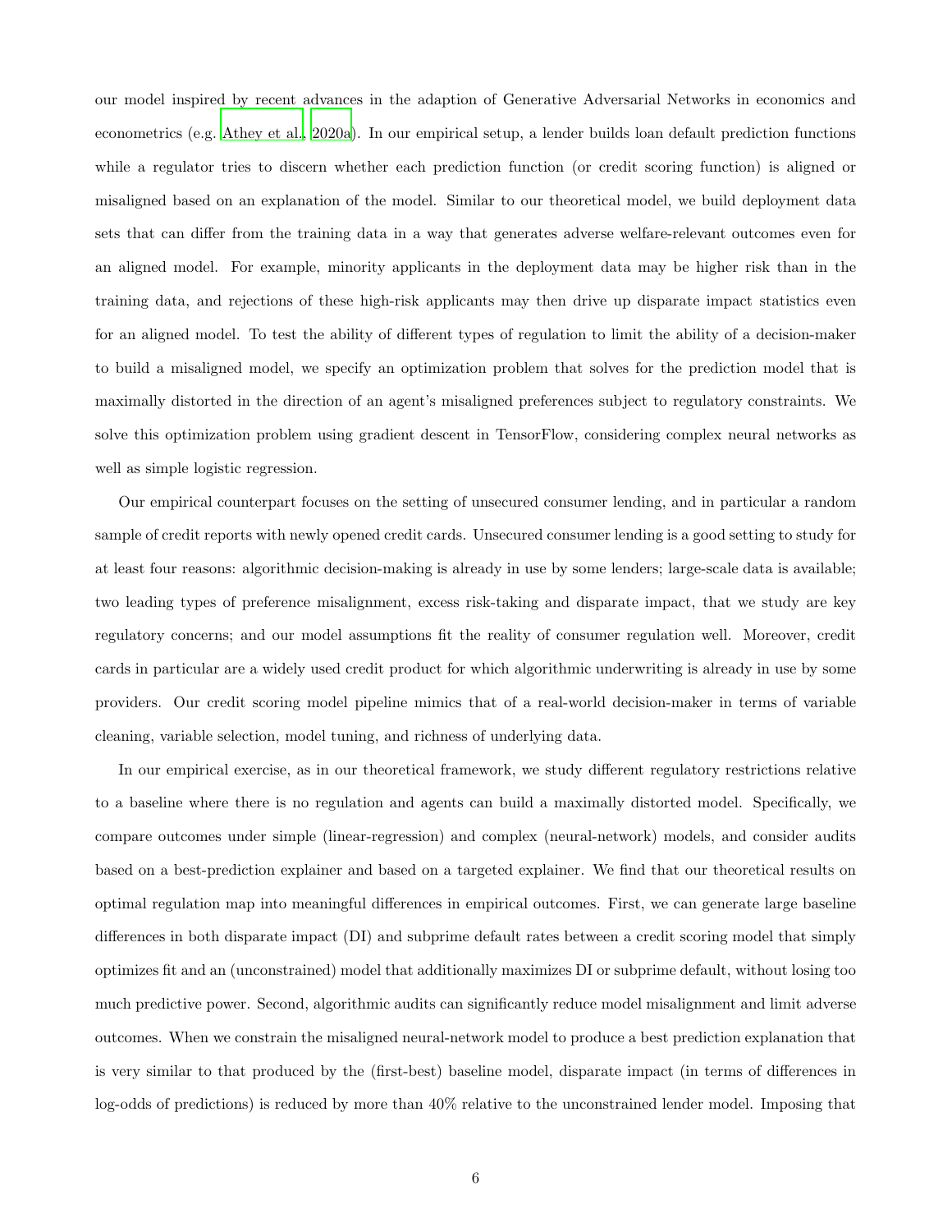our model inspired by recent advances in the adaption of Generative Adversarial Networks in economics and econometrics (e.g. Athey et al., 2020a). In our empirical setup, a lender builds loan default prediction functions while a regulator tries to discern whether each prediction function (or credit scoring function) is aligned or misaligned based on an explanation of the model. Similar to our theoretical model, we build deployment data sets that can differ from the training data in a way that generates adverse welfare-relevant outcomes even for an aligned model. For example, minority applicants in the deployment data may be higher risk than in the training data, and rejections of these high-risk applicants may then drive up disparate impact statistics even for an aligned model. To test the ability of different types of regulation to limit the ability of a decision-maker to build a misaligned model, we specify an optimization problem that solves for the prediction model that is maximally distorted in the direction of an agent's misaligned preferences subject to regulatory constraints. We solve this optimization problem using gradient descent in TensorFlow, considering complex neural networks as well as simple logistic regression.

Our empirical counterpart focuses on the setting of unsecured consumer lending, and in particular a random sample of credit reports with newly opened credit cards. Unsecured consumer lending is a good setting to study for at least four reasons: algorithmic decision-making is already in use by some lenders; large-scale data is available; two leading types of preference misalignment, excess risk-taking and disparate impact, that we study are key regulatory concerns; and our model assumptions fit the reality of consumer regulation well. Moreover, credit cards in particular are a widely used credit product for which algorithmic underwriting is already in use by some providers. Our credit scoring model pipeline mimics that of a real-world decision-maker in terms of variable cleaning, variable selection, model tuning, and richness of underlying data.

In our empirical exercise, as in our theoretical framework, we study different regulatory restrictions relative to a baseline where there is no regulation and agents can build a maximally distorted model. Specifically, we compare outcomes under simple (linear-regression) and complex (neural-network) models, and consider audits based on a best-prediction explainer and based on a targeted explainer. We find that our theoretical results on optimal regulation map into meaningful differences in empirical outcomes. First, we can generate large baseline differences in both disparate impact (DI) and subprime default rates between a credit scoring model that simply optimizes fit and an (unconstrained) model that additionally maximizes DI or subprime default, without losing too much predictive power. Second, algorithmic audits can significantly reduce model misalignment and limit adverse outcomes. When we constrain the misaligned neural-network model to produce a best prediction explanation that is very similar to that produced by the (first-best) baseline model, disparate impact (in terms of differences in log-odds of predictions) is reduced by more than 40% relative to the unconstrained lender model. Imposing that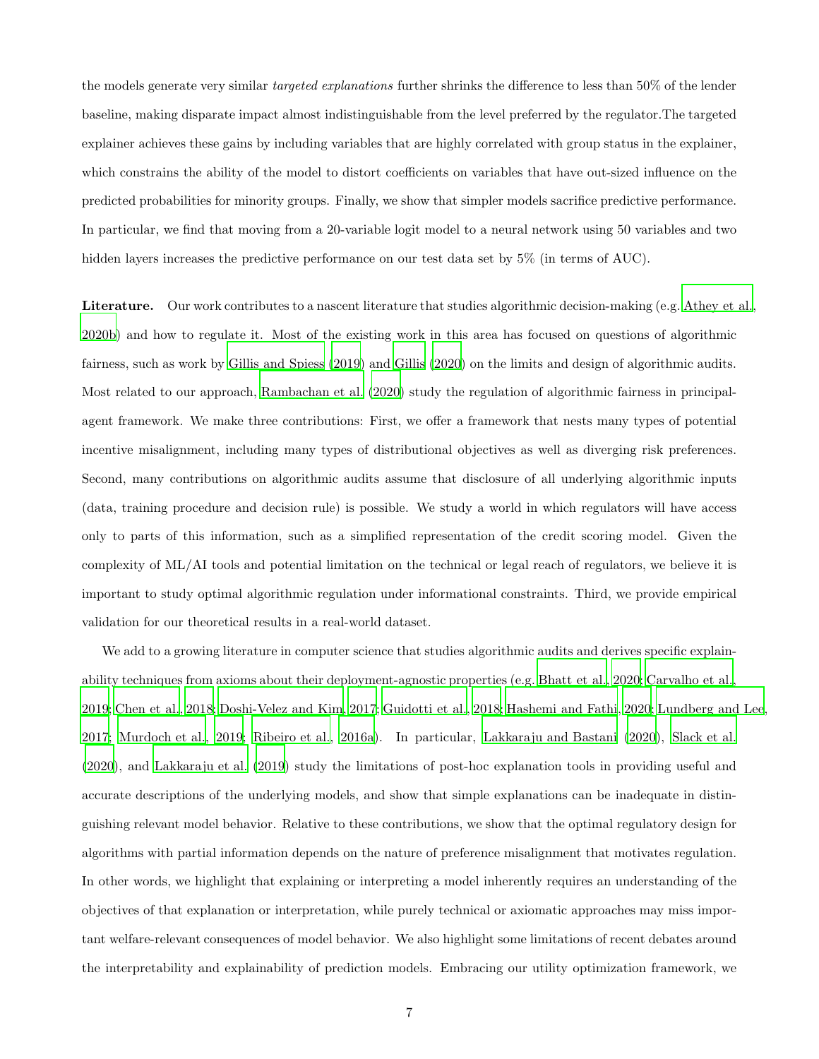the models generate very similar *targeted explanations* further shrinks the difference to less than 50% of the lender baseline, making disparate impact almost indistinguishable from the level preferred by the regulator.The targeted explainer achieves these gains by including variables that are highly correlated with group status in the explainer, which constrains the ability of the model to distort coefficients on variables that have out-sized influence on the predicted probabilities for minority groups. Finally, we show that simpler models sacrifice predictive performance. In particular, we find that moving from a 20-variable logit model to a neural network using 50 variables and two hidden layers increases the predictive performance on our test data set by 5% (in terms of AUC).

**Literature.** Our work contributes to a nascent literature that studies algorithmic decision-making (e.g. Athey et al., 2020b) and how to regulate it. Most of the existing work in this area has focused on questions of algorithmic fairness, such as work by Gillis and Spiess (2019) and Gillis (2020) on the limits and design of algorithmic audits. Most related to our approach, Rambachan et al. (2020) study the regulation of algorithmic fairness in principal-agent framework. We make three contributions: First, we offer a framework that nests many types of potential incentive misalignment, including many types of distributional objectives as well as diverging risk preferences. Second, many contributions on algorithmic audits assume that disclosure of all underlying algorithmic inputs (data, training procedure and decision rule) is possible. We study a world in which regulators will have access only to parts of this information, such as a simplified representation of the credit scoring model. Given the complexity of ML/AI tools and potential limitation on the technical or legal reach of regulators, we believe it is important to study optimal algorithmic regulation under informational constraints. Third, we provide empirical validation for our theoretical results in a real-world dataset.

We add to a growing literature in computer science that studies algorithmic audits and derives specific explainability techniques from axioms about their deployment-agnostic properties (e.g. Bhatt et al., 2020; Carvalho et al., 2019; Chen et al., 2018; Doshi-Velez and Kim, 2017; Guidotti et al., 2018; Hashemi and Fathi, 2020; Lundberg and Lee, 2017; Murdoch et al., 2019; Ribeiro et al., 2016a). In particular, Lakkaraju and Bastani (2020), Slack et al. (2020), and Lakkaraju et al. (2019) study the limitations of post-hoc explanation tools in providing useful and accurate descriptions of the underlying models, and show that simple explanations can be inadequate in distinguishing relevant model behavior. Relative to these contributions, we show that the optimal regulatory design for algorithms with partial information depends on the nature of preference misalignment that motivates regulation. In other words, we highlight that explaining or interpreting a model inherently requires an understanding of the objectives of that explanation or interpretation, while purely technical or axiomatic approaches may miss important welfare-relevant consequences of model behavior. We also highlight some limitations of recent debates around the interpretability and explainability of prediction models. Embracing our utility optimization framework, we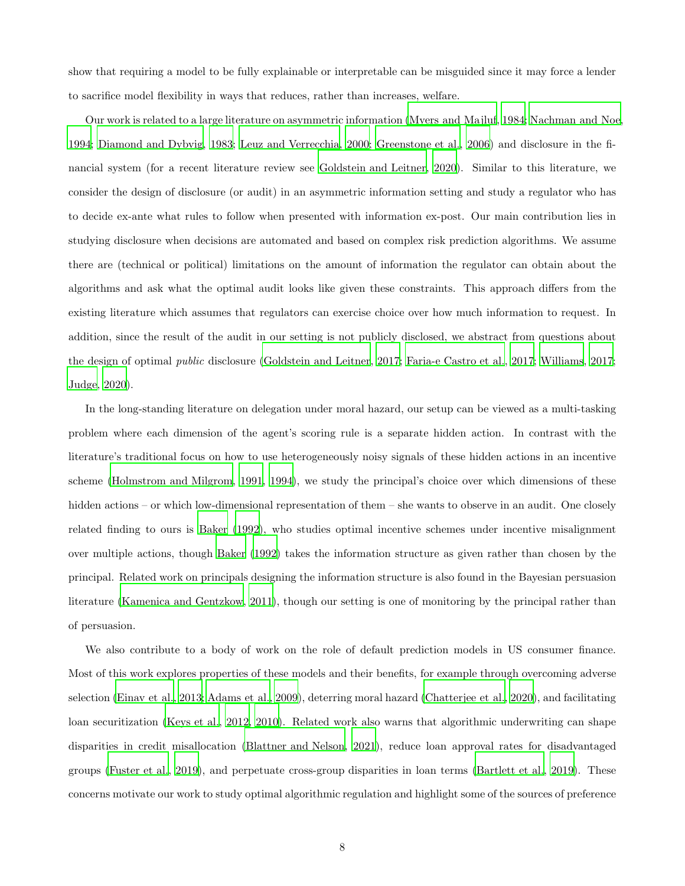show that requiring a model to be fully explainable or interpretable can be misguided since it may force a lender to sacrifice model flexibility in ways that reduces, rather than increases, welfare.

Our work is related to a large literature on asymmetric information (Myers and Majluf, 1984; Nachman and Noe, 1994; Diamond and Dybvig, 1983; Leuz and Verrecchia, 2000; Greenstone et al., 2006) and disclosure in the financial system (for a recent literature review see Goldstein and Leitner, 2020). Similar to this literature, we consider the design of disclosure (or audit) in an asymmetric information setting and study a regulator who has to decide ex-ante what rules to follow when presented with information ex-post. Our main contribution lies in studying disclosure when decisions are automated and based on complex risk prediction algorithms. We assume there are (technical or political) limitations on the amount of information the regulator can obtain about the algorithms and ask what the optimal audit looks like given these constraints. This approach differs from the existing literature which assumes that regulators can exercise choice over how much information to request. In addition, since the result of the audit in our setting is not publicly disclosed, we abstract from questions about the design of optimal *public* disclosure (Goldstein and Leitner, 2017; Faria-e Castro et al., 2017; Williams, 2017; Judge, 2020).

In the long-standing literature on delegation under moral hazard, our setup can be viewed as a multi-tasking problem where each dimension of the agent's scoring rule is a separate hidden action. In contrast with the literature's traditional focus on how to use heterogeneously noisy signals of these hidden actions in an incentive scheme (Holmstrom and Milgrom, 1991, 1994), we study the principal's choice over which dimensions of these hidden actions – or which low-dimensional representation of them – she wants to observe in an audit. One closely related finding to ours is Baker (1992), who studies optimal incentive schemes under incentive misalignment over multiple actions, though Baker (1992) takes the information structure as given rather than chosen by the principal. Related work on principals designing the information structure is also found in the Bayesian persuasion literature (Kamenica and Gentzkow, 2011), though our setting is one of monitoring by the principal rather than of persuasion.

We also contribute to a body of work on the role of default prediction models in US consumer finance. Most of this work explores properties of these models and their benefits, for example through overcoming adverse selection (Einav et al., 2013; Adams et al., 2009), deterring moral hazard (Chatterjee et al., 2020), and facilitating loan securitization (Keys et al., 2012, 2010). Related work also warns that algorithmic underwriting can shape disparities in credit misallocation (Blattner and Nelson, 2021), reduce loan approval rates for disadvantaged groups (Fuster et al., 2019), and perpetuate cross-group disparities in loan terms (Bartlett et al., 2019). These concerns motivate our work to study optimal algorithmic regulation and highlight some of the sources of preference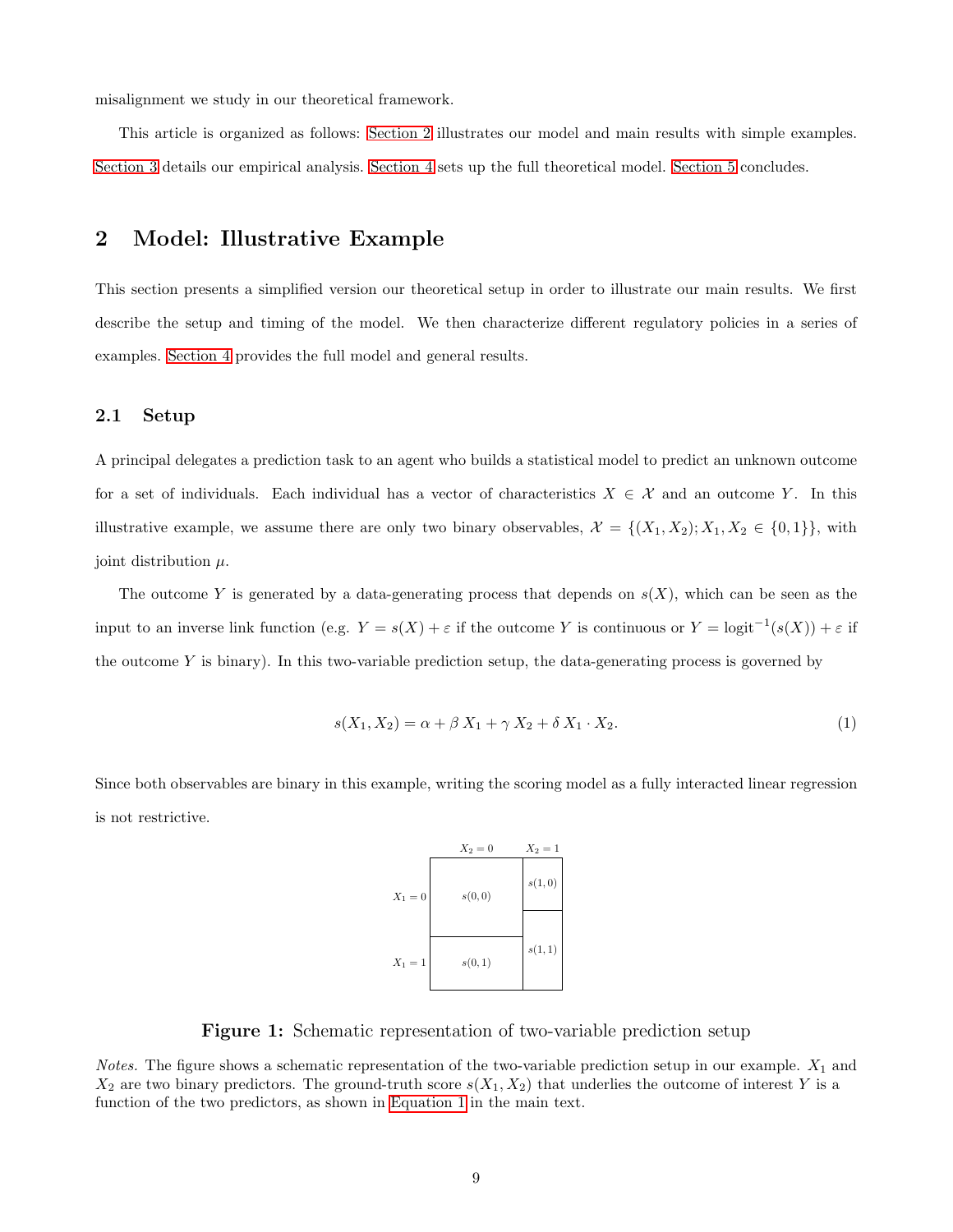misalignment we study in our theoretical framework.

This article is organized as follows: Section 2 illustrates our model and main results with simple examples. Section 3 details our empirical analysis. Section 4 sets up the full theoretical model. Section 5 concludes.

## 2 Model: Illustrative Example

This section presents a simplified version our theoretical setup in order to illustrate our main results. We first describe the setup and timing of the model. We then characterize different regulatory policies in a series of examples. Section 4 provides the full model and general results.

### 2.1 Setup

A principal delegates a prediction task to an agent who builds a statistical model to predict an unknown outcome for a set of individuals. Each individual has a vector of characteristics $X \in \mathcal{X}$ and an outcome $Y$. In this illustrative example, we assume there are only two binary observables, $\mathcal{X} = \{(X_1, X_2); X_1, X_2 \in \{0, 1\}\}$, with joint distribution $\mu$.

The outcome $Y$ is generated by a data-generating process that depends on $s(X)$, which can be seen as the input to an inverse link function (e.g. $Y = s(X) + \varepsilon$ if the outcome $Y$ is continuous or $Y = \text{logit}^{-1}(s(X)) + \varepsilon$ if the outcome $Y$ is binary). In this two-variable prediction setup, the data-generating process is governed by

$$s(X_1, X_2) = \alpha + \beta\, X_1 + \gamma\, X_2 + \delta\, X_1 \cdot X_2. \tag{1}$$

Since both observables are binary in this example, writing the scoring model as a fully interacted linear regression is not restrictive.

| | $X_2 = 0$ | $X_2 = 1$ |
|---|---|---|
| $X_1 = 0$ | $s(0,0)$ | $s(1,0)$ |
| $X_1 = 1$ | $s(0,1)$ | $s(1,1)$ |

**Figure 1:** Schematic representation of two-variable prediction setup

*Notes.* The figure shows a schematic representation of the two-variable prediction setup in our example. $X_1$ and $X_2$ are two binary predictors. The ground-truth score $s(X_1, X_2)$ that underlies the outcome of interest $Y$ is a function of the two predictors, as shown in Equation 1 in the main text.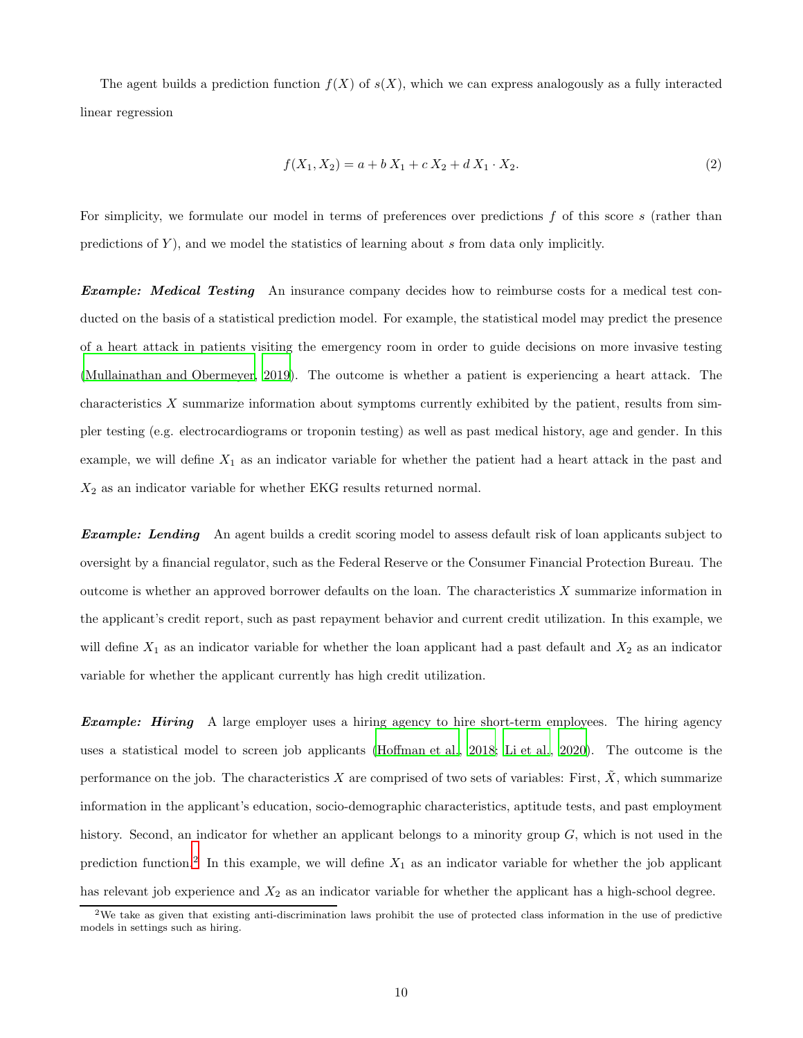The agent builds a prediction function $f(X)$ of $s(X)$, which we can express analogously as a fully interacted linear regression

$$f(X_1, X_2) = a + b\, X_1 + c\, X_2 + d\, X_1 \cdot X_2. \tag{2}$$

For simplicity, we formulate our model in terms of preferences over predictions $f$ of this score $s$ (rather than predictions of $Y$), and we model the statistics of learning about $s$ from data only implicitly.

***Example: Medical Testing*** An insurance company decides how to reimburse costs for a medical test conducted on the basis of a statistical prediction model. For example, the statistical model may predict the presence of a heart attack in patients visiting the emergency room in order to guide decisions on more invasive testing (Mullainathan and Obermeyer, 2019). The outcome is whether a patient is experiencing a heart attack. The characteristics $X$ summarize information about symptoms currently exhibited by the patient, results from simpler testing (e.g. electrocardiograms or troponin testing) as well as past medical history, age and gender. In this example, we will define $X_1$ as an indicator variable for whether the patient had a heart attack in the past and $X_2$ as an indicator variable for whether EKG results returned normal.

***Example: Lending*** An agent builds a credit scoring model to assess default risk of loan applicants subject to oversight by a financial regulator, such as the Federal Reserve or the Consumer Financial Protection Bureau. The outcome is whether an approved borrower defaults on the loan. The characteristics $X$ summarize information in the applicant's credit report, such as past repayment behavior and current credit utilization. In this example, we will define $X_1$ as an indicator variable for whether the loan applicant had a past default and $X_2$ as an indicator variable for whether the applicant currently has high credit utilization.

***Example: Hiring*** A large employer uses a hiring agency to hire short-term employees. The hiring agency uses a statistical model to screen job applicants (Hoffman et al., 2018; Li et al., 2020). The outcome is the performance on the job. The characteristics $X$ are comprised of two sets of variables: First, $\tilde{X}$, which summarize information in the applicant's education, socio-demographic characteristics, aptitude tests, and past employment history. Second, an indicator for whether an applicant belongs to a minority group $G$, which is not used in the prediction function.[2] In this example, we will define $X_1$ as an indicator variable for whether the job applicant has relevant job experience and $X_2$ as an indicator variable for whether the applicant has a high-school degree.

[2] We take as given that existing anti-discrimination laws prohibit the use of protected class information in the use of predictive models in settings such as hiring.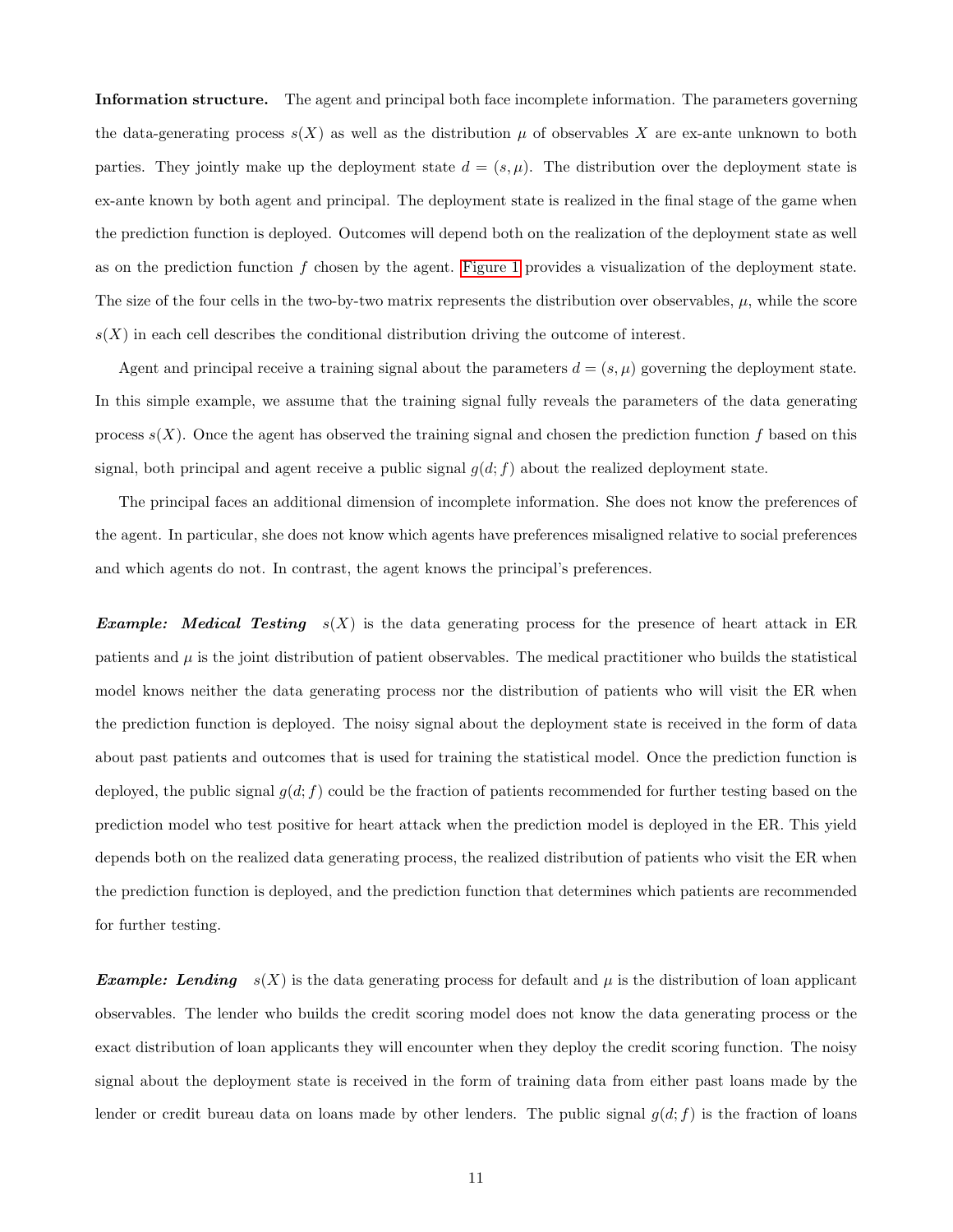**Information structure.** The agent and principal both face incomplete information. The parameters governing the data-generating process $s(X)$ as well as the distribution $\mu$ of observables $X$ are ex-ante unknown to both parties. They jointly make up the deployment state $d = (s, \mu)$. The distribution over the deployment state is ex-ante known by both agent and principal. The deployment state is realized in the final stage of the game when the prediction function is deployed. Outcomes will depend both on the realization of the deployment state as well as on the prediction function $f$ chosen by the agent. Figure 1 provides a visualization of the deployment state. The size of the four cells in the two-by-two matrix represents the distribution over observables, $\mu$, while the score $s(X)$ in each cell describes the conditional distribution driving the outcome of interest.

Agent and principal receive a training signal about the parameters $d = (s, \mu)$ governing the deployment state. In this simple example, we assume that the training signal fully reveals the parameters of the data generating process $s(X)$. Once the agent has observed the training signal and chosen the prediction function $f$ based on this signal, both principal and agent receive a public signal $g(d; f)$ about the realized deployment state.

The principal faces an additional dimension of incomplete information. She does not know the preferences of the agent. In particular, she does not know which agents have preferences misaligned relative to social preferences and which agents do not. In contrast, the agent knows the principal's preferences.

***Example: Medical Testing*** $s(X)$ is the data generating process for the presence of heart attack in ER patients and $\mu$ is the joint distribution of patient observables. The medical practitioner who builds the statistical model knows neither the data generating process nor the distribution of patients who will visit the ER when the prediction function is deployed. The noisy signal about the deployment state is received in the form of data about past patients and outcomes that is used for training the statistical model. Once the prediction function is deployed, the public signal $g(d; f)$ could be the fraction of patients recommended for further testing based on the prediction model who test positive for heart attack when the prediction model is deployed in the ER. This yield depends both on the realized data generating process, the realized distribution of patients who visit the ER when the prediction function is deployed, and the prediction function that determines which patients are recommended for further testing.

***Example: Lending*** $s(X)$ is the data generating process for default and $\mu$ is the distribution of loan applicant observables. The lender who builds the credit scoring model does not know the data generating process or the exact distribution of loan applicants they will encounter when they deploy the credit scoring function. The noisy signal about the deployment state is received in the form of training data from either past loans made by the lender or credit bureau data on loans made by other lenders. The public signal $g(d; f)$ is the fraction of loans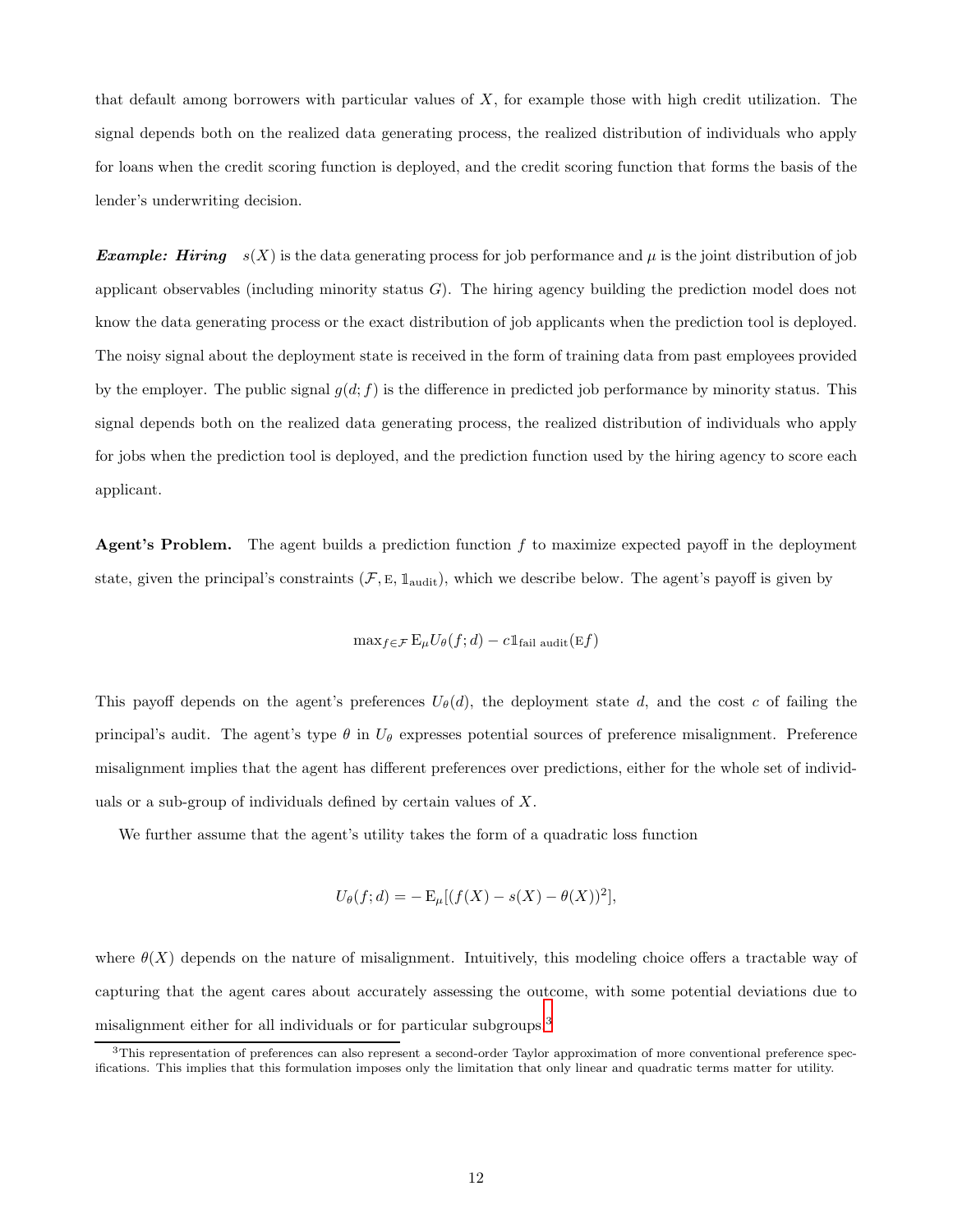that default among borrowers with particular values of $X$, for example those with high credit utilization. The signal depends both on the realized data generating process, the realized distribution of individuals who apply for loans when the credit scoring function is deployed, and the credit scoring function that forms the basis of the lender's underwriting decision.

***Example: Hiring*** $s(X)$ is the data generating process for job performance and $\mu$ is the joint distribution of job applicant observables (including minority status $G$). The hiring agency building the prediction model does not know the data generating process or the exact distribution of job applicants when the prediction tool is deployed. The noisy signal about the deployment state is received in the form of training data from past employees provided by the employer. The public signal $g(d; f)$ is the difference in predicted job performance by minority status. This signal depends both on the realized data generating process, the realized distribution of individuals who apply for jobs when the prediction tool is deployed, and the prediction function used by the hiring agency to score each applicant.

**Agent's Problem.** The agent builds a prediction function $f$ to maximize expected payoff in the deployment state, given the principal's constraints $(\mathcal{F}, \mathrm{E}, \mathbb{1}_{\text{audit}})$, which we describe below. The agent's payoff is given by

$$\max_{f \in \mathcal{F}} \mathrm{E}_{\mu} U_{\theta}(f; d) - c \mathbb{1}_{\text{fail audit}}(\mathrm{E} f)$$

This payoff depends on the agent's preferences $U_{\theta}(d)$, the deployment state $d$, and the cost $c$ of failing the principal's audit. The agent's type $\theta$ in $U_{\theta}$ expresses potential sources of preference misalignment. Preference misalignment implies that the agent has different preferences over predictions, either for the whole set of individuals or a sub-group of individuals defined by certain values of $X$.

We further assume that the agent's utility takes the form of a quadratic loss function

$$U_{\theta}(f; d) = -\mathrm{E}_{\mu}[(f(X) - s(X) - \theta(X))^2],$$

where $\theta(X)$ depends on the nature of misalignment. Intuitively, this modeling choice offers a tractable way of capturing that the agent cares about accurately assessing the outcome, with some potential deviations due to misalignment either for all individuals or for particular subgroups.[3]

[3] This representation of preferences can also represent a second-order Taylor approximation of more conventional preference specifications. This implies that this formulation imposes only the limitation that only linear and quadratic terms matter for utility.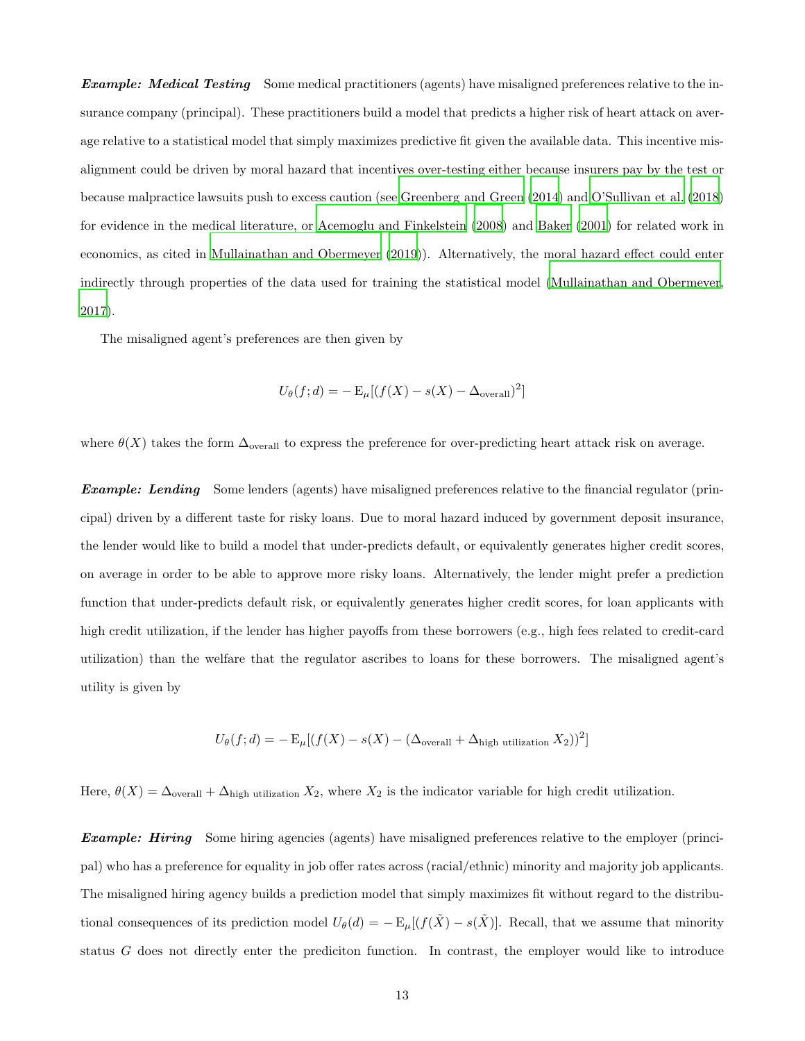***Example: Medical Testing*** Some medical practitioners (agents) have misaligned preferences relative to the insurance company (principal). These practitioners build a model that predicts a higher risk of heart attack on average relative to a statistical model that simply maximizes predictive fit given the available data. This incentive misalignment could be driven by moral hazard that incentives over-testing either because insurers pay by the test or because malpractice lawsuits push to excess caution (see Greenberg and Green (2014) and O'Sullivan et al. (2018) for evidence in the medical literature, or Acemoglu and Finkelstein (2008) and Baker (2001) for related work in economics, as cited in Mullainathan and Obermeyer (2019)). Alternatively, the moral hazard effect could enter indirectly through properties of the data used for training the statistical model (Mullainathan and Obermeyer, 2017).

The misaligned agent's preferences are then given by

$$U_\theta(f; d) = -\operatorname{E}_\mu[(f(X) - s(X) - \Delta_{\text{overall}})^2]$$

where $\theta(X)$ takes the form $\Delta_{\text{overall}}$ to express the preference for over-predicting heart attack risk on average.

***Example: Lending*** Some lenders (agents) have misaligned preferences relative to the financial regulator (principal) driven by a different taste for risky loans. Due to moral hazard induced by government deposit insurance, the lender would like to build a model that under-predicts default, or equivalently generates higher credit scores, on average in order to be able to approve more risky loans. Alternatively, the lender might prefer a prediction function that under-predicts default risk, or equivalently generates higher credit scores, for loan applicants with high credit utilization, if the lender has higher payoffs from these borrowers (e.g., high fees related to credit-card utilization) than the welfare that the regulator ascribes to loans for these borrowers. The misaligned agent's utility is given by

$$U_\theta(f; d) = -\operatorname{E}_\mu[(f(X) - s(X) - (\Delta_{\text{overall}} + \Delta_{\text{high utilization}}\, X_2))^2]$$

Here, $\theta(X) = \Delta_{\text{overall}} + \Delta_{\text{high utilization}}\, X_2$, where $X_2$ is the indicator variable for high credit utilization.

***Example: Hiring*** Some hiring agencies (agents) have misaligned preferences relative to the employer (principal) who has a preference for equality in job offer rates across (racial/ethnic) minority and majority job applicants. The misaligned hiring agency builds a prediction model that simply maximizes fit without regard to the distributional consequences of its prediction model $U_\theta(d) = -\operatorname{E}_\mu[(f(\tilde{X}) - s(\tilde{X})]$. Recall, that we assume that minority status $G$ does not directly enter the prediciton function. In contrast, the employer would like to introduce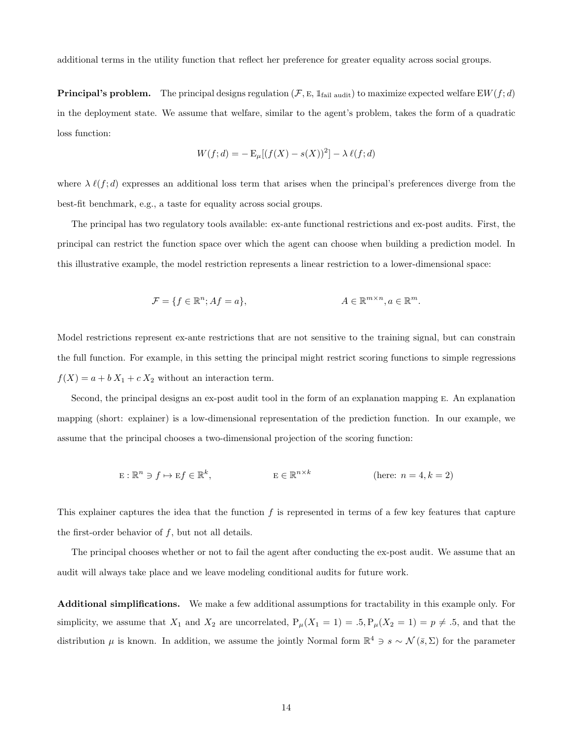additional terms in the utility function that reflect her preference for greater equality across social groups.

**Principal's problem.** The principal designs regulation $(\mathcal{F}, \text{E}, \mathbb{1}_{\text{fail audit}})$ to maximize expected welfare $\text{E}W(f;d)$ in the deployment state. We assume that welfare, similar to the agent's problem, takes the form of a quadratic loss function:

$$W(f;d) = -\,\text{E}_\mu[(f(X) - s(X))^2] - \lambda\, \ell(f;d)$$

where $\lambda\, \ell(f;d)$ expresses an additional loss term that arises when the principal's preferences diverge from the best-fit benchmark, e.g., a taste for equality across social groups.

The principal has two regulatory tools available: ex-ante functional restrictions and ex-post audits. First, the principal can restrict the function space over which the agent can choose when building a prediction model. In this illustrative example, the model restriction represents a linear restriction to a lower-dimensional space:

$$\mathcal{F} = \{f \in \mathbb{R}^n; Af = a\}, \qquad\qquad A \in \mathbb{R}^{m \times n}, a \in \mathbb{R}^m.$$

Model restrictions represent ex-ante restrictions that are not sensitive to the training signal, but can constrain the full function. For example, in this setting the principal might restrict scoring functions to simple regressions $f(X) = a + b\, X_1 + c\, X_2$ without an interaction term.

Second, the principal designs an ex-post audit tool in the form of an explanation mapping E. An explanation mapping (short: explainer) is a low-dimensional representation of the prediction function. In our example, we assume that the principal chooses a two-dimensional projection of the scoring function:

$$\text{E} : \mathbb{R}^n \ni f \mapsto \text{E}f \in \mathbb{R}^k, \qquad\qquad \text{E} \in \mathbb{R}^{n \times k} \qquad\qquad (\text{here: } n = 4, k = 2)$$

This explainer captures the idea that the function $f$ is represented in terms of a few key features that capture the first-order behavior of $f$, but not all details.

The principal chooses whether or not to fail the agent after conducting the ex-post audit. We assume that an audit will always take place and we leave modeling conditional audits for future work.

**Additional simplifications.** We make a few additional assumptions for tractability in this example only. For simplicity, we assume that $X_1$ and $X_2$ are uncorrelated, $\text{P}_\mu(X_1 = 1) = .5, \text{P}_\mu(X_2 = 1) = p \neq .5$, and that the distribution $\mu$ is known. In addition, we assume the jointly Normal form $\mathbb{R}^4 \ni s \sim \mathcal{N}(\bar{s}, \Sigma)$ for the parameter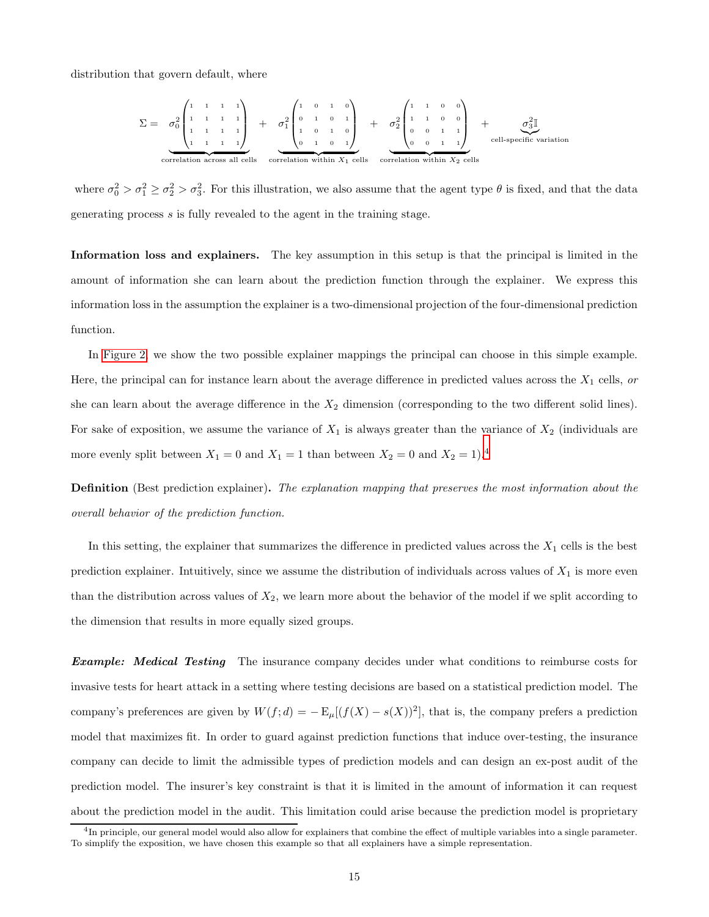distribution that govern default, where

$$\Sigma = \underbrace{\sigma_0^2 \begin{pmatrix} 1 & 1 & 1 & 1 \\ 1 & 1 & 1 & 1 \\ 1 & 1 & 1 & 1 \\ 1 & 1 & 1 & 1 \end{pmatrix}}_{\text{correlation across all cells}} + \underbrace{\sigma_1^2 \begin{pmatrix} 1 & 0 & 1 & 0 \\ 0 & 1 & 0 & 1 \\ 1 & 0 & 1 & 0 \\ 0 & 1 & 0 & 1 \end{pmatrix}}_{\text{correlation within } X_1 \text{ cells}} + \underbrace{\sigma_2^2 \begin{pmatrix} 1 & 1 & 0 & 0 \\ 1 & 1 & 0 & 0 \\ 0 & 0 & 1 & 1 \\ 0 & 0 & 1 & 1 \end{pmatrix}}_{\text{correlation within } X_2 \text{ cells}} + \underbrace{\sigma_3^2 \mathbb{I}}_{\text{cell-specific variation}}$$

where $\sigma_0^2 > \sigma_1^2 \geq \sigma_2^2 > \sigma_3^2$. For this illustration, we also assume that the agent type $\theta$ is fixed, and that the data generating process $s$ is fully revealed to the agent in the training stage.

**Information loss and explainers.** The key assumption in this setup is that the principal is limited in the amount of information she can learn about the prediction function through the explainer. We express this information loss in the assumption the explainer is a two-dimensional projection of the four-dimensional prediction function.

In Figure 2, we show the two possible explainer mappings the principal can choose in this simple example. Here, the principal can for instance learn about the average difference in predicted values across the $X_1$ cells, *or* she can learn about the average difference in the $X_2$ dimension (corresponding to the two different solid lines). For sake of exposition, we assume the variance of $X_1$ is always greater than the variance of $X_2$ (individuals are more evenly split between $X_1 = 0$ and $X_1 = 1$ than between $X_2 = 0$ and $X_2 = 1$).[4]

**Definition** (Best prediction explainer)**.** *The explanation mapping that preserves the most information about the overall behavior of the prediction function.*

In this setting, the explainer that summarizes the difference in predicted values across the $X_1$ cells is the best prediction explainer. Intuitively, since we assume the distribution of individuals across values of $X_1$ is more even than the distribution across values of $X_2$, we learn more about the behavior of the model if we split according to the dimension that results in more equally sized groups.

***Example: Medical Testing*** The insurance company decides under what conditions to reimburse costs for invasive tests for heart attack in a setting where testing decisions are based on a statistical prediction model. The company's preferences are given by $W(f; d) = -\mathrm{E}_\mu[(f(X) - s(X))^2]$, that is, the company prefers a prediction model that maximizes fit. In order to guard against prediction functions that induce over-testing, the insurance company can decide to limit the admissible types of prediction models and can design an ex-post audit of the prediction model. The insurer's key constraint is that it is limited in the amount of information it can request about the prediction model in the audit. This limitation could arise because the prediction model is proprietary

[4] In principle, our general model would also allow for explainers that combine the effect of multiple variables into a single parameter. To simplify the exposition, we have chosen this example so that all explainers have a simple representation.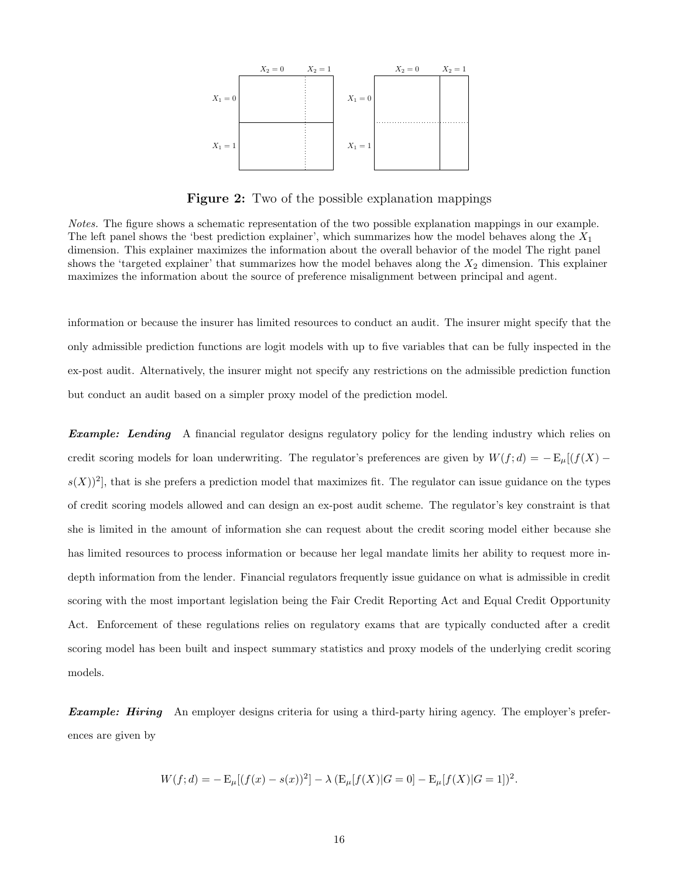**Figure 2:** Two of the possible explanation mappings

*Notes.* The figure shows a schematic representation of the two possible explanation mappings in our example. The left panel shows the 'best prediction explainer', which summarizes how the model behaves along the $X_1$ dimension. This explainer maximizes the information about the overall behavior of the model The right panel shows the 'targeted explainer' that summarizes how the model behaves along the $X_2$ dimension. This explainer maximizes the information about the source of preference misalignment between principal and agent.

information or because the insurer has limited resources to conduct an audit. The insurer might specify that the only admissible prediction functions are logit models with up to five variables that can be fully inspected in the ex-post audit. Alternatively, the insurer might not specify any restrictions on the admissible prediction function but conduct an audit based on a simpler proxy model of the prediction model.

***Example: Lending*** A financial regulator designs regulatory policy for the lending industry which relies on credit scoring models for loan underwriting. The regulator's preferences are given by $W(f; d) = -\mathrm{E}_\mu[(f(X) - s(X))^2]$, that is she prefers a prediction model that maximizes fit. The regulator can issue guidance on the types of credit scoring models allowed and can design an ex-post audit scheme. The regulator's key constraint is that she is limited in the amount of information she can request about the credit scoring model either because she has limited resources to process information or because her legal mandate limits her ability to request more in-depth information from the lender. Financial regulators frequently issue guidance on what is admissible in credit scoring with the most important legislation being the Fair Credit Reporting Act and Equal Credit Opportunity Act. Enforcement of these regulations relies on regulatory exams that are typically conducted after a credit scoring model has been built and inspect summary statistics and proxy models of the underlying credit scoring models.

***Example: Hiring*** An employer designs criteria for using a third-party hiring agency. The employer's preferences are given by

$$W(f; d) = -\mathrm{E}_\mu[(f(x) - s(x))^2] - \lambda \left(\mathrm{E}_\mu[f(X)|G = 0] - \mathrm{E}_\mu[f(X)|G = 1]\right)^2.$$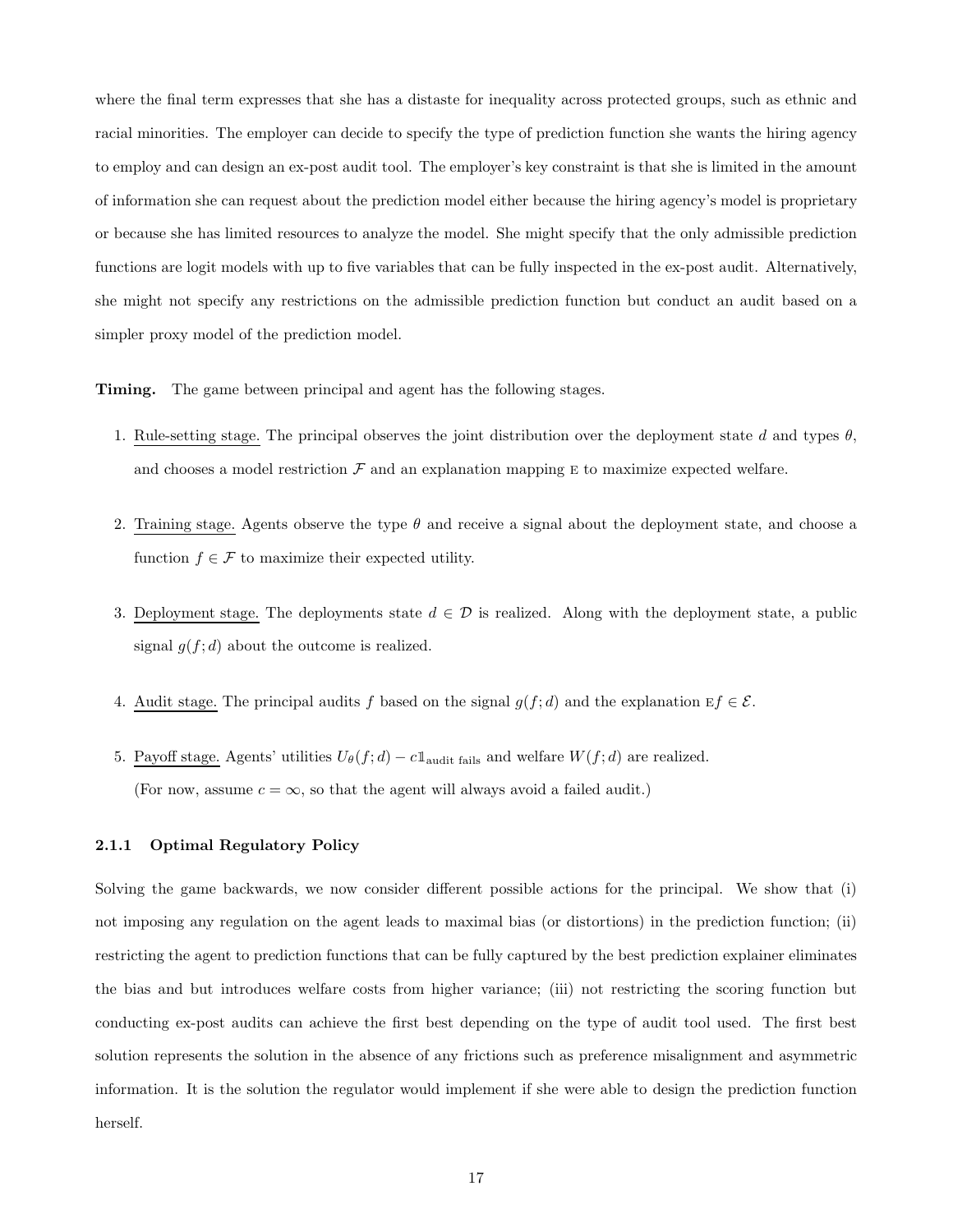where the final term expresses that she has a distaste for inequality across protected groups, such as ethnic and racial minorities. The employer can decide to specify the type of prediction function she wants the hiring agency to employ and can design an ex-post audit tool. The employer's key constraint is that she is limited in the amount of information she can request about the prediction model either because the hiring agency's model is proprietary or because she has limited resources to analyze the model. She might specify that the only admissible prediction functions are logit models with up to five variables that can be fully inspected in the ex-post audit. Alternatively, she might not specify any restrictions on the admissible prediction function but conduct an audit based on a simpler proxy model of the prediction model.

**Timing.** The game between principal and agent has the following stages.

1. Rule-setting stage. The principal observes the joint distribution over the deployment state $d$ and types $\theta$, and chooses a model restriction $\mathcal{F}$ and an explanation mapping $\mathrm{E}$ to maximize expected welfare.

2. Training stage. Agents observe the type $\theta$ and receive a signal about the deployment state, and choose a function $f \in \mathcal{F}$ to maximize their expected utility.

3. Deployment stage. The deployments state $d \in \mathcal{D}$ is realized. Along with the deployment state, a public signal $g(f; d)$ about the outcome is realized.

4. Audit stage. The principal audits $f$ based on the signal $g(f; d)$ and the explanation $\mathrm{E}f \in \mathcal{E}$.

5. Payoff stage. Agents' utilities $U_\theta(f; d) - c\mathbb{1}_{\text{audit fails}}$ and welfare $W(f; d)$ are realized.
   (For now, assume $c = \infty$, so that the agent will always avoid a failed audit.)

#### 2.1.1 Optimal Regulatory Policy

Solving the game backwards, we now consider different possible actions for the principal. We show that (i) not imposing any regulation on the agent leads to maximal bias (or distortions) in the prediction function; (ii) restricting the agent to prediction functions that can be fully captured by the best prediction explainer eliminates the bias and but introduces welfare costs from higher variance; (iii) not restricting the scoring function but conducting ex-post audits can achieve the first best depending on the type of audit tool used. The first best solution represents the solution in the absence of any frictions such as preference misalignment and asymmetric information. It is the solution the regulator would implement if she were able to design the prediction function herself.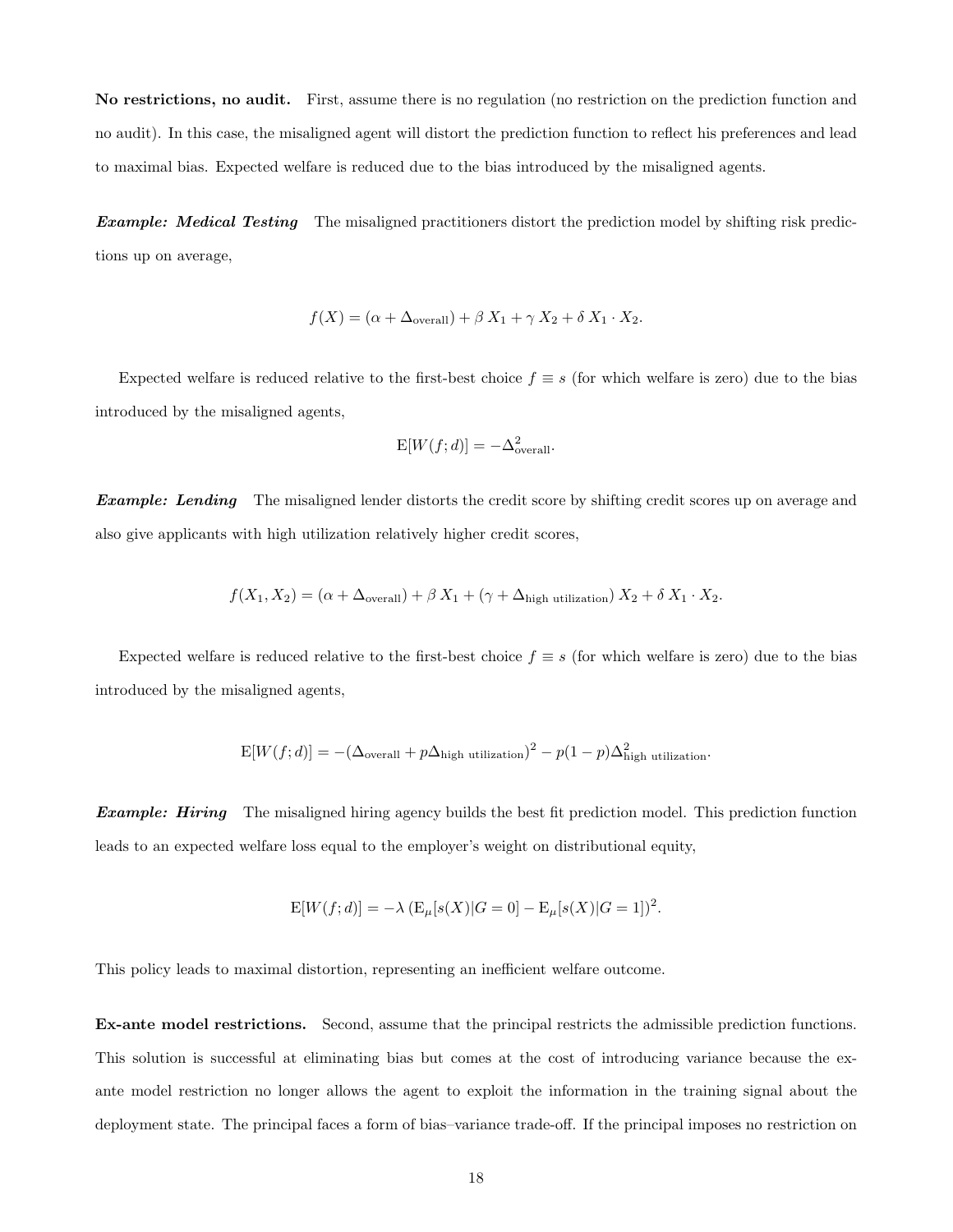**No restrictions, no audit.** First, assume there is no regulation (no restriction on the prediction function and no audit). In this case, the misaligned agent will distort the prediction function to reflect his preferences and lead to maximal bias. Expected welfare is reduced due to the bias introduced by the misaligned agents.

***Example: Medical Testing*** The misaligned practitioners distort the prediction model by shifting risk predictions up on average,

$$f(X) = (\alpha + \Delta_{\text{overall}}) + \beta\, X_1 + \gamma\, X_2 + \delta\, X_1 \cdot X_2.$$

Expected welfare is reduced relative to the first-best choice $f \equiv s$ (for which welfare is zero) due to the bias introduced by the misaligned agents,

$$\mathrm{E}[W(f; d)] = -\Delta_{\text{overall}}^2.$$

***Example: Lending*** The misaligned lender distorts the credit score by shifting credit scores up on average and also give applicants with high utilization relatively higher credit scores,

$$f(X_1, X_2) = (\alpha + \Delta_{\text{overall}}) + \beta\, X_1 + (\gamma + \Delta_{\text{high utilization}})\, X_2 + \delta\, X_1 \cdot X_2.$$

Expected welfare is reduced relative to the first-best choice $f \equiv s$ (for which welfare is zero) due to the bias introduced by the misaligned agents,

$$\mathrm{E}[W(f; d)] = -(\Delta_{\text{overall}} + p\Delta_{\text{high utilization}})^2 - p(1-p)\Delta_{\text{high utilization}}^2.$$

***Example: Hiring*** The misaligned hiring agency builds the best fit prediction model. This prediction function leads to an expected welfare loss equal to the employer's weight on distributional equity,

$$\mathrm{E}[W(f; d)] = -\lambda\,(\mathrm{E}_\mu[s(X)|G = 0] - \mathrm{E}_\mu[s(X)|G = 1])^2.$$

This policy leads to maximal distortion, representing an inefficient welfare outcome.

**Ex-ante model restrictions.** Second, assume that the principal restricts the admissible prediction functions. This solution is successful at eliminating bias but comes at the cost of introducing variance because the ex-ante model restriction no longer allows the agent to exploit the information in the training signal about the deployment state. The principal faces a form of bias–variance trade-off. If the principal imposes no restriction on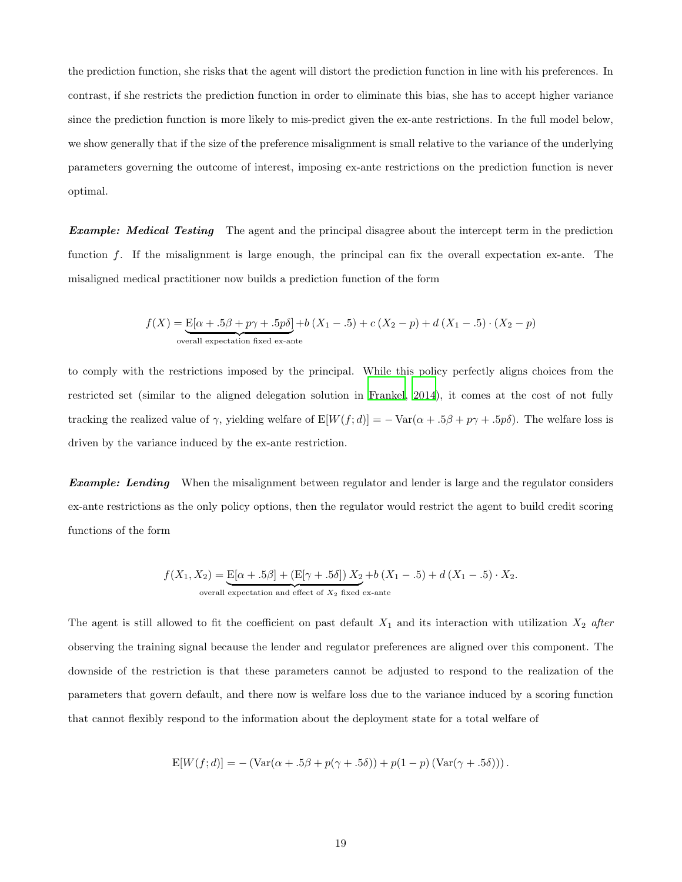the prediction function, she risks that the agent will distort the prediction function in line with his preferences. In contrast, if she restricts the prediction function in order to eliminate this bias, she has to accept higher variance since the prediction function is more likely to mis-predict given the ex-ante restrictions. In the full model below, we show generally that if the size of the preference misalignment is small relative to the variance of the underlying parameters governing the outcome of interest, imposing ex-ante restrictions on the prediction function is never optimal.

***Example: Medical Testing*** The agent and the principal disagree about the intercept term in the prediction function $f$. If the misalignment is large enough, the principal can fix the overall expectation ex-ante. The misaligned medical practitioner now builds a prediction function of the form

$$f(X) = \underbrace{\mathrm{E}[\alpha + .5\beta + p\gamma + .5p\delta]}_{\text{overall expectation fixed ex-ante}} + b\,(X_1 - .5) + c\,(X_2 - p) + d\,(X_1 - .5) \cdot (X_2 - p)$$

to comply with the restrictions imposed by the principal. While this policy perfectly aligns choices from the restricted set (similar to the aligned delegation solution in Frankel, 2014), it comes at the cost of not fully tracking the realized value of $\gamma$, yielding welfare of $\mathrm{E}[W(f;d)] = -\operatorname{Var}(\alpha + .5\beta + p\gamma + .5p\delta)$. The welfare loss is driven by the variance induced by the ex-ante restriction.

***Example: Lending*** When the misalignment between regulator and lender is large and the regulator considers ex-ante restrictions as the only policy options, then the regulator would restrict the agent to build credit scoring functions of the form

$$f(X_1, X_2) = \underbrace{\mathrm{E}[\alpha + .5\beta] + (\mathrm{E}[\gamma + .5\delta])\,X_2}_{\text{overall expectation and effect of } X_2 \text{ fixed ex-ante}} + b\,(X_1 - .5) + d\,(X_1 - .5) \cdot X_2.$$

The agent is still allowed to fit the coefficient on past default $X_1$ and its interaction with utilization $X_2$ *after* observing the training signal because the lender and regulator preferences are aligned over this component. The downside of the restriction is that these parameters cannot be adjusted to respond to the realization of the parameters that govern default, and there now is welfare loss due to the variance induced by a scoring function that cannot flexibly respond to the information about the deployment state for a total welfare of

$$\mathrm{E}[W(f;d)] = -\left(\operatorname{Var}(\alpha + .5\beta + p(\gamma + .5\delta)) + p(1-p)\left(\operatorname{Var}(\gamma + .5\delta)\right)\right).$$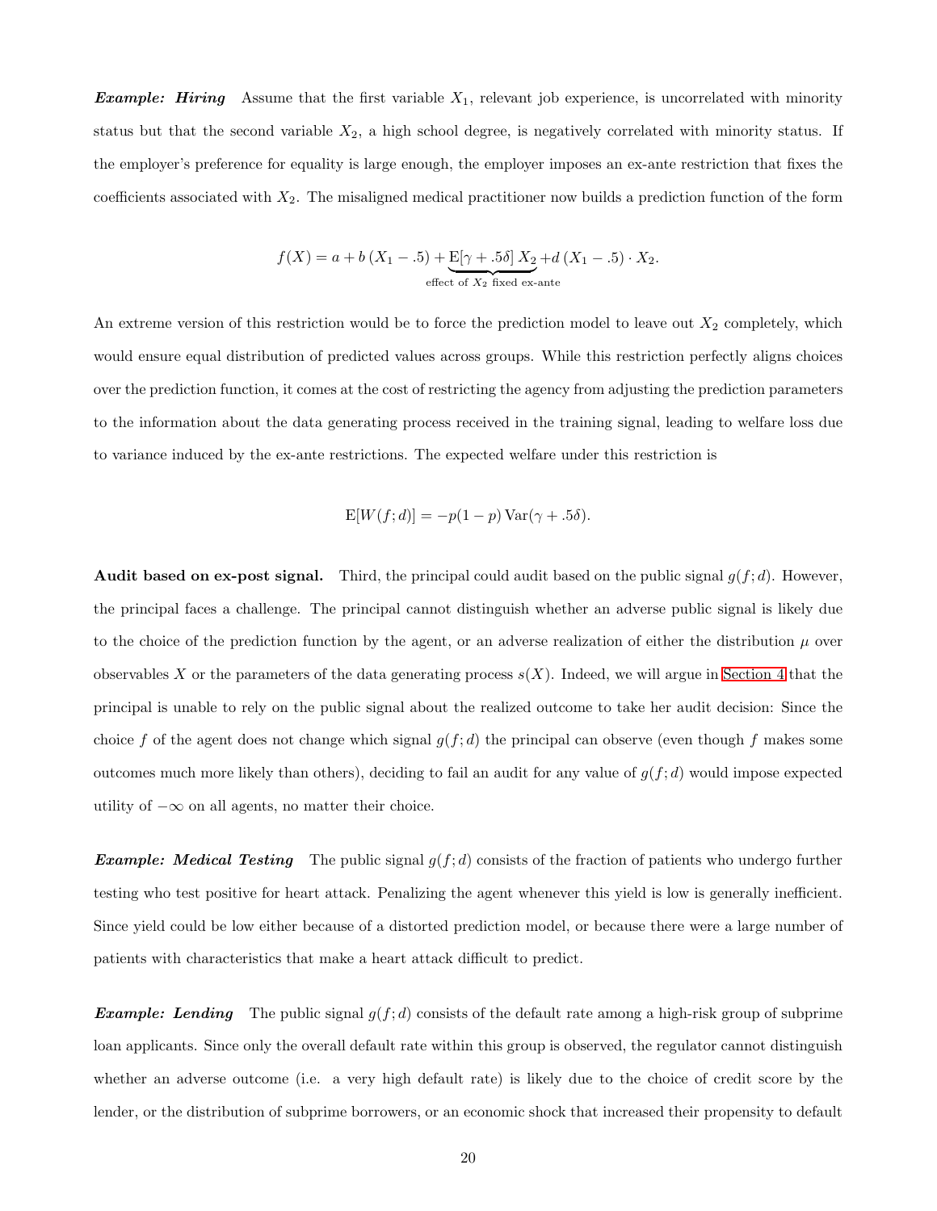***Example: Hiring*** Assume that the first variable $X_1$, relevant job experience, is uncorrelated with minority status but that the second variable $X_2$, a high school degree, is negatively correlated with minority status. If the employer's preference for equality is large enough, the employer imposes an ex-ante restriction that fixes the coefficients associated with $X_2$. The misaligned medical practitioner now builds a prediction function of the form

$$f(X) = a + b\,(X_1 - .5) + \underbrace{\mathrm{E}[\gamma + .5\delta]\, X_2}_{\text{effect of } X_2 \text{ fixed ex-ante}} + d\,(X_1 - .5) \cdot X_2.$$

An extreme version of this restriction would be to force the prediction model to leave out $X_2$ completely, which would ensure equal distribution of predicted values across groups. While this restriction perfectly aligns choices over the prediction function, it comes at the cost of restricting the agency from adjusting the prediction parameters to the information about the data generating process received in the training signal, leading to welfare loss due to variance induced by the ex-ante restrictions. The expected welfare under this restriction is

$$\mathrm{E}[W(f;d)] = -p(1-p)\,\mathrm{Var}(\gamma + .5\delta).$$

**Audit based on ex-post signal.** Third, the principal could audit based on the public signal $g(f;d)$. However, the principal faces a challenge. The principal cannot distinguish whether an adverse public signal is likely due to the choice of the prediction function by the agent, or an adverse realization of either the distribution $\mu$ over observables $X$ or the parameters of the data generating process $s(X)$. Indeed, we will argue in Section 4 that the principal is unable to rely on the public signal about the realized outcome to take her audit decision: Since the choice $f$ of the agent does not change which signal $g(f;d)$ the principal can observe (even though $f$ makes some outcomes much more likely than others), deciding to fail an audit for any value of $g(f;d)$ would impose expected utility of $-\infty$ on all agents, no matter their choice.

***Example: Medical Testing*** The public signal $g(f;d)$ consists of the fraction of patients who undergo further testing who test positive for heart attack. Penalizing the agent whenever this yield is low is generally inefficient. Since yield could be low either because of a distorted prediction model, or because there were a large number of patients with characteristics that make a heart attack difficult to predict.

***Example: Lending*** The public signal $g(f;d)$ consists of the default rate among a high-risk group of subprime loan applicants. Since only the overall default rate within this group is observed, the regulator cannot distinguish whether an adverse outcome (i.e. a very high default rate) is likely due to the choice of credit score by the lender, or the distribution of subprime borrowers, or an economic shock that increased their propensity to default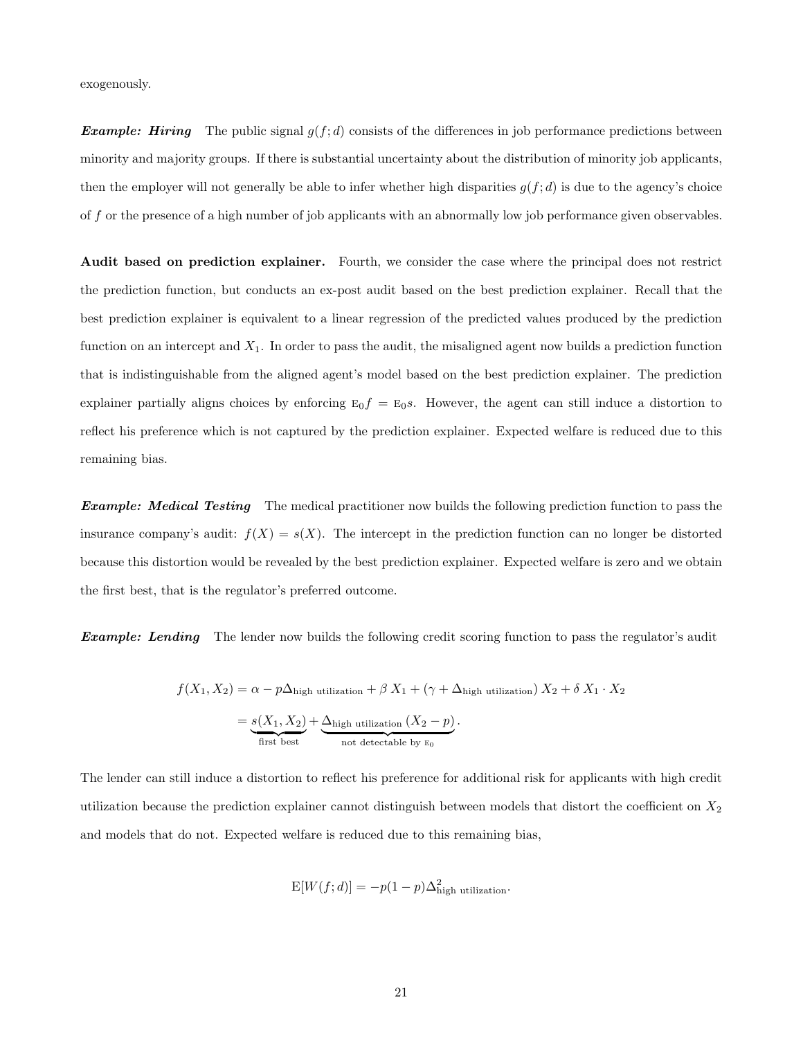exogenously.

***Example: Hiring*** The public signal $g(f; d)$ consists of the differences in job performance predictions between minority and majority groups. If there is substantial uncertainty about the distribution of minority job applicants, then the employer will not generally be able to infer whether high disparities $g(f; d)$ is due to the agency's choice of $f$ or the presence of a high number of job applicants with an abnormally low job performance given observables.

**Audit based on prediction explainer.** Fourth, we consider the case where the principal does not restrict the prediction function, but conducts an ex-post audit based on the best prediction explainer. Recall that the best prediction explainer is equivalent to a linear regression of the predicted values produced by the prediction function on an intercept and $X_1$. In order to pass the audit, the misaligned agent now builds a prediction function that is indistinguishable from the aligned agent's model based on the best prediction explainer. The prediction explainer partially aligns choices by enforcing $\mathrm{E}_0 f = \mathrm{E}_0 s$. However, the agent can still induce a distortion to reflect his preference which is not captured by the prediction explainer. Expected welfare is reduced due to this remaining bias.

***Example: Medical Testing*** The medical practitioner now builds the following prediction function to pass the insurance company's audit: $f(X) = s(X)$. The intercept in the prediction function can no longer be distorted because this distortion would be revealed by the best prediction explainer. Expected welfare is zero and we obtain the first best, that is the regulator's preferred outcome.

***Example: Lending*** The lender now builds the following credit scoring function to pass the regulator's audit

$$
\begin{aligned}
f(X_1, X_2) &= \alpha - p\Delta_{\text{high utilization}} + \beta\, X_1 + (\gamma + \Delta_{\text{high utilization}})\, X_2 + \delta\, X_1 \cdot X_2 \\
&= \underbrace{s(X_1, X_2)}_{\text{first best}} + \underbrace{\Delta_{\text{high utilization}}\,(X_2 - p)}_{\text{not detectable by } \mathrm{E}_0}.
\end{aligned}
$$

The lender can still induce a distortion to reflect his preference for additional risk for applicants with high credit utilization because the prediction explainer cannot distinguish between models that distort the coefficient on $X_2$ and models that do not. Expected welfare is reduced due to this remaining bias,

$$
\mathrm{E}[W(f; d)] = -p(1-p)\Delta^2_{\text{high utilization}}.
$$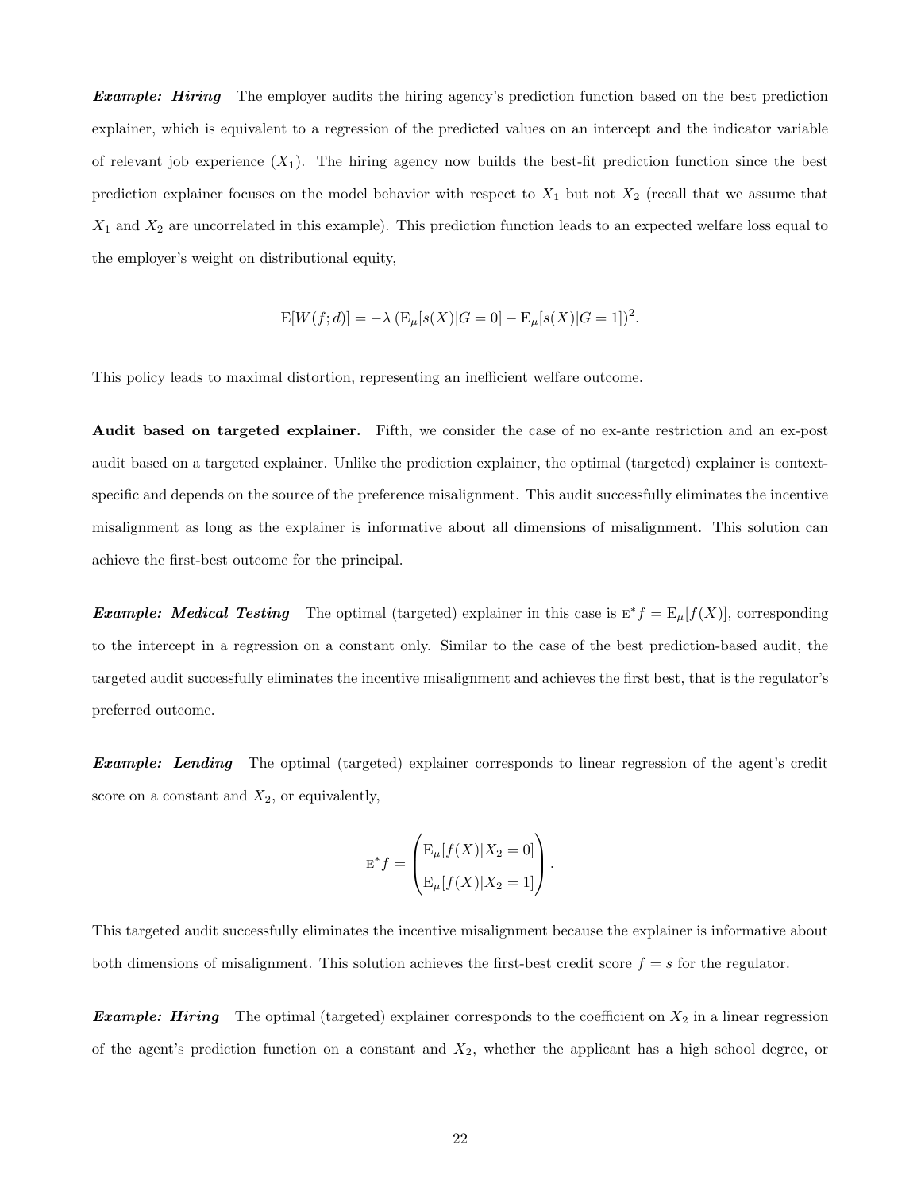***Example: Hiring*** The employer audits the hiring agency's prediction function based on the best prediction explainer, which is equivalent to a regression of the predicted values on an intercept and the indicator variable of relevant job experience ($X_1$). The hiring agency now builds the best-fit prediction function since the best prediction explainer focuses on the model behavior with respect to $X_1$ but not $X_2$ (recall that we assume that $X_1$ and $X_2$ are uncorrelated in this example). This prediction function leads to an expected welfare loss equal to the employer's weight on distributional equity,

$$\mathrm{E}[W(f;d)] = -\lambda \left(\mathrm{E}_\mu[s(X)|G=0] - \mathrm{E}_\mu[s(X)|G=1]\right)^2.$$

This policy leads to maximal distortion, representing an inefficient welfare outcome.

**Audit based on targeted explainer.** Fifth, we consider the case of no ex-ante restriction and an ex-post audit based on a targeted explainer. Unlike the prediction explainer, the optimal (targeted) explainer is context-specific and depends on the source of the preference misalignment. This audit successfully eliminates the incentive misalignment as long as the explainer is informative about all dimensions of misalignment. This solution can achieve the first-best outcome for the principal.

***Example: Medical Testing*** The optimal (targeted) explainer in this case is $\mathrm{E}^* f = \mathrm{E}_\mu[f(X)]$, corresponding to the intercept in a regression on a constant only. Similar to the case of the best prediction-based audit, the targeted audit successfully eliminates the incentive misalignment and achieves the first best, that is the regulator's preferred outcome.

***Example: Lending*** The optimal (targeted) explainer corresponds to linear regression of the agent's credit score on a constant and $X_2$, or equivalently,

$$\mathrm{E}^* f = \begin{pmatrix} \mathrm{E}_\mu[f(X)|X_2=0] \\ \mathrm{E}_\mu[f(X)|X_2=1] \end{pmatrix}.$$

This targeted audit successfully eliminates the incentive misalignment because the explainer is informative about both dimensions of misalignment. This solution achieves the first-best credit score $f = s$ for the regulator.

***Example: Hiring*** The optimal (targeted) explainer corresponds to the coefficient on $X_2$ in a linear regression of the agent's prediction function on a constant and $X_2$, whether the applicant has a high school degree, or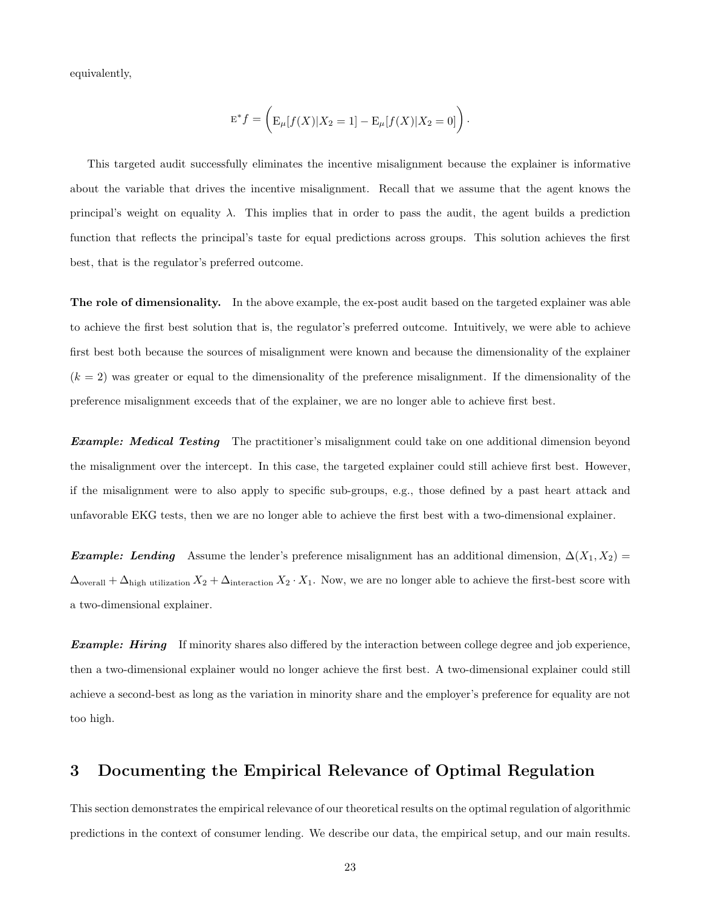equivalently,

$$\mathrm{E}^* f = \bigg(\mathrm{E}_\mu[f(X)|X_2 = 1] - \mathrm{E}_\mu[f(X)|X_2 = 0]\bigg) \cdot$$

This targeted audit successfully eliminates the incentive misalignment because the explainer is informative about the variable that drives the incentive misalignment. Recall that we assume that the agent knows the principal's weight on equality $\lambda$. This implies that in order to pass the audit, the agent builds a prediction function that reflects the principal's taste for equal predictions across groups. This solution achieves the first best, that is the regulator's preferred outcome.

**The role of dimensionality.** In the above example, the ex-post audit based on the targeted explainer was able to achieve the first best solution that is, the regulator's preferred outcome. Intuitively, we were able to achieve first best both because the sources of misalignment were known and because the dimensionality of the explainer ($k = 2$) was greater or equal to the dimensionality of the preference misalignment. If the dimensionality of the preference misalignment exceeds that of the explainer, we are no longer able to achieve first best.

***Example: Medical Testing*** The practitioner's misalignment could take on one additional dimension beyond the misalignment over the intercept. In this case, the targeted explainer could still achieve first best. However, if the misalignment were to also apply to specific sub-groups, e.g., those defined by a past heart attack and unfavorable EKG tests, then we are no longer able to achieve the first best with a two-dimensional explainer.

***Example: Lending*** Assume the lender's preference misalignment has an additional dimension, $\Delta(X_1, X_2) = \Delta_{\text{overall}} + \Delta_{\text{high utilization}}\, X_2 + \Delta_{\text{interaction}}\, X_2 \cdot X_1$. Now, we are no longer able to achieve the first-best score with a two-dimensional explainer.

***Example: Hiring*** If minority shares also differed by the interaction between college degree and job experience, then a two-dimensional explainer would no longer achieve the first best. A two-dimensional explainer could still achieve a second-best as long as the variation in minority share and the employer's preference for equality are not too high.

## 3 Documenting the Empirical Relevance of Optimal Regulation

This section demonstrates the empirical relevance of our theoretical results on the optimal regulation of algorithmic predictions in the context of consumer lending. We describe our data, the empirical setup, and our main results.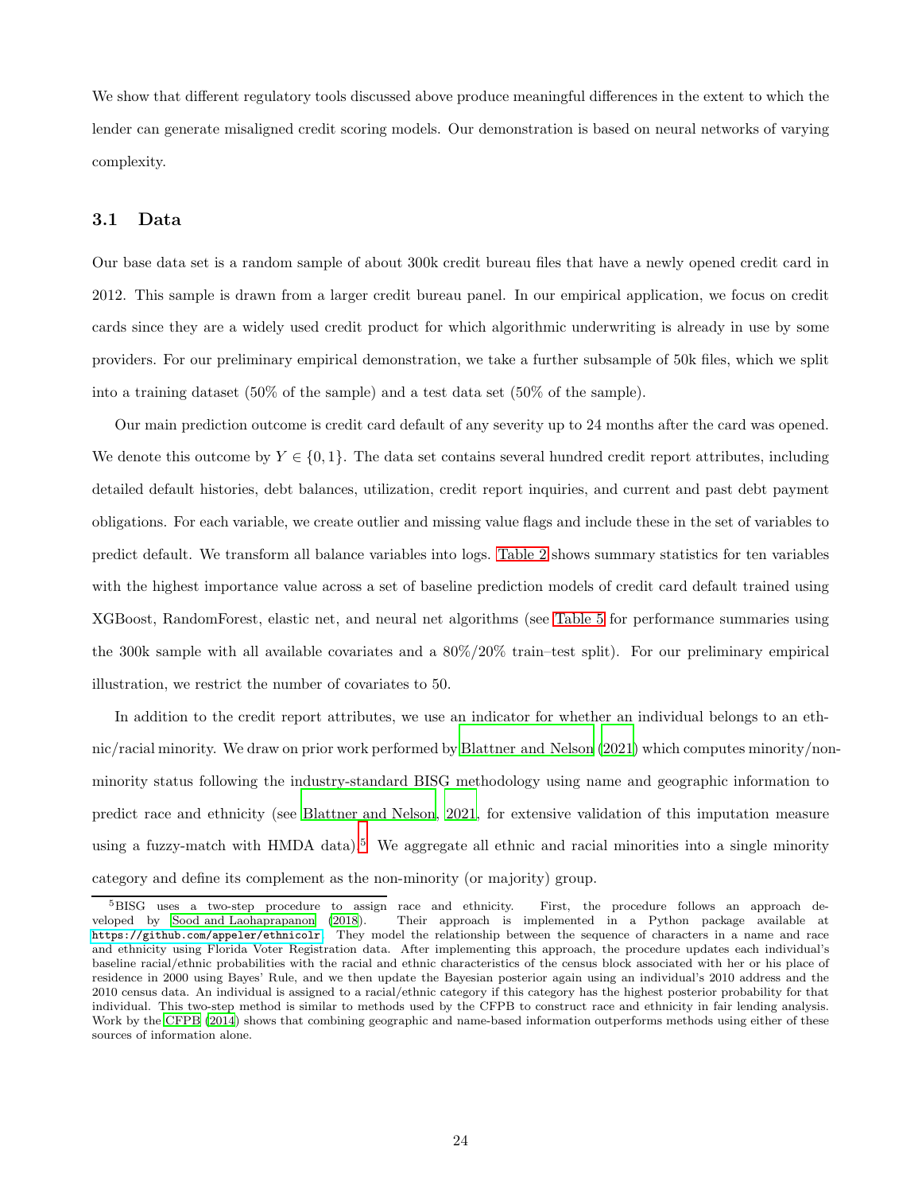We show that different regulatory tools discussed above produce meaningful differences in the extent to which the lender can generate misaligned credit scoring models. Our demonstration is based on neural networks of varying complexity.

### 3.1 Data

Our base data set is a random sample of about 300k credit bureau files that have a newly opened credit card in 2012. This sample is drawn from a larger credit bureau panel. In our empirical application, we focus on credit cards since they are a widely used credit product for which algorithmic underwriting is already in use by some providers. For our preliminary empirical demonstration, we take a further subsample of 50k files, which we split into a training dataset (50% of the sample) and a test data set (50% of the sample).

Our main prediction outcome is credit card default of any severity up to 24 months after the card was opened. We denote this outcome by $Y \in \{0, 1\}$. The data set contains several hundred credit report attributes, including detailed default histories, debt balances, utilization, credit report inquiries, and current and past debt payment obligations. For each variable, we create outlier and missing value flags and include these in the set of variables to predict default. We transform all balance variables into logs. Table 2 shows summary statistics for ten variables with the highest importance value across a set of baseline prediction models of credit card default trained using XGBoost, RandomForest, elastic net, and neural net algorithms (see Table 5 for performance summaries using the 300k sample with all available covariates and a 80%/20% train–test split). For our preliminary empirical illustration, we restrict the number of covariates to 50.

In addition to the credit report attributes, we use an indicator for whether an individual belongs to an ethnic/racial minority. We draw on prior work performed by Blattner and Nelson (2021) which computes minority/non-minority status following the industry-standard BISG methodology using name and geographic information to predict race and ethnicity (see Blattner and Nelson, 2021, for extensive validation of this imputation measure using a fuzzy-match with HMDA data).[5] We aggregate all ethnic and racial minorities into a single minority category and define its complement as the non-minority (or majority) group.

[5] BISG uses a two-step procedure to assign race and ethnicity. First, the procedure follows an approach developed by Sood and Laohaprapanon (2018). Their approach is implemented in a Python package available at `https://github.com/appeler/ethnicolr`. They model the relationship between the sequence of characters in a name and race and ethnicity using Florida Voter Registration data. After implementing this approach, the procedure updates each individual's baseline racial/ethnic probabilities with the racial and ethnic characteristics of the census block associated with her or his place of residence in 2000 using Bayes' Rule, and we then update the Bayesian posterior again using an individual's 2010 address and the 2010 census data. An individual is assigned to a racial/ethnic category if this category has the highest posterior probability for that individual. This two-step method is similar to methods used by the CFPB to construct race and ethnicity in fair lending analysis. Work by the CFPB (2014) shows that combining geographic and name-based information outperforms methods using either of these sources of information alone.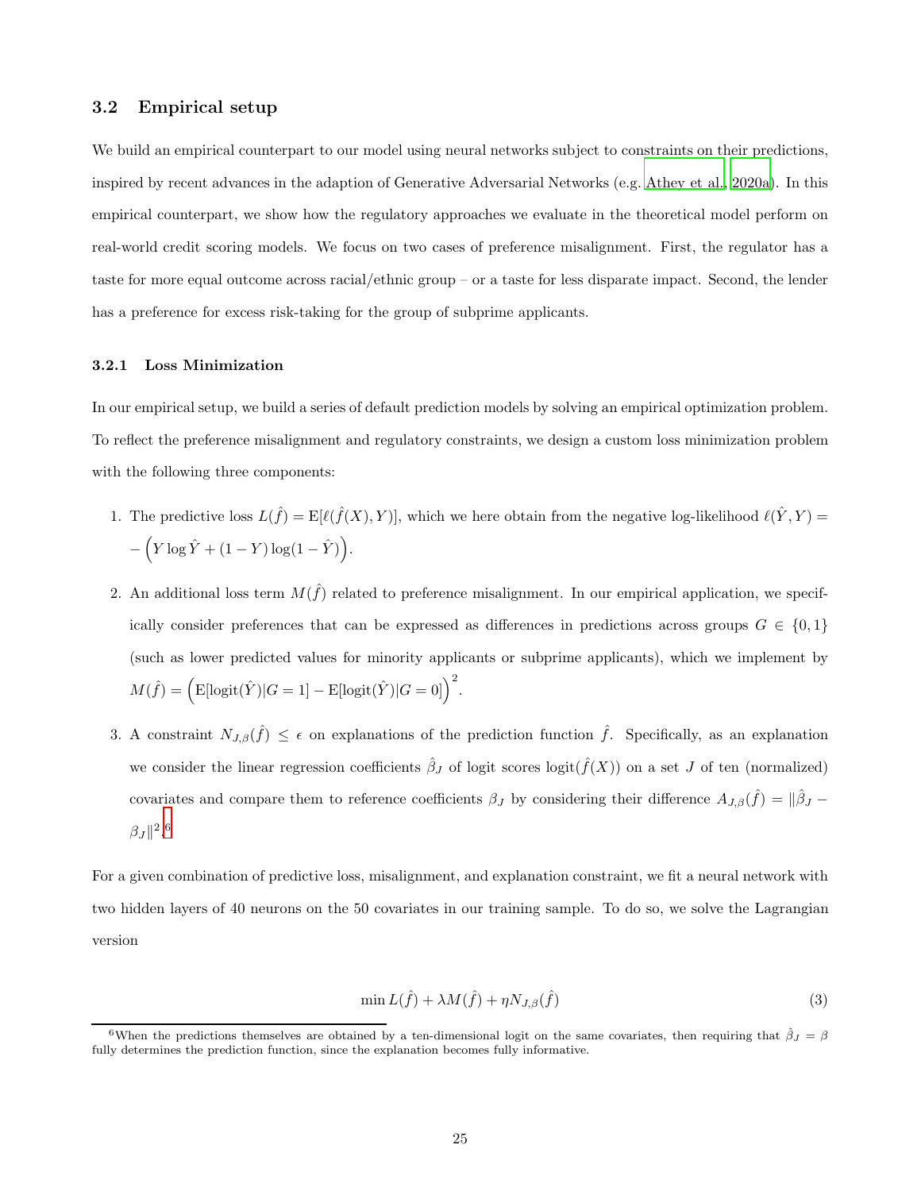### 3.2 Empirical setup

We build an empirical counterpart to our model using neural networks subject to constraints on their predictions, inspired by recent advances in the adaption of Generative Adversarial Networks (e.g. Athey et al., 2020a). In this empirical counterpart, we show how the regulatory approaches we evaluate in the theoretical model perform on real-world credit scoring models. We focus on two cases of preference misalignment. First, the regulator has a taste for more equal outcome across racial/ethnic group – or a taste for less disparate impact. Second, the lender has a preference for excess risk-taking for the group of subprime applicants.

#### 3.2.1 Loss Minimization

In our empirical setup, we build a series of default prediction models by solving an empirical optimization problem. To reflect the preference misalignment and regulatory constraints, we design a custom loss minimization problem with the following three components:

1. The predictive loss $L(\hat{f}) = \mathrm{E}[\ell(\hat{f}(X), Y)]$, which we here obtain from the negative log-likelihood $\ell(\hat{Y}, Y) = -\left(Y \log \hat{Y} + (1-Y)\log(1-\hat{Y})\right)$.
2. An additional loss term $M(\hat{f})$ related to preference misalignment. In our empirical application, we specifically consider preferences that can be expressed as differences in predictions across groups $G \in \{0, 1\}$ (such as lower predicted values for minority applicants or subprime applicants), which we implement by $M(\hat{f}) = \left(\mathrm{E}[\mathrm{logit}(\hat{Y})|G=1] - \mathrm{E}[\mathrm{logit}(\hat{Y})|G=0]\right)^2$.
3. A constraint $N_{J,\beta}(\hat{f}) \leq \epsilon$ on explanations of the prediction function $\hat{f}$. Specifically, as an explanation we consider the linear regression coefficients $\hat{\beta}_J$ of logit scores $\mathrm{logit}(\hat{f}(X))$ on a set $J$ of ten (normalized) covariates and compare them to reference coefficients $\beta_J$ by considering their difference $A_{J,\beta}(\hat{f}) = \|\hat{\beta}_J - \beta_J\|^2$.[6]

For a given combination of predictive loss, misalignment, and explanation constraint, we fit a neural network with two hidden layers of 40 neurons on the 50 covariates in our training sample. To do so, we solve the Lagrangian version

$$\min L(\hat{f}) + \lambda M(\hat{f}) + \eta N_{J,\beta}(\hat{f}) \tag{3}$$

[6] When the predictions themselves are obtained by a ten-dimensional logit on the same covariates, then requiring that $\hat{\beta}_J = \beta$ fully determines the prediction function, since the explanation becomes fully informative.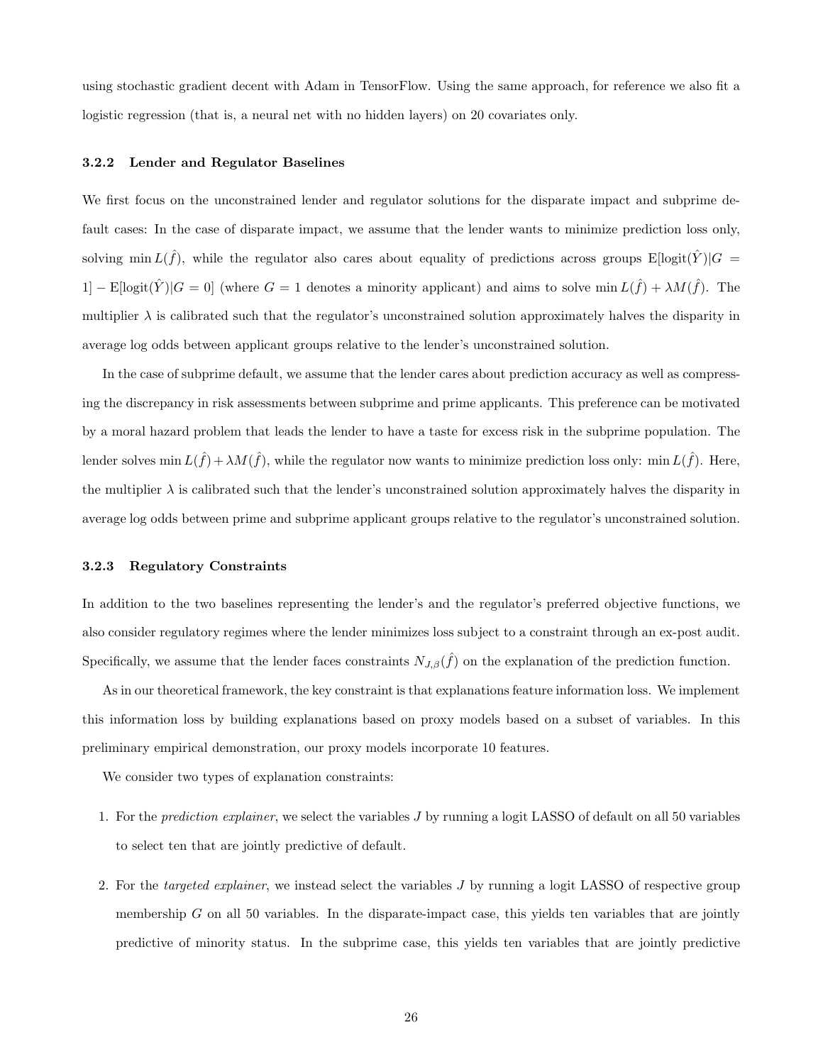using stochastic gradient decent with Adam in TensorFlow. Using the same approach, for reference we also fit a logistic regression (that is, a neural net with no hidden layers) on 20 covariates only.

### 3.2.2 Lender and Regulator Baselines

We first focus on the unconstrained lender and regulator solutions for the disparate impact and subprime default cases: In the case of disparate impact, we assume that the lender wants to minimize prediction loss only, solving $\min L(\hat{f})$, while the regulator also cares about equality of predictions across groups $\mathrm{E}[\mathrm{logit}(\hat{Y})|G = 1] - \mathrm{E}[\mathrm{logit}(\hat{Y})|G = 0]$ (where $G = 1$ denotes a minority applicant) and aims to solve $\min L(\hat{f}) + \lambda M(\hat{f})$. The multiplier $\lambda$ is calibrated such that the regulator's unconstrained solution approximately halves the disparity in average log odds between applicant groups relative to the lender's unconstrained solution.

In the case of subprime default, we assume that the lender cares about prediction accuracy as well as compressing the discrepancy in risk assessments between subprime and prime applicants. This preference can be motivated by a moral hazard problem that leads the lender to have a taste for excess risk in the subprime population. The lender solves $\min L(\hat{f}) + \lambda M(\hat{f})$, while the regulator now wants to minimize prediction loss only: $\min L(\hat{f})$. Here, the multiplier $\lambda$ is calibrated such that the lender's unconstrained solution approximately halves the disparity in average log odds between prime and subprime applicant groups relative to the regulator's unconstrained solution.

### 3.2.3 Regulatory Constraints

In addition to the two baselines representing the lender's and the regulator's preferred objective functions, we also consider regulatory regimes where the lender minimizes loss subject to a constraint through an ex-post audit. Specifically, we assume that the lender faces constraints $N_{J,\beta}(\hat{f})$ on the explanation of the prediction function.

As in our theoretical framework, the key constraint is that explanations feature information loss. We implement this information loss by building explanations based on proxy models based on a subset of variables. In this preliminary empirical demonstration, our proxy models incorporate 10 features.

We consider two types of explanation constraints:

1. For the *prediction explainer*, we select the variables $J$ by running a logit LASSO of default on all 50 variables to select ten that are jointly predictive of default.

2. For the *targeted explainer*, we instead select the variables $J$ by running a logit LASSO of respective group membership $G$ on all 50 variables. In the disparate-impact case, this yields ten variables that are jointly predictive of minority status. In the subprime case, this yields ten variables that are jointly predictive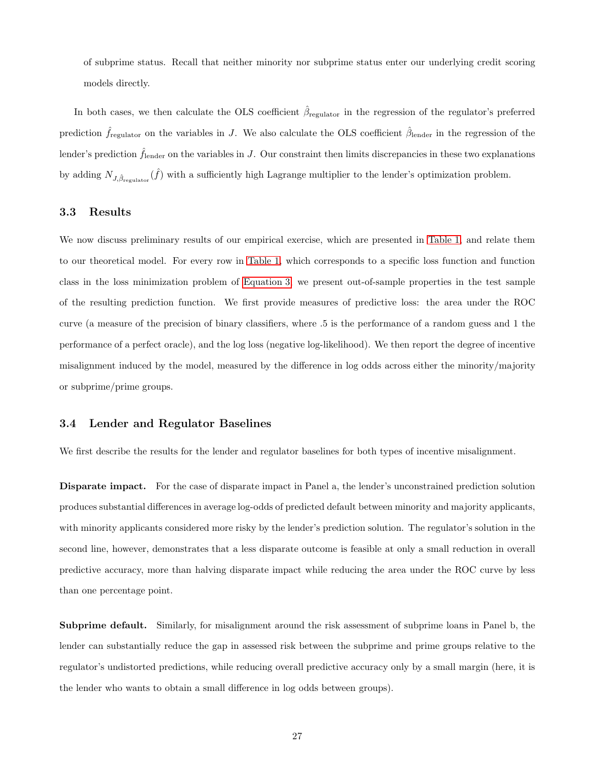of subprime status. Recall that neither minority nor subprime status enter our underlying credit scoring models directly.

In both cases, we then calculate the OLS coefficient $\hat{\beta}_{\text{regulator}}$ in the regression of the regulator's preferred prediction $\hat{f}_{\text{regulator}}$ on the variables in $J$. We also calculate the OLS coefficient $\hat{\beta}_{\text{lender}}$ in the regression of the lender's prediction $\hat{f}_{\text{lender}}$ on the variables in $J$. Our constraint then limits discrepancies in these two explanations by adding $N_{J,\hat{\beta}_{\text{regulator}}}(\hat{f})$ with a sufficiently high Lagrange multiplier to the lender's optimization problem.

### 3.3 Results

We now discuss preliminary results of our empirical exercise, which are presented in Table 1, and relate them to our theoretical model. For every row in Table 1, which corresponds to a specific loss function and function class in the loss minimization problem of Equation 3, we present out-of-sample properties in the test sample of the resulting prediction function. We first provide measures of predictive loss: the area under the ROC curve (a measure of the precision of binary classifiers, where .5 is the performance of a random guess and 1 the performance of a perfect oracle), and the log loss (negative log-likelihood). We then report the degree of incentive misalignment induced by the model, measured by the difference in log odds across either the minority/majority or subprime/prime groups.

### 3.4 Lender and Regulator Baselines

We first describe the results for the lender and regulator baselines for both types of incentive misalignment.

**Disparate impact.** For the case of disparate impact in Panel a, the lender's unconstrained prediction solution produces substantial differences in average log-odds of predicted default between minority and majority applicants, with minority applicants considered more risky by the lender's prediction solution. The regulator's solution in the second line, however, demonstrates that a less disparate outcome is feasible at only a small reduction in overall predictive accuracy, more than halving disparate impact while reducing the area under the ROC curve by less than one percentage point.

**Subprime default.** Similarly, for misalignment around the risk assessment of subprime loans in Panel b, the lender can substantially reduce the gap in assessed risk between the subprime and prime groups relative to the regulator's undistorted predictions, while reducing overall predictive accuracy only by a small margin (here, it is the lender who wants to obtain a small difference in log odds between groups).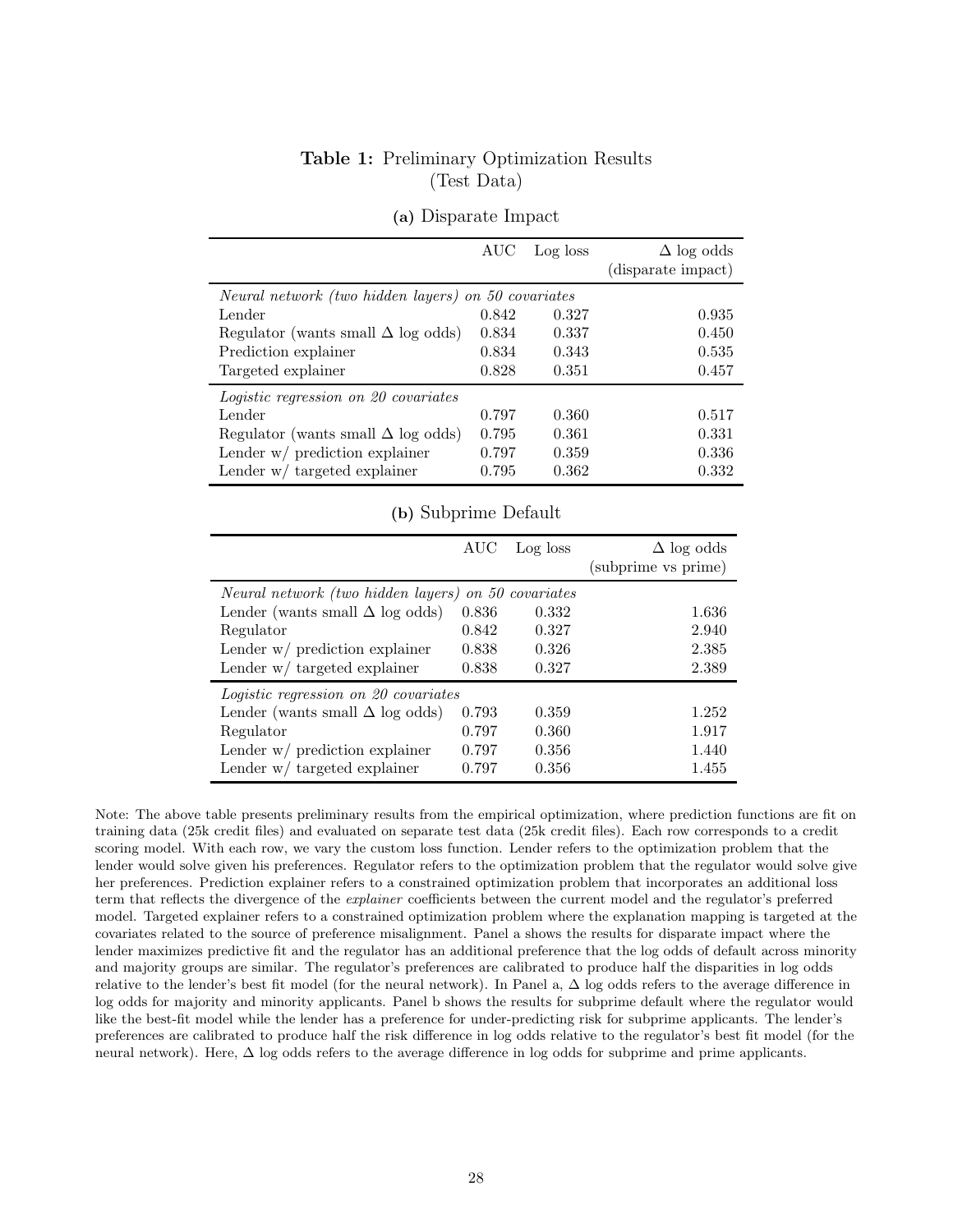**Table 1:** Preliminary Optimization Results
(Test Data)

**(a)** Disparate Impact

| | AUC | Log loss | $\Delta$ log odds (disparate impact) |
|---|---|---|---|
| *Neural network (two hidden layers) on 50 covariates* | | | |
| Lender | 0.842 | 0.327 | 0.935 |
| Regulator (wants small $\Delta$ log odds) | 0.834 | 0.337 | 0.450 |
| Prediction explainer | 0.834 | 0.343 | 0.535 |
| Targeted explainer | 0.828 | 0.351 | 0.457 |
| *Logistic regression on 20 covariates* | | | |
| Lender | 0.797 | 0.360 | 0.517 |
| Regulator (wants small $\Delta$ log odds) | 0.795 | 0.361 | 0.331 |
| Lender w/ prediction explainer | 0.797 | 0.359 | 0.336 |
| Lender w/ targeted explainer | 0.795 | 0.362 | 0.332 |

**(b)** Subprime Default

| | AUC | Log loss | $\Delta$ log odds (subprime vs prime) |
|---|---|---|---|
| *Neural network (two hidden layers) on 50 covariates* | | | |
| Lender (wants small $\Delta$ log odds) | 0.836 | 0.332 | 1.636 |
| Regulator | 0.842 | 0.327 | 2.940 |
| Lender w/ prediction explainer | 0.838 | 0.326 | 2.385 |
| Lender w/ targeted explainer | 0.838 | 0.327 | 2.389 |
| *Logistic regression on 20 covariates* | | | |
| Lender (wants small $\Delta$ log odds) | 0.793 | 0.359 | 1.252 |
| Regulator | 0.797 | 0.360 | 1.917 |
| Lender w/ prediction explainer | 0.797 | 0.356 | 1.440 |
| Lender w/ targeted explainer | 0.797 | 0.356 | 1.455 |

Note: The above table presents preliminary results from the empirical optimization, where prediction functions are fit on training data (25k credit files) and evaluated on separate test data (25k credit files). Each row corresponds to a credit scoring model. With each row, we vary the custom loss function. Lender refers to the optimization problem that the lender would solve given his preferences. Regulator refers to the optimization problem that the regulator would solve give her preferences. Prediction explainer refers to a constrained optimization problem that incorporates an additional loss term that reflects the divergence of the *explainer* coefficients between the current model and the regulator's preferred model. Targeted explainer refers to a constrained optimization problem where the explanation mapping is targeted at the covariates related to the source of preference misalignment. Panel a shows the results for disparate impact where the lender maximizes predictive fit and the regulator has an additional preference that the log odds of default across minority and majority groups are similar. The regulator's preferences are calibrated to produce half the disparities in log odds relative to the lender's best fit model (for the neural network). In Panel a, $\Delta$ log odds refers to the average difference in log odds for majority and minority applicants. Panel b shows the results for subprime default where the regulator would like the best-fit model while the lender has a preference for under-predicting risk for subprime applicants. The lender's preferences are calibrated to produce half the risk difference in log odds relative to the regulator's best fit model (for the neural network). Here, $\Delta$ log odds refers to the average difference in log odds for subprime and prime applicants.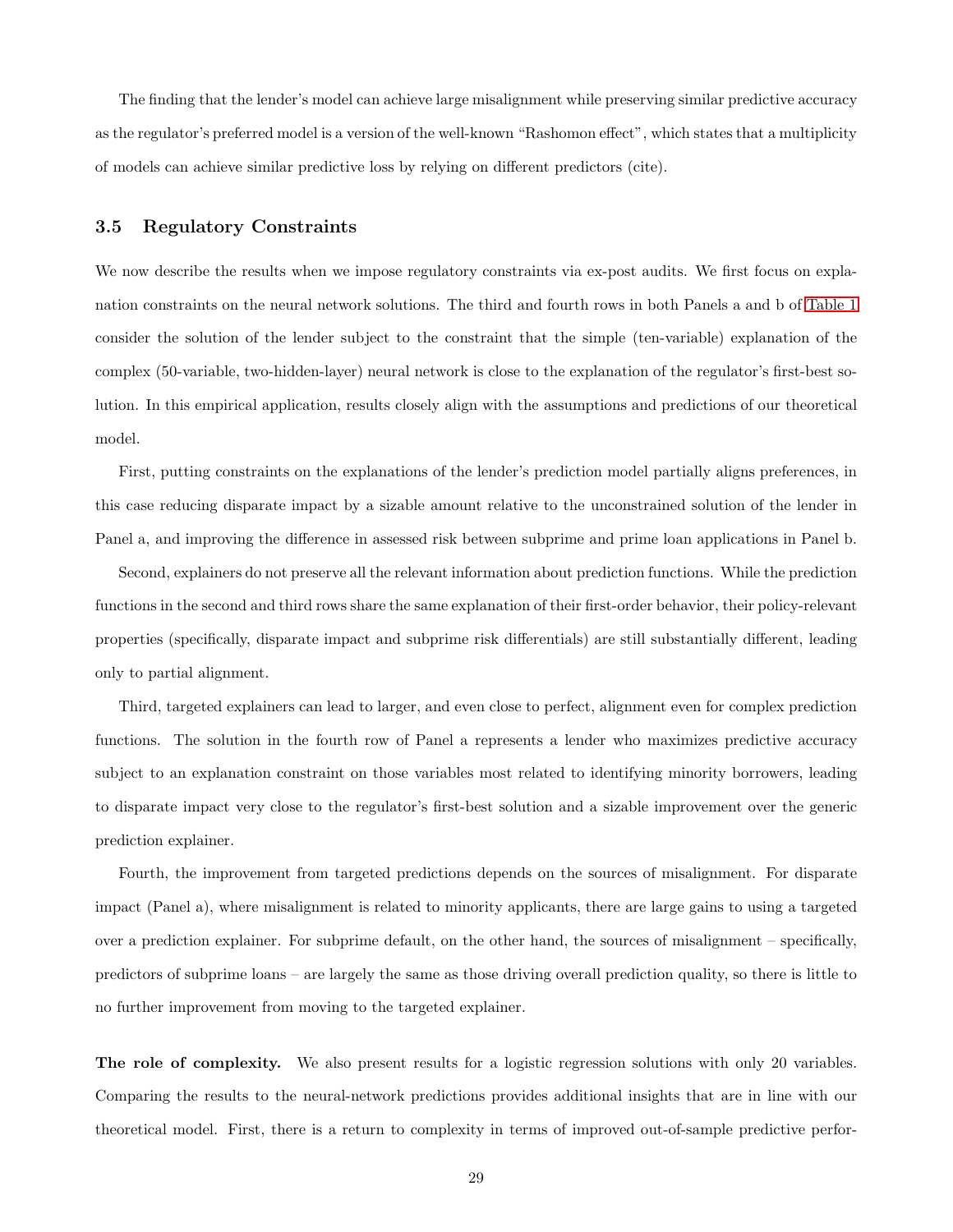The finding that the lender's model can achieve large misalignment while preserving similar predictive accuracy as the regulator's preferred model is a version of the well-known "Rashomon effect", which states that a multiplicity of models can achieve similar predictive loss by relying on different predictors (cite).

### 3.5 Regulatory Constraints

We now describe the results when we impose regulatory constraints via ex-post audits. We first focus on explanation constraints on the neural network solutions. The third and fourth rows in both Panels a and b of Table 1 consider the solution of the lender subject to the constraint that the simple (ten-variable) explanation of the complex (50-variable, two-hidden-layer) neural network is close to the explanation of the regulator's first-best solution. In this empirical application, results closely align with the assumptions and predictions of our theoretical model.

First, putting constraints on the explanations of the lender's prediction model partially aligns preferences, in this case reducing disparate impact by a sizable amount relative to the unconstrained solution of the lender in Panel a, and improving the difference in assessed risk between subprime and prime loan applications in Panel b.

Second, explainers do not preserve all the relevant information about prediction functions. While the prediction functions in the second and third rows share the same explanation of their first-order behavior, their policy-relevant properties (specifically, disparate impact and subprime risk differentials) are still substantially different, leading only to partial alignment.

Third, targeted explainers can lead to larger, and even close to perfect, alignment even for complex prediction functions. The solution in the fourth row of Panel a represents a lender who maximizes predictive accuracy subject to an explanation constraint on those variables most related to identifying minority borrowers, leading to disparate impact very close to the regulator's first-best solution and a sizable improvement over the generic prediction explainer.

Fourth, the improvement from targeted predictions depends on the sources of misalignment. For disparate impact (Panel a), where misalignment is related to minority applicants, there are large gains to using a targeted over a prediction explainer. For subprime default, on the other hand, the sources of misalignment – specifically, predictors of subprime loans – are largely the same as those driving overall prediction quality, so there is little to no further improvement from moving to the targeted explainer.

**The role of complexity.** We also present results for a logistic regression solutions with only 20 variables. Comparing the results to the neural-network predictions provides additional insights that are in line with our theoretical model. First, there is a return to complexity in terms of improved out-of-sample predictive perfor-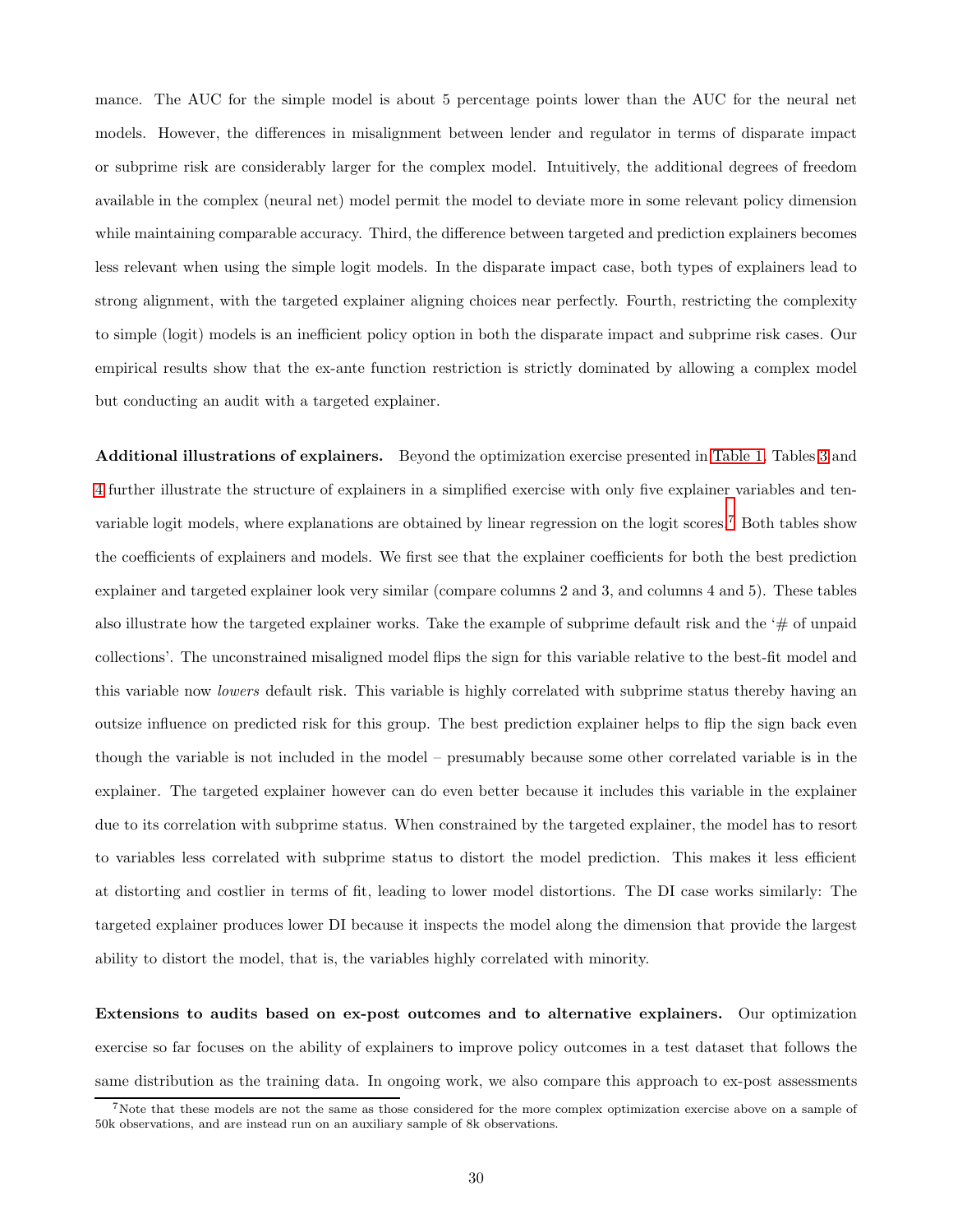mance. The AUC for the simple model is about 5 percentage points lower than the AUC for the neural net models. However, the differences in misalignment between lender and regulator in terms of disparate impact or subprime risk are considerably larger for the complex model. Intuitively, the additional degrees of freedom available in the complex (neural net) model permit the model to deviate more in some relevant policy dimension while maintaining comparable accuracy. Third, the difference between targeted and prediction explainers becomes less relevant when using the simple logit models. In the disparate impact case, both types of explainers lead to strong alignment, with the targeted explainer aligning choices near perfectly. Fourth, restricting the complexity to simple (logit) models is an inefficient policy option in both the disparate impact and subprime risk cases. Our empirical results show that the ex-ante function restriction is strictly dominated by allowing a complex model but conducting an audit with a targeted explainer.

**Additional illustrations of explainers.** Beyond the optimization exercise presented in Table 1, Tables 3 and 4 further illustrate the structure of explainers in a simplified exercise with only five explainer variables and ten-variable logit models, where explanations are obtained by linear regression on the logit scores.[7] Both tables show the coefficients of explainers and models. We first see that the explainer coefficients for both the best prediction explainer and targeted explainer look very similar (compare columns 2 and 3, and columns 4 and 5). These tables also illustrate how the targeted explainer works. Take the example of subprime default risk and the '# of unpaid collections'. The unconstrained misaligned model flips the sign for this variable relative to the best-fit model and this variable now *lowers* default risk. This variable is highly correlated with subprime status thereby having an outsize influence on predicted risk for this group. The best prediction explainer helps to flip the sign back even though the variable is not included in the model – presumably because some other correlated variable is in the explainer. The targeted explainer however can do even better because it includes this variable in the explainer due to its correlation with subprime status. When constrained by the targeted explainer, the model has to resort to variables less correlated with subprime status to distort the model prediction. This makes it less efficient at distorting and costlier in terms of fit, leading to lower model distortions. The DI case works similarly: The targeted explainer produces lower DI because it inspects the model along the dimension that provide the largest ability to distort the model, that is, the variables highly correlated with minority.

**Extensions to audits based on ex-post outcomes and to alternative explainers.** Our optimization exercise so far focuses on the ability of explainers to improve policy outcomes in a test dataset that follows the same distribution as the training data. In ongoing work, we also compare this approach to ex-post assessments

[7] Note that these models are not the same as those considered for the more complex optimization exercise above on a sample of 50k observations, and are instead run on an auxiliary sample of 8k observations.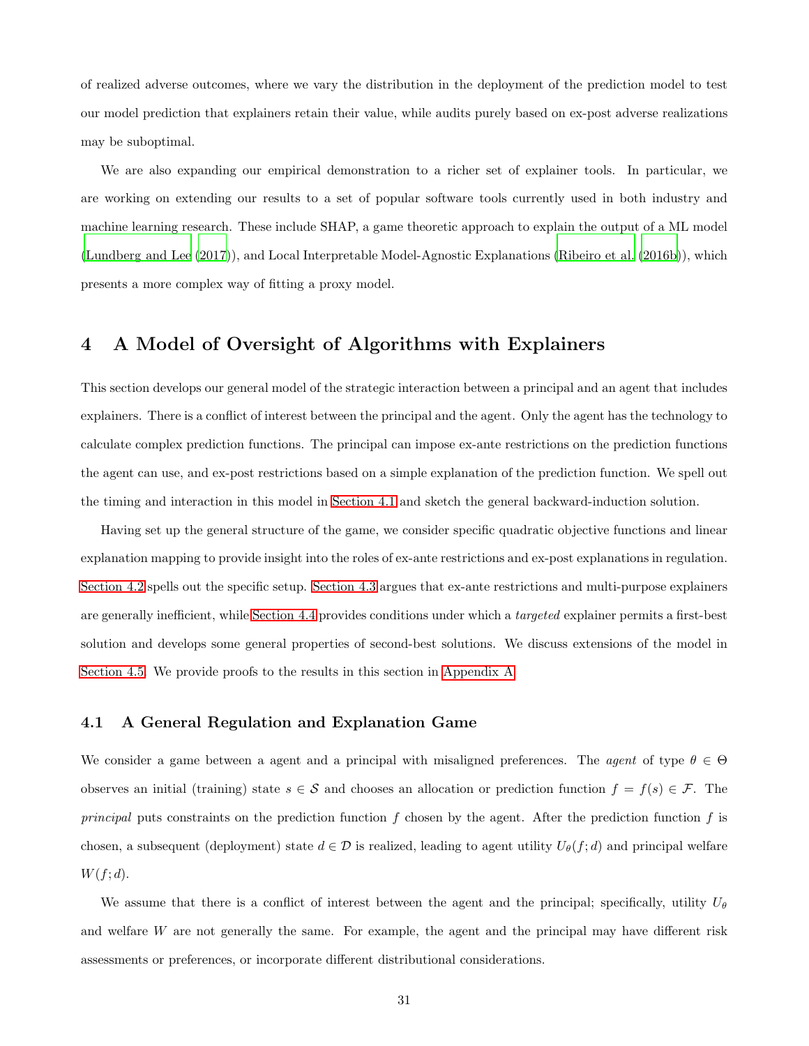of realized adverse outcomes, where we vary the distribution in the deployment of the prediction model to test our model prediction that explainers retain their value, while audits purely based on ex-post adverse realizations may be suboptimal.

We are also expanding our empirical demonstration to a richer set of explainer tools. In particular, we are working on extending our results to a set of popular software tools currently used in both industry and machine learning research. These include SHAP, a game theoretic approach to explain the output of a ML model (Lundberg and Lee (2017)), and Local Interpretable Model-Agnostic Explanations (Ribeiro et al. (2016b)), which presents a more complex way of fitting a proxy model.

# 4 A Model of Oversight of Algorithms with Explainers

This section develops our general model of the strategic interaction between a principal and an agent that includes explainers. There is a conflict of interest between the principal and the agent. Only the agent has the technology to calculate complex prediction functions. The principal can impose ex-ante restrictions on the prediction functions the agent can use, and ex-post restrictions based on a simple explanation of the prediction function. We spell out the timing and interaction in this model in Section 4.1 and sketch the general backward-induction solution.

Having set up the general structure of the game, we consider specific quadratic objective functions and linear explanation mapping to provide insight into the roles of ex-ante restrictions and ex-post explanations in regulation. Section 4.2 spells out the specific setup. Section 4.3 argues that ex-ante restrictions and multi-purpose explainers are generally inefficient, while Section 4.4 provides conditions under which a *targeted* explainer permits a first-best solution and develops some general properties of second-best solutions. We discuss extensions of the model in Section 4.5. We provide proofs to the results in this section in Appendix A.

## 4.1 A General Regulation and Explanation Game

We consider a game between a agent and a principal with misaligned preferences. The *agent* of type $\theta \in \Theta$ observes an initial (training) state $s \in \mathcal{S}$ and chooses an allocation or prediction function $f = f(s) \in \mathcal{F}$. The *principal* puts constraints on the prediction function $f$ chosen by the agent. After the prediction function $f$ is chosen, a subsequent (deployment) state $d \in \mathcal{D}$ is realized, leading to agent utility $U_\theta(f; d)$ and principal welfare $W(f; d)$.

We assume that there is a conflict of interest between the agent and the principal; specifically, utility $U_\theta$ and welfare $W$ are not generally the same. For example, the agent and the principal may have different risk assessments or preferences, or incorporate different distributional considerations.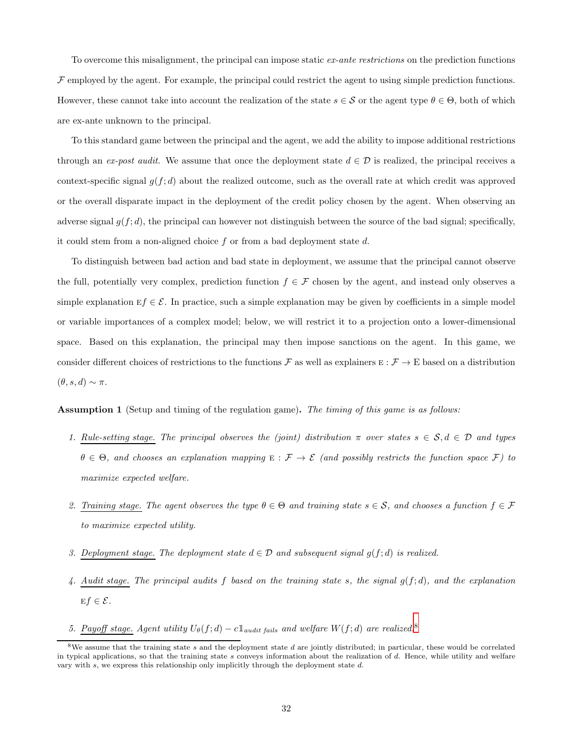To overcome this misalignment, the principal can impose static *ex-ante restrictions* on the prediction functions $\mathcal{F}$ employed by the agent. For example, the principal could restrict the agent to using simple prediction functions. However, these cannot take into account the realization of the state $s \in \mathcal{S}$ or the agent type $\theta \in \Theta$, both of which are ex-ante unknown to the principal.

To this standard game between the principal and the agent, we add the ability to impose additional restrictions through an *ex-post audit*. We assume that once the deployment state $d \in \mathcal{D}$ is realized, the principal receives a context-specific signal $g(f; d)$ about the realized outcome, such as the overall rate at which credit was approved or the overall disparate impact in the deployment of the credit policy chosen by the agent. When observing an adverse signal $g(f; d)$, the principal can however not distinguish between the source of the bad signal; specifically, it could stem from a non-aligned choice $f$ or from a bad deployment state $d$.

To distinguish between bad action and bad state in deployment, we assume that the principal cannot observe the full, potentially very complex, prediction function $f \in \mathcal{F}$ chosen by the agent, and instead only observes a simple explanation $\mathrm{E}f \in \mathcal{E}$. In practice, such a simple explanation may be given by coefficients in a simple model or variable importances of a complex model; below, we will restrict it to a projection onto a lower-dimensional space. Based on this explanation, the principal may then impose sanctions on the agent. In this game, we consider different choices of restrictions to the functions $\mathcal{F}$ as well as explainers $\mathrm{E} : \mathcal{F} \to \mathrm{E}$ based on a distribution $(\theta, s, d) \sim \pi$.

**Assumption 1** (Setup and timing of the regulation game)**.** *The timing of this game is as follows:*

1. *Rule-setting stage. The principal observes the (joint) distribution $\pi$ over states $s \in \mathcal{S}, d \in \mathcal{D}$ and types $\theta \in \Theta$, and chooses an explanation mapping $\mathrm{E} : \mathcal{F} \to \mathcal{E}$ (and possibly restricts the function space $\mathcal{F}$) to maximize expected welfare.*

2. *Training stage. The agent observes the type $\theta \in \Theta$ and training state $s \in \mathcal{S}$, and chooses a function $f \in \mathcal{F}$ to maximize expected utility.*

3. *Deployment stage. The deployment state $d \in \mathcal{D}$ and subsequent signal $g(f; d)$ is realized.*

4. *Audit stage. The principal audits $f$ based on the training state $s$, the signal $g(f; d)$, and the explanation $\mathrm{E}f \in \mathcal{E}$.*

5. *Payoff stage. Agent utility $U_\theta(f; d) - c\mathbb{1}_{\text{audit fails}}$ and welfare $W(f; d)$ are realized.*[8]

[8] We assume that the training state $s$ and the deployment state $d$ are jointly distributed; in particular, these would be correlated in typical applications, so that the training state $s$ conveys information about the realization of $d$. Hence, while utility and welfare vary with $s$, we express this relationship only implicitly through the deployment state $d$.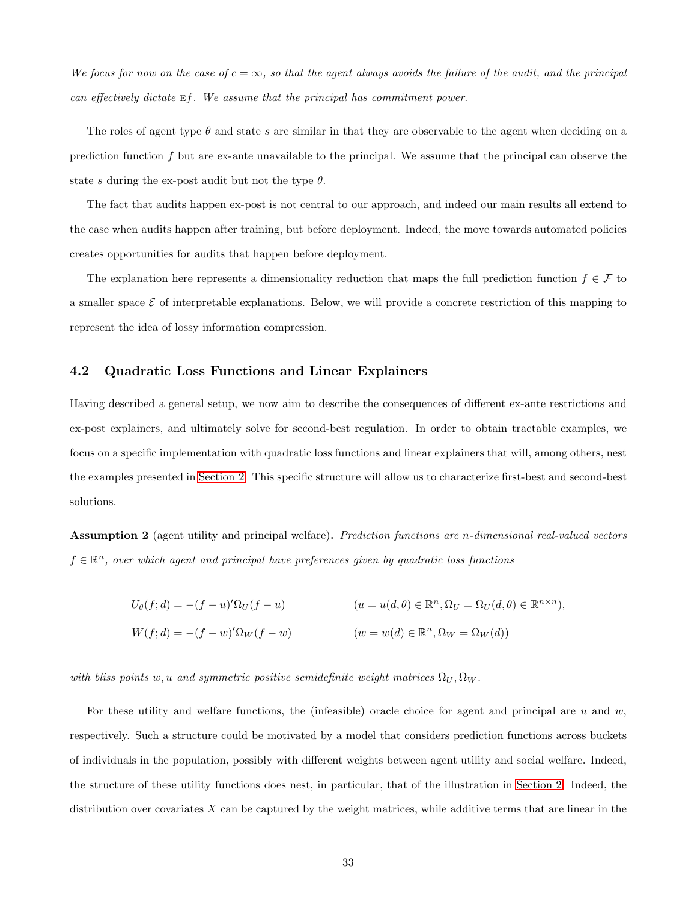*We focus for now on the case of $c = \infty$, so that the agent always avoids the failure of the audit, and the principal can effectively dictate* E*f. We assume that the principal has commitment power.*

The roles of agent type $\theta$ and state $s$ are similar in that they are observable to the agent when deciding on a prediction function $f$ but are ex-ante unavailable to the principal. We assume that the principal can observe the state $s$ during the ex-post audit but not the type $\theta$.

The fact that audits happen ex-post is not central to our approach, and indeed our main results all extend to the case when audits happen after training, but before deployment. Indeed, the move towards automated policies creates opportunities for audits that happen before deployment.

The explanation here represents a dimensionality reduction that maps the full prediction function $f \in \mathcal{F}$ to a smaller space $\mathcal{E}$ of interpretable explanations. Below, we will provide a concrete restriction of this mapping to represent the idea of lossy information compression.

### 4.2 Quadratic Loss Functions and Linear Explainers

Having described a general setup, we now aim to describe the consequences of different ex-ante restrictions and ex-post explainers, and ultimately solve for second-best regulation. In order to obtain tractable examples, we focus on a specific implementation with quadratic loss functions and linear explainers that will, among others, nest the examples presented in Section 2. This specific structure will allow us to characterize first-best and second-best solutions.

**Assumption 2** (agent utility and principal welfare)**.** *Prediction functions are $n$-dimensional real-valued vectors $f \in \mathbb{R}^n$, over which agent and principal have preferences given by quadratic loss functions*

$$
\begin{aligned}
U_\theta(f; d) &= -(f-u)'\Omega_U(f-u) \qquad && (u = u(d,\theta) \in \mathbb{R}^n, \Omega_U = \Omega_U(d,\theta) \in \mathbb{R}^{n\times n}),\\
W(f; d) &= -(f-w)'\Omega_W(f-w) \qquad && (w = w(d) \in \mathbb{R}^n, \Omega_W = \Omega_W(d))
\end{aligned}
$$

*with bliss points $w, u$ and symmetric positive semidefinite weight matrices $\Omega_U, \Omega_W$.*

For these utility and welfare functions, the (infeasible) oracle choice for agent and principal are $u$ and $w$, respectively. Such a structure could be motivated by a model that considers prediction functions across buckets of individuals in the population, possibly with different weights between agent utility and social welfare. Indeed, the structure of these utility functions does nest, in particular, that of the illustration in Section 2. Indeed, the distribution over covariates $X$ can be captured by the weight matrices, while additive terms that are linear in the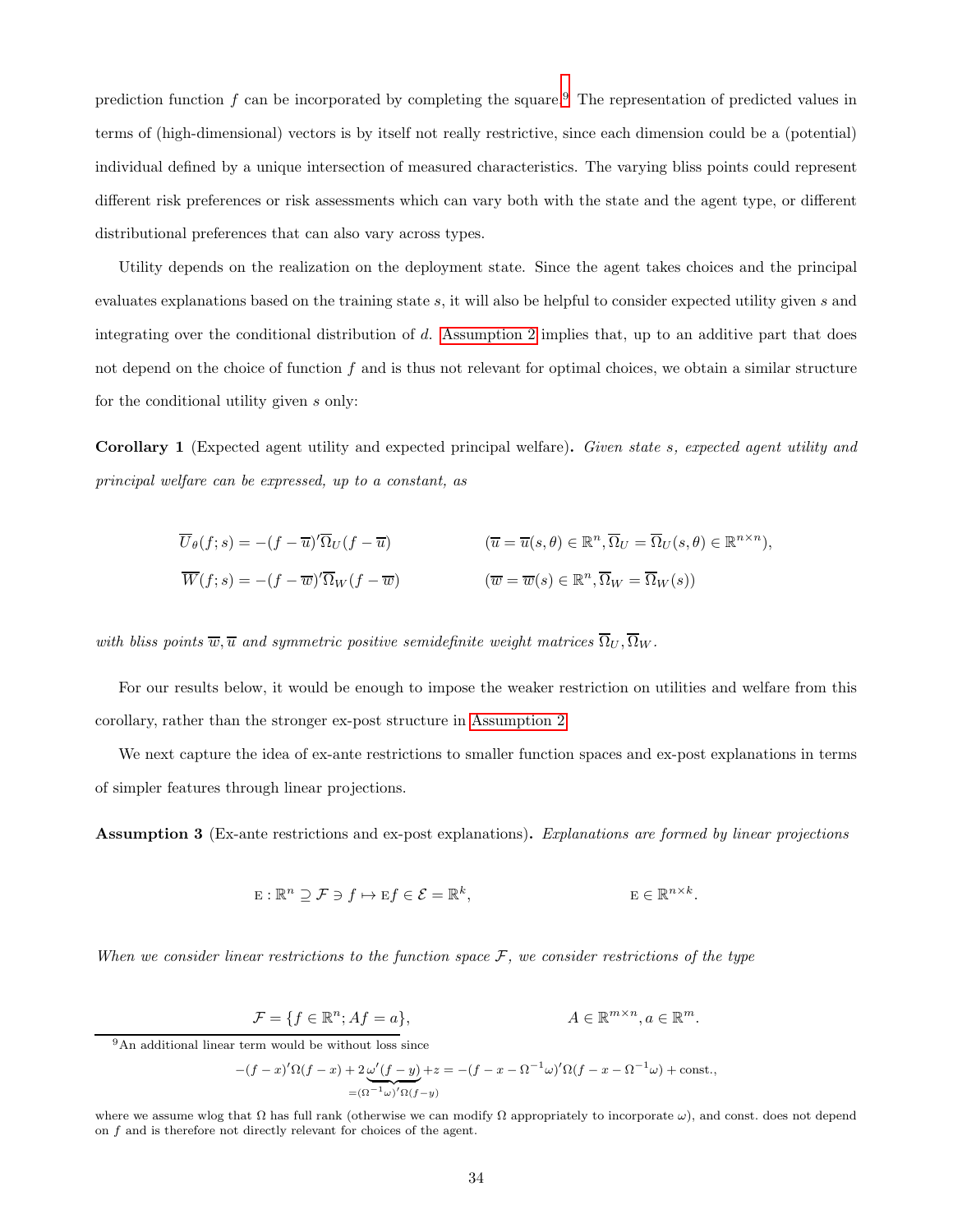prediction function $f$ can be incorporated by completing the square.[9] The representation of predicted values in terms of (high-dimensional) vectors is by itself not really restrictive, since each dimension could be a (potential) individual defined by a unique intersection of measured characteristics. The varying bliss points could represent different risk preferences or risk assessments which can vary both with the state and the agent type, or different distributional preferences that can also vary across types.

Utility depends on the realization on the deployment state. Since the agent takes choices and the principal evaluates explanations based on the training state $s$, it will also be helpful to consider expected utility given $s$ and integrating over the conditional distribution of $d$. Assumption 2 implies that, up to an additive part that does not depend on the choice of function $f$ and is thus not relevant for optimal choices, we obtain a similar structure for the conditional utility given $s$ only:

**Corollary 1** (Expected agent utility and expected principal welfare)**.** *Given state $s$, expected agent utility and principal welfare can be expressed, up to a constant, as*

$$\overline{U}_\theta(f;s) = -(f-\overline{u})'\overline{\Omega}_U(f-\overline{u}) \qquad (\overline{u} = \overline{u}(s,\theta) \in \mathbb{R}^n, \overline{\Omega}_U = \overline{\Omega}_U(s,\theta) \in \mathbb{R}^{n\times n}),$$

$$\overline{W}(f;s) = -(f-\overline{w})'\overline{\Omega}_W(f-\overline{w}) \qquad (\overline{w} = \overline{w}(s) \in \mathbb{R}^n, \overline{\Omega}_W = \overline{\Omega}_W(s))$$

*with bliss points $\overline{w}, \overline{u}$ and symmetric positive semidefinite weight matrices $\overline{\Omega}_U, \overline{\Omega}_W$.*

For our results below, it would be enough to impose the weaker restriction on utilities and welfare from this corollary, rather than the stronger ex-post structure in Assumption 2.

We next capture the idea of ex-ante restrictions to smaller function spaces and ex-post explanations in terms of simpler features through linear projections.

**Assumption 3** (Ex-ante restrictions and ex-post explanations)**.** *Explanations are formed by linear projections*

$$\mathrm{E} : \mathbb{R}^n \supseteq \mathcal{F} \ni f \mapsto \mathrm{E}f \in \mathcal{E} = \mathbb{R}^k, \qquad \mathrm{E} \in \mathbb{R}^{n\times k}.$$

*When we consider linear restrictions to the function space $\mathcal{F}$, we consider restrictions of the type*

$$\mathcal{F} = \{f \in \mathbb{R}^n; Af = a\}, \qquad A \in \mathbb{R}^{m\times n}, a \in \mathbb{R}^m.$$

[9] An additional linear term would be without loss since

$$-(f-x)'\Omega(f-x) + 2\underbrace{\omega'(f-y)}_{=(\Omega^{-1}\omega)'\Omega(f-y)} + z = -(f-x-\Omega^{-1}\omega)'\Omega(f-x-\Omega^{-1}\omega) + \text{const.},$$

where we assume wlog that $\Omega$ has full rank (otherwise we can modify $\Omega$ appropriately to incorporate $\omega$), and const. does not depend on $f$ and is therefore not directly relevant for choices of the agent.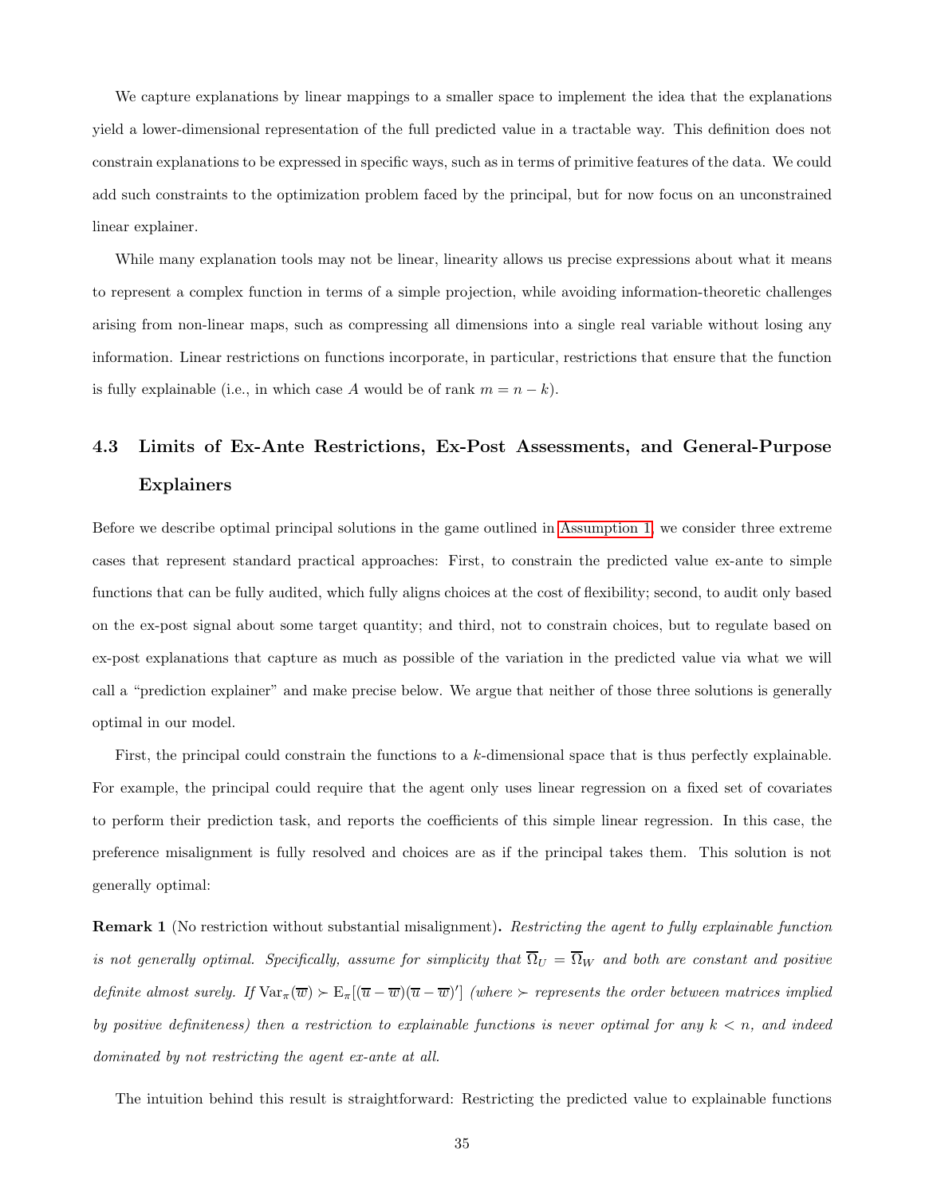We capture explanations by linear mappings to a smaller space to implement the idea that the explanations yield a lower-dimensional representation of the full predicted value in a tractable way. This definition does not constrain explanations to be expressed in specific ways, such as in terms of primitive features of the data. We could add such constraints to the optimization problem faced by the principal, but for now focus on an unconstrained linear explainer.

While many explanation tools may not be linear, linearity allows us precise expressions about what it means to represent a complex function in terms of a simple projection, while avoiding information-theoretic challenges arising from non-linear maps, such as compressing all dimensions into a single real variable without losing any information. Linear restrictions on functions incorporate, in particular, restrictions that ensure that the function is fully explainable (i.e., in which case $A$ would be of rank $m = n - k$).

### 4.3 Limits of Ex-Ante Restrictions, Ex-Post Assessments, and General-Purpose Explainers

Before we describe optimal principal solutions in the game outlined in Assumption 1, we consider three extreme cases that represent standard practical approaches: First, to constrain the predicted value ex-ante to simple functions that can be fully audited, which fully aligns choices at the cost of flexibility; second, to audit only based on the ex-post signal about some target quantity; and third, not to constrain choices, but to regulate based on ex-post explanations that capture as much as possible of the variation in the predicted value via what we will call a "prediction explainer" and make precise below. We argue that neither of those three solutions is generally optimal in our model.

First, the principal could constrain the functions to a $k$-dimensional space that is thus perfectly explainable. For example, the principal could require that the agent only uses linear regression on a fixed set of covariates to perform their prediction task, and reports the coefficients of this simple linear regression. In this case, the preference misalignment is fully resolved and choices are as if the principal takes them. This solution is not generally optimal:

**Remark 1** (No restriction without substantial misalignment)**.** *Restricting the agent to fully explainable function is not generally optimal. Specifically, assume for simplicity that $\overline{\Omega}_U = \overline{\Omega}_W$ and both are constant and positive definite almost surely. If $\mathrm{Var}_\pi(\overline{w}) \succ \mathrm{E}_\pi[(\overline{u} - \overline{w})(\overline{u} - \overline{w})']$ (where $\succ$ represents the order between matrices implied by positive definiteness) then a restriction to explainable functions is never optimal for any $k < n$, and indeed dominated by not restricting the agent ex-ante at all.*

The intuition behind this result is straightforward: Restricting the predicted value to explainable functions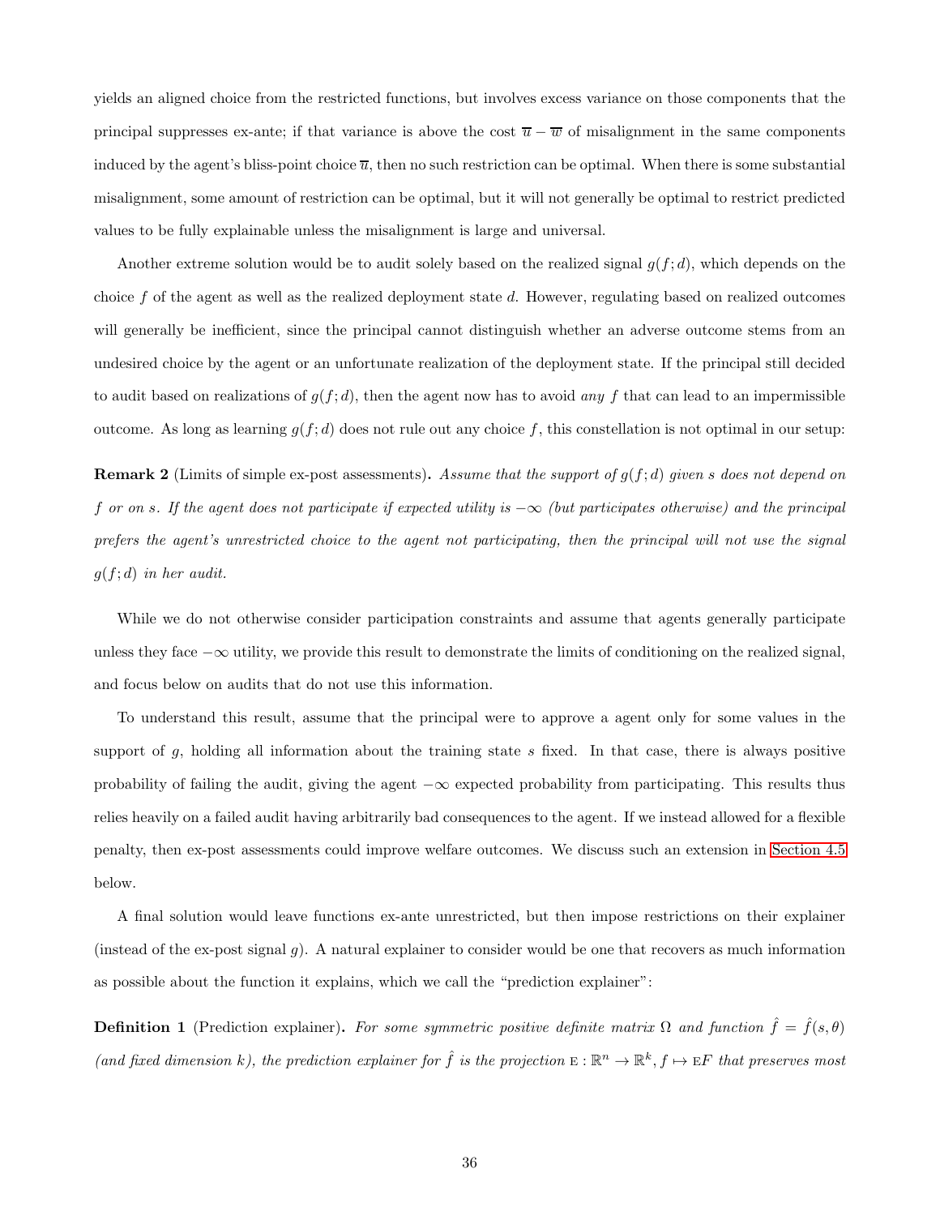yields an aligned choice from the restricted functions, but involves excess variance on those components that the principal suppresses ex-ante; if that variance is above the cost $\overline{u} - \overline{w}$ of misalignment in the same components induced by the agent's bliss-point choice $\overline{u}$, then no such restriction can be optimal. When there is some substantial misalignment, some amount of restriction can be optimal, but it will not generally be optimal to restrict predicted values to be fully explainable unless the misalignment is large and universal.

Another extreme solution would be to audit solely based on the realized signal $g(f;d)$, which depends on the choice $f$ of the agent as well as the realized deployment state $d$. However, regulating based on realized outcomes will generally be inefficient, since the principal cannot distinguish whether an adverse outcome stems from an undesired choice by the agent or an unfortunate realization of the deployment state. If the principal still decided to audit based on realizations of $g(f;d)$, then the agent now has to avoid *any* $f$ that can lead to an impermissible outcome. As long as learning $g(f;d)$ does not rule out any choice $f$, this constellation is not optimal in our setup:

**Remark 2** (Limits of simple ex-post assessments)**.** *Assume that the support of $g(f;d)$ given $s$ does not depend on $f$ or on $s$. If the agent does not participate if expected utility is $-\infty$ (but participates otherwise) and the principal prefers the agent's unrestricted choice to the agent not participating, then the principal will not use the signal $g(f;d)$ in her audit.*

While we do not otherwise consider participation constraints and assume that agents generally participate unless they face $-\infty$ utility, we provide this result to demonstrate the limits of conditioning on the realized signal, and focus below on audits that do not use this information.

To understand this result, assume that the principal were to approve a agent only for some values in the support of $g$, holding all information about the training state $s$ fixed. In that case, there is always positive probability of failing the audit, giving the agent $-\infty$ expected probability from participating. This results thus relies heavily on a failed audit having arbitrarily bad consequences to the agent. If we instead allowed for a flexible penalty, then ex-post assessments could improve welfare outcomes. We discuss such an extension in Section 4.5 below.

A final solution would leave functions ex-ante unrestricted, but then impose restrictions on their explainer (instead of the ex-post signal $g$). A natural explainer to consider would be one that recovers as much information as possible about the function it explains, which we call the "prediction explainer":

**Definition 1** (Prediction explainer)**.** *For some symmetric positive definite matrix $\Omega$ and function $\hat{f} = \hat{f}(s, \theta)$ (and fixed dimension $k$), the prediction explainer for $\hat{f}$ is the projection $\mathrm{E} : \mathbb{R}^n \to \mathbb{R}^k, f \mapsto \mathrm{E}F$ that preserves most*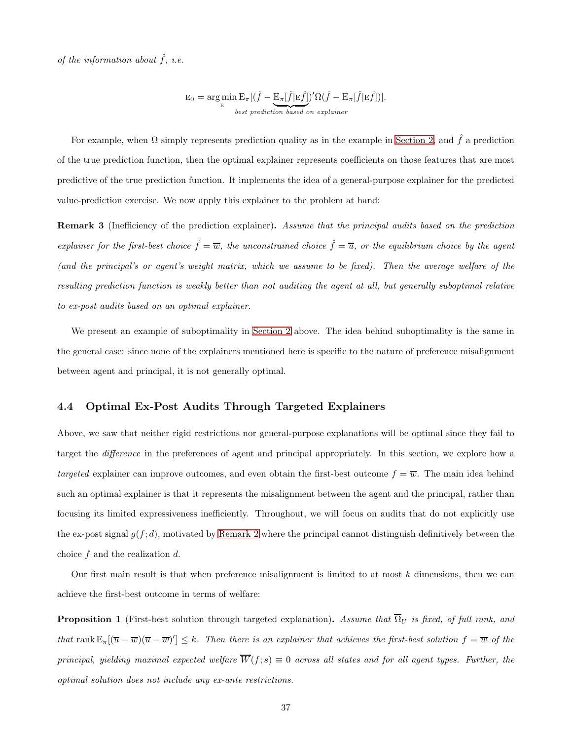*of the information about $\hat{f}$, i.e.*

$$\mathrm{E}_0 = \arg\min_{\mathrm{E}} \mathrm{E}_\pi[(\hat{f} - \underbrace{\mathrm{E}_\pi[\hat{f}|\mathrm{E}\hat{f}]}_{\text{best prediction based on explainer}})'\Omega(\hat{f} - \mathrm{E}_\pi[\hat{f}|\mathrm{E}\hat{f}])].$$

For example, when $\Omega$ simply represents prediction quality as in the example in Section 2, and $\hat{f}$ a prediction of the true prediction function, then the optimal explainer represents coefficients on those features that are most predictive of the true prediction function. It implements the idea of a general-purpose explainer for the predicted value-prediction exercise. We now apply this explainer to the problem at hand:

**Remark 3** (Inefficiency of the prediction explainer)**.** *Assume that the principal audits based on the prediction explainer for the first-best choice $\hat{f} = \overline{w}$, the unconstrained choice $\hat{f} = \overline{u}$, or the equilibrium choice by the agent (and the principal's or agent's weight matrix, which we assume to be fixed). Then the average welfare of the resulting prediction function is weakly better than not auditing the agent at all, but generally suboptimal relative to ex-post audits based on an optimal explainer.*

We present an example of suboptimality in Section 2 above. The idea behind suboptimality is the same in the general case: since none of the explainers mentioned here is specific to the nature of preference misalignment between agent and principal, it is not generally optimal.

### 4.4 Optimal Ex-Post Audits Through Targeted Explainers

Above, we saw that neither rigid restrictions nor general-purpose explanations will be optimal since they fail to target the *difference* in the preferences of agent and principal appropriately. In this section, we explore how a *targeted* explainer can improve outcomes, and even obtain the first-best outcome $f = \overline{w}$. The main idea behind such an optimal explainer is that it represents the misalignment between the agent and the principal, rather than focusing its limited expressiveness inefficiently. Throughout, we will focus on audits that do not explicitly use the ex-post signal $g(f; d)$, motivated by Remark 2 where the principal cannot distinguish definitively between the choice $f$ and the realization $d$.

Our first main result is that when preference misalignment is limited to at most $k$ dimensions, then we can achieve the first-best outcome in terms of welfare:

**Proposition 1** (First-best solution through targeted explanation)**.** *Assume that $\overline{\Omega}_U$ is fixed, of full rank, and that $\operatorname{rank} \mathrm{E}_\pi[(\overline{u} - \overline{w})(\overline{u} - \overline{w})'] \leq k$. Then there is an explainer that achieves the first-best solution $f = \overline{w}$ of the principal, yielding maximal expected welfare $\overline{W}(f; s) \equiv 0$ across all states and for all agent types. Further, the optimal solution does not include any ex-ante restrictions.*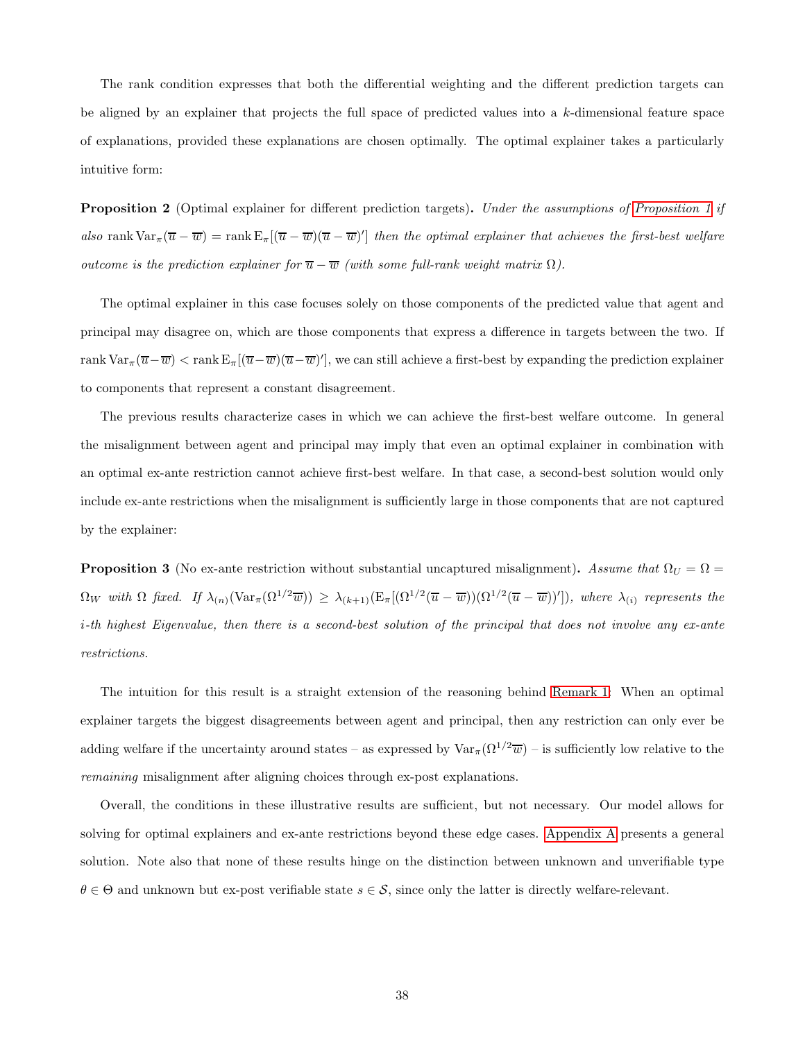The rank condition expresses that both the differential weighting and the different prediction targets can be aligned by an explainer that projects the full space of predicted values into a $k$-dimensional feature space of explanations, provided these explanations are chosen optimally. The optimal explainer takes a particularly intuitive form:

**Proposition 2** (Optimal explainer for different prediction targets)**.** *Under the assumptions of Proposition 1 if also* $\operatorname{rank} \operatorname{Var}_\pi(\overline{u} - \overline{w}) = \operatorname{rank} \operatorname{E}_\pi[(\overline{u} - \overline{w})(\overline{u} - \overline{w})']$ *then the optimal explainer that achieves the first-best welfare outcome is the prediction explainer for* $\overline{u} - \overline{w}$ *(with some full-rank weight matrix* $\Omega$*).*

The optimal explainer in this case focuses solely on those components of the predicted value that agent and principal may disagree on, which are those components that express a difference in targets between the two. If $\operatorname{rank} \operatorname{Var}_\pi(\overline{u}-\overline{w}) < \operatorname{rank} \operatorname{E}_\pi[(\overline{u}-\overline{w})(\overline{u}-\overline{w})']$, we can still achieve a first-best by expanding the prediction explainer to components that represent a constant disagreement.

The previous results characterize cases in which we can achieve the first-best welfare outcome. In general the misalignment between agent and principal may imply that even an optimal explainer in combination with an optimal ex-ante restriction cannot achieve first-best welfare. In that case, a second-best solution would only include ex-ante restrictions when the misalignment is sufficiently large in those components that are not captured by the explainer:

**Proposition 3** (No ex-ante restriction without substantial uncaptured misalignment)**.** *Assume that* $\Omega_U = \Omega = \Omega_W$ *with* $\Omega$ *fixed. If* $\lambda_{(n)}(\operatorname{Var}_\pi(\Omega^{1/2}\overline{w})) \geq \lambda_{(k+1)}(\operatorname{E}_\pi[(\Omega^{1/2}(\overline{u} - \overline{w}))(\Omega^{1/2}(\overline{u} - \overline{w}))'])$*, where* $\lambda_{(i)}$ *represents the* $i$*-th highest Eigenvalue, then there is a second-best solution of the principal that does not involve any ex-ante restrictions.*

The intuition for this result is a straight extension of the reasoning behind Remark 1: When an optimal explainer targets the biggest disagreements between agent and principal, then any restriction can only ever be adding welfare if the uncertainty around states – as expressed by $\operatorname{Var}_\pi(\Omega^{1/2}\overline{w})$ – is sufficiently low relative to the *remaining* misalignment after aligning choices through ex-post explanations.

Overall, the conditions in these illustrative results are sufficient, but not necessary. Our model allows for solving for optimal explainers and ex-ante restrictions beyond these edge cases. Appendix A presents a general solution. Note also that none of these results hinge on the distinction between unknown and unverifiable type $\theta \in \Theta$ and unknown but ex-post verifiable state $s \in \mathcal{S}$, since only the latter is directly welfare-relevant.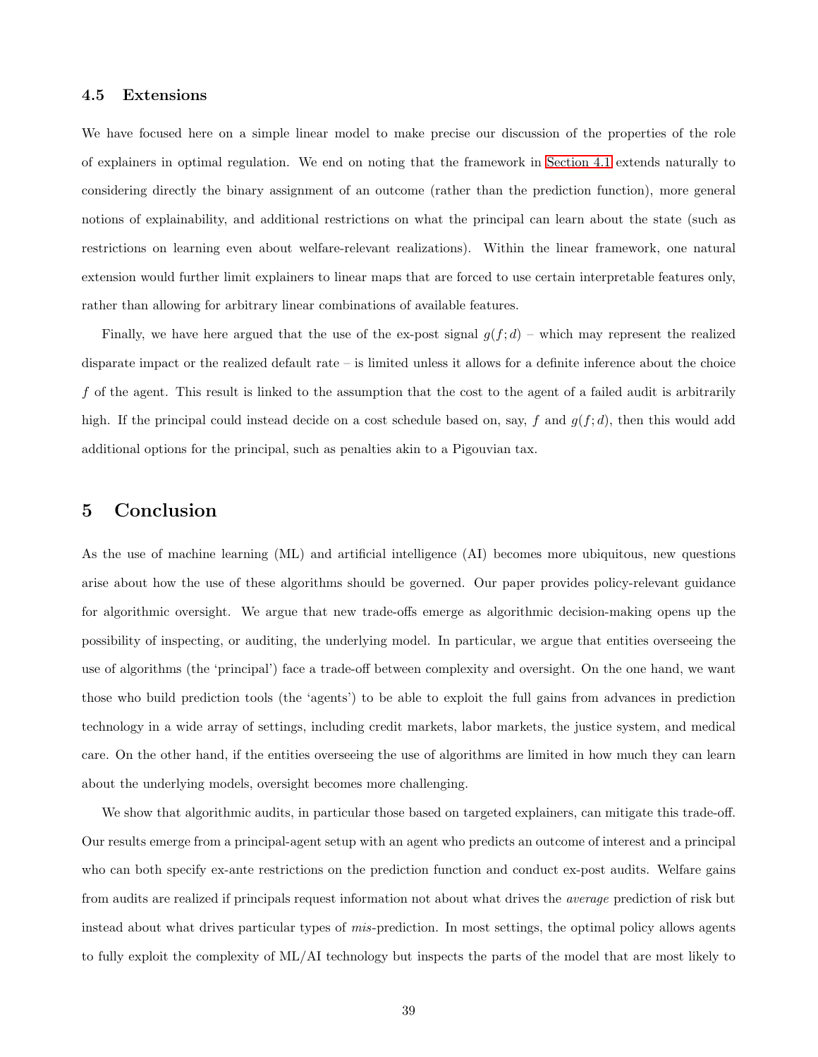### 4.5 Extensions

We have focused here on a simple linear model to make precise our discussion of the properties of the role of explainers in optimal regulation. We end on noting that the framework in Section 4.1 extends naturally to considering directly the binary assignment of an outcome (rather than the prediction function), more general notions of explainability, and additional restrictions on what the principal can learn about the state (such as restrictions on learning even about welfare-relevant realizations). Within the linear framework, one natural extension would further limit explainers to linear maps that are forced to use certain interpretable features only, rather than allowing for arbitrary linear combinations of available features.

Finally, we have here argued that the use of the ex-post signal $g(f;d)$ – which may represent the realized disparate impact or the realized default rate – is limited unless it allows for a definite inference about the choice $f$ of the agent. This result is linked to the assumption that the cost to the agent of a failed audit is arbitrarily high. If the principal could instead decide on a cost schedule based on, say, $f$ and $g(f;d)$, then this would add additional options for the principal, such as penalties akin to a Pigouvian tax.

## 5 Conclusion

As the use of machine learning (ML) and artificial intelligence (AI) becomes more ubiquitous, new questions arise about how the use of these algorithms should be governed. Our paper provides policy-relevant guidance for algorithmic oversight. We argue that new trade-offs emerge as algorithmic decision-making opens up the possibility of inspecting, or auditing, the underlying model. In particular, we argue that entities overseeing the use of algorithms (the 'principal') face a trade-off between complexity and oversight. On the one hand, we want those who build prediction tools (the 'agents') to be able to exploit the full gains from advances in prediction technology in a wide array of settings, including credit markets, labor markets, the justice system, and medical care. On the other hand, if the entities overseeing the use of algorithms are limited in how much they can learn about the underlying models, oversight becomes more challenging.

We show that algorithmic audits, in particular those based on targeted explainers, can mitigate this trade-off. Our results emerge from a principal-agent setup with an agent who predicts an outcome of interest and a principal who can both specify ex-ante restrictions on the prediction function and conduct ex-post audits. Welfare gains from audits are realized if principals request information not about what drives the *average* prediction of risk but instead about what drives particular types of *mis*-prediction. In most settings, the optimal policy allows agents to fully exploit the complexity of ML/AI technology but inspects the parts of the model that are most likely to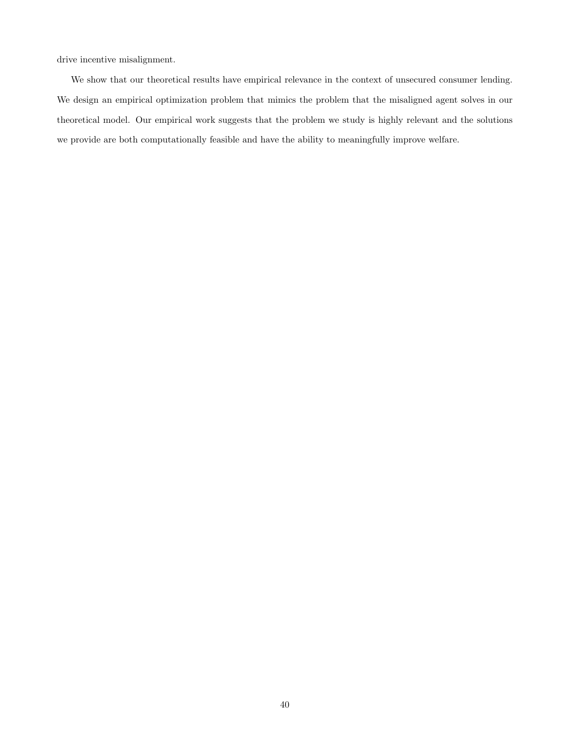drive incentive misalignment.

We show that our theoretical results have empirical relevance in the context of unsecured consumer lending. We design an empirical optimization problem that mimics the problem that the misaligned agent solves in our theoretical model. Our empirical work suggests that the problem we study is highly relevant and the solutions we provide are both computationally feasible and have the ability to meaningfully improve welfare.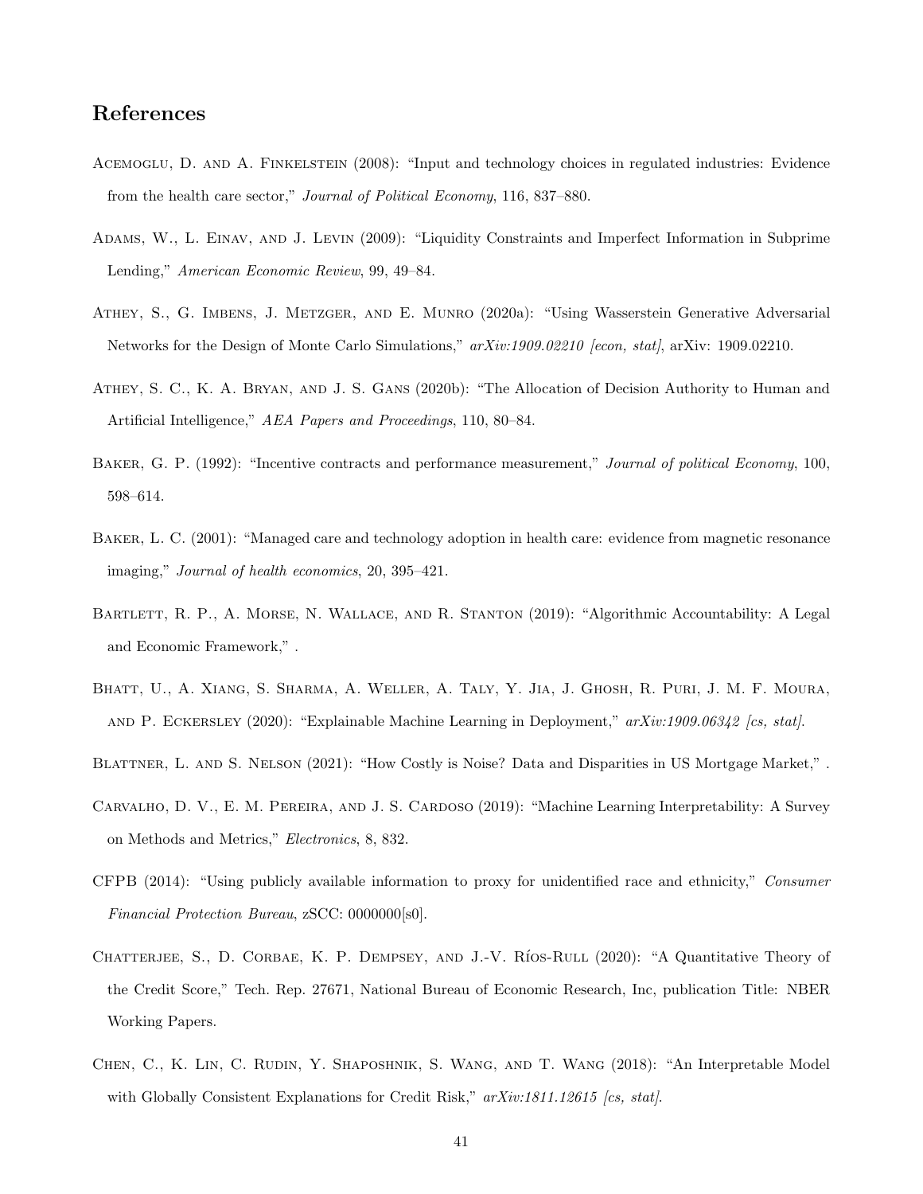# References

Acemoglu, D. and A. Finkelstein (2008): "Input and technology choices in regulated industries: Evidence from the health care sector," *Journal of Political Economy*, 116, 837–880.

Adams, W., L. Einav, and J. Levin (2009): "Liquidity Constraints and Imperfect Information in Subprime Lending," *American Economic Review*, 99, 49–84.

Athey, S., G. Imbens, J. Metzger, and E. Munro (2020a): "Using Wasserstein Generative Adversarial Networks for the Design of Monte Carlo Simulations," *arXiv:1909.02210 [econ, stat]*, arXiv: 1909.02210.

Athey, S. C., K. A. Bryan, and J. S. Gans (2020b): "The Allocation of Decision Authority to Human and Artificial Intelligence," *AEA Papers and Proceedings*, 110, 80–84.

Baker, G. P. (1992): "Incentive contracts and performance measurement," *Journal of political Economy*, 100, 598–614.

Baker, L. C. (2001): "Managed care and technology adoption in health care: evidence from magnetic resonance imaging," *Journal of health economics*, 20, 395–421.

Bartlett, R. P., A. Morse, N. Wallace, and R. Stanton (2019): "Algorithmic Accountability: A Legal and Economic Framework," .

Bhatt, U., A. Xiang, S. Sharma, A. Weller, A. Taly, Y. Jia, J. Ghosh, R. Puri, J. M. F. Moura, and P. Eckersley (2020): "Explainable Machine Learning in Deployment," *arXiv:1909.06342 [cs, stat]*.

Blattner, L. and S. Nelson (2021): "How Costly is Noise? Data and Disparities in US Mortgage Market," .

Carvalho, D. V., E. M. Pereira, and J. S. Cardoso (2019): "Machine Learning Interpretability: A Survey on Methods and Metrics," *Electronics*, 8, 832.

CFPB (2014): "Using publicly available information to proxy for unidentified race and ethnicity," *Consumer Financial Protection Bureau*, zSCC: 0000000[s0].

Chatterjee, S., D. Corbae, K. P. Dempsey, and J.-V. Ríos-Rull (2020): "A Quantitative Theory of the Credit Score," Tech. Rep. 27671, National Bureau of Economic Research, Inc, publication Title: NBER Working Papers.

Chen, C., K. Lin, C. Rudin, Y. Shaposhnik, S. Wang, and T. Wang (2018): "An Interpretable Model with Globally Consistent Explanations for Credit Risk," *arXiv:1811.12615 [cs, stat]*.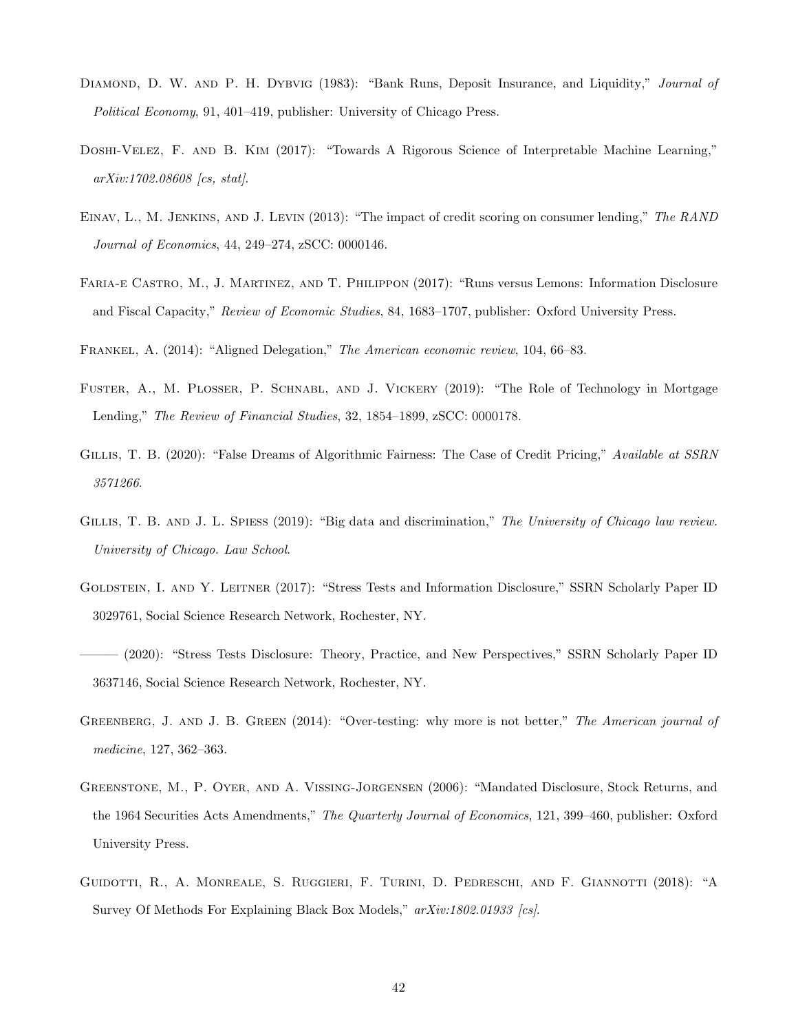Diamond, D. W. and P. H. Dybvig (1983): "Bank Runs, Deposit Insurance, and Liquidity," *Journal of Political Economy*, 91, 401–419, publisher: University of Chicago Press.

Doshi-Velez, F. and B. Kim (2017): "Towards A Rigorous Science of Interpretable Machine Learning," *arXiv:1702.08608 [cs, stat]*.

Einav, L., M. Jenkins, and J. Levin (2013): "The impact of credit scoring on consumer lending," *The RAND Journal of Economics*, 44, 249–274, zSCC: 0000146.

Faria-e Castro, M., J. Martinez, and T. Philippon (2017): "Runs versus Lemons: Information Disclosure and Fiscal Capacity," *Review of Economic Studies*, 84, 1683–1707, publisher: Oxford University Press.

Frankel, A. (2014): "Aligned Delegation," *The American economic review*, 104, 66–83.

Fuster, A., M. Plosser, P. Schnabl, and J. Vickery (2019): "The Role of Technology in Mortgage Lending," *The Review of Financial Studies*, 32, 1854–1899, zSCC: 0000178.

Gillis, T. B. (2020): "False Dreams of Algorithmic Fairness: The Case of Credit Pricing," *Available at SSRN 3571266*.

Gillis, T. B. and J. L. Spiess (2019): "Big data and discrimination," *The University of Chicago law review. University of Chicago. Law School*.

Goldstein, I. and Y. Leitner (2017): "Stress Tests and Information Disclosure," SSRN Scholarly Paper ID 3029761, Social Science Research Network, Rochester, NY.

——— (2020): "Stress Tests Disclosure: Theory, Practice, and New Perspectives," SSRN Scholarly Paper ID 3637146, Social Science Research Network, Rochester, NY.

Greenberg, J. and J. B. Green (2014): "Over-testing: why more is not better," *The American journal of medicine*, 127, 362–363.

Greenstone, M., P. Oyer, and A. Vissing-Jorgensen (2006): "Mandated Disclosure, Stock Returns, and the 1964 Securities Acts Amendments," *The Quarterly Journal of Economics*, 121, 399–460, publisher: Oxford University Press.

Guidotti, R., A. Monreale, S. Ruggieri, F. Turini, D. Pedreschi, and F. Giannotti (2018): "A Survey Of Methods For Explaining Black Box Models," *arXiv:1802.01933 [cs]*.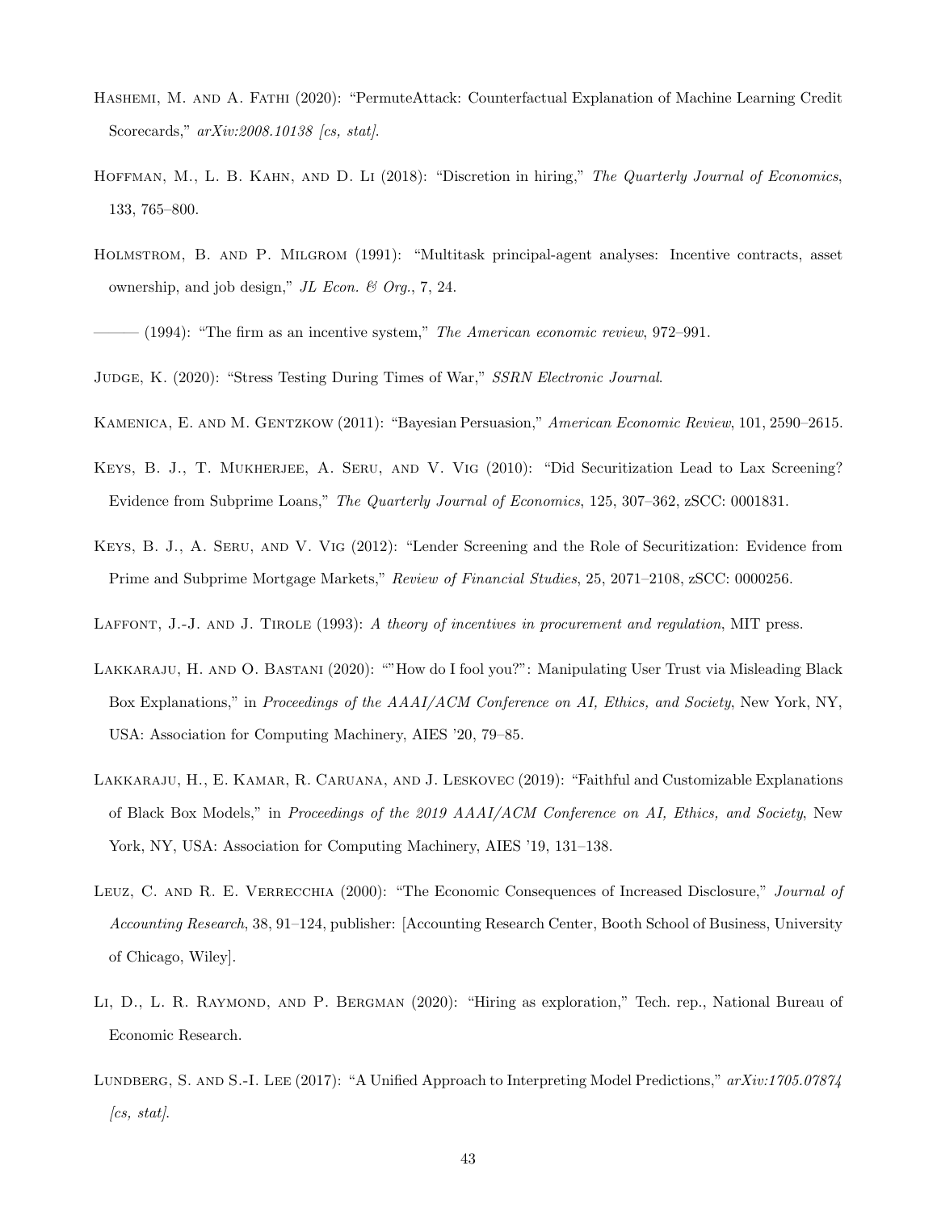Hashemi, M. and A. Fathi (2020): "PermuteAttack: Counterfactual Explanation of Machine Learning Credit Scorecards," *arXiv:2008.10138 [cs, stat]*.

Hoffman, M., L. B. Kahn, and D. Li (2018): "Discretion in hiring," *The Quarterly Journal of Economics*, 133, 765–800.

Holmstrom, B. and P. Milgrom (1991): "Multitask principal-agent analyses: Incentive contracts, asset ownership, and job design," *JL Econ. & Org.*, 7, 24.

——— (1994): "The firm as an incentive system," *The American economic review*, 972–991.

Judge, K. (2020): "Stress Testing During Times of War," *SSRN Electronic Journal*.

Kamenica, E. and M. Gentzkow (2011): "Bayesian Persuasion," *American Economic Review*, 101, 2590–2615.

Keys, B. J., T. Mukherjee, A. Seru, and V. Vig (2010): "Did Securitization Lead to Lax Screening? Evidence from Subprime Loans," *The Quarterly Journal of Economics*, 125, 307–362, zSCC: 0001831.

Keys, B. J., A. Seru, and V. Vig (2012): "Lender Screening and the Role of Securitization: Evidence from Prime and Subprime Mortgage Markets," *Review of Financial Studies*, 25, 2071–2108, zSCC: 0000256.

Laffont, J.-J. and J. Tirole (1993): *A theory of incentives in procurement and regulation*, MIT press.

Lakkaraju, H. and O. Bastani (2020): ""How do I fool you?": Manipulating User Trust via Misleading Black Box Explanations," in *Proceedings of the AAAI/ACM Conference on AI, Ethics, and Society*, New York, NY, USA: Association for Computing Machinery, AIES '20, 79–85.

Lakkaraju, H., E. Kamar, R. Caruana, and J. Leskovec (2019): "Faithful and Customizable Explanations of Black Box Models," in *Proceedings of the 2019 AAAI/ACM Conference on AI, Ethics, and Society*, New York, NY, USA: Association for Computing Machinery, AIES '19, 131–138.

Leuz, C. and R. E. Verrecchia (2000): "The Economic Consequences of Increased Disclosure," *Journal of Accounting Research*, 38, 91–124, publisher: [Accounting Research Center, Booth School of Business, University of Chicago, Wiley].

Li, D., L. R. Raymond, and P. Bergman (2020): "Hiring as exploration," Tech. rep., National Bureau of Economic Research.

Lundberg, S. and S.-I. Lee (2017): "A Unified Approach to Interpreting Model Predictions," *arXiv:1705.07874 [cs, stat]*.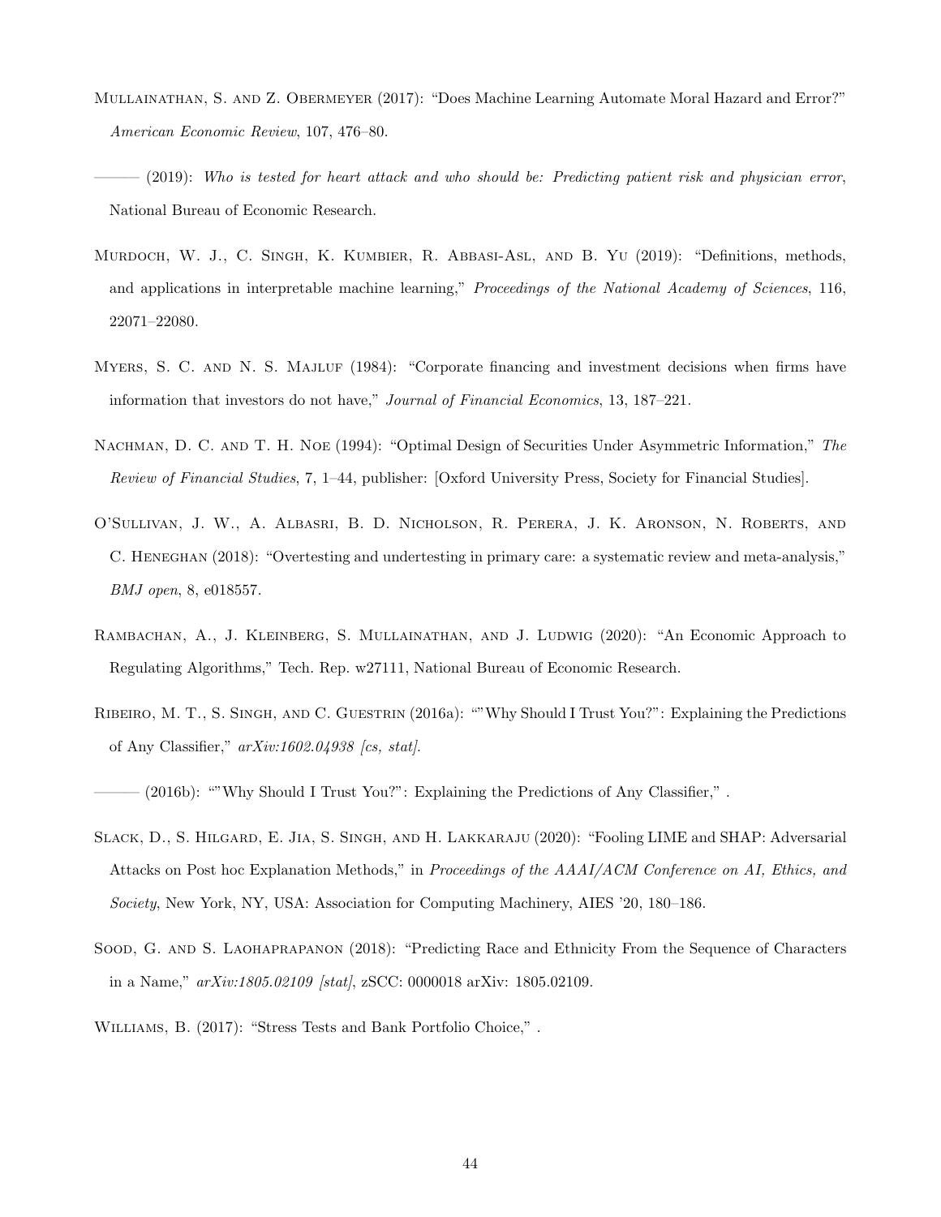Mullainathan, S. and Z. Obermeyer (2017): "Does Machine Learning Automate Moral Hazard and Error?" *American Economic Review*, 107, 476–80.

——— (2019): *Who is tested for heart attack and who should be: Predicting patient risk and physician error*, National Bureau of Economic Research.

Murdoch, W. J., C. Singh, K. Kumbier, R. Abbasi-Asl, and B. Yu (2019): "Definitions, methods, and applications in interpretable machine learning," *Proceedings of the National Academy of Sciences*, 116, 22071–22080.

Myers, S. C. and N. S. Majluf (1984): "Corporate financing and investment decisions when firms have information that investors do not have," *Journal of Financial Economics*, 13, 187–221.

Nachman, D. C. and T. H. Noe (1994): "Optimal Design of Securities Under Asymmetric Information," *The Review of Financial Studies*, 7, 1–44, publisher: [Oxford University Press, Society for Financial Studies].

O'Sullivan, J. W., A. Albasri, B. D. Nicholson, R. Perera, J. K. Aronson, N. Roberts, and C. Heneghan (2018): "Overtesting and undertesting in primary care: a systematic review and meta-analysis," *BMJ open*, 8, e018557.

Rambachan, A., J. Kleinberg, S. Mullainathan, and J. Ludwig (2020): "An Economic Approach to Regulating Algorithms," Tech. Rep. w27111, National Bureau of Economic Research.

Ribeiro, M. T., S. Singh, and C. Guestrin (2016a): ""Why Should I Trust You?": Explaining the Predictions of Any Classifier," *arXiv:1602.04938 [cs, stat]*.

——— (2016b): ""Why Should I Trust You?": Explaining the Predictions of Any Classifier," .

Slack, D., S. Hilgard, E. Jia, S. Singh, and H. Lakkaraju (2020): "Fooling LIME and SHAP: Adversarial Attacks on Post hoc Explanation Methods," in *Proceedings of the AAAI/ACM Conference on AI, Ethics, and Society*, New York, NY, USA: Association for Computing Machinery, AIES '20, 180–186.

Sood, G. and S. Laohaprapanon (2018): "Predicting Race and Ethnicity From the Sequence of Characters in a Name," *arXiv:1805.02109 [stat]*, zSCC: 0000018 arXiv: 1805.02109.

Williams, B. (2017): "Stress Tests and Bank Portfolio Choice," .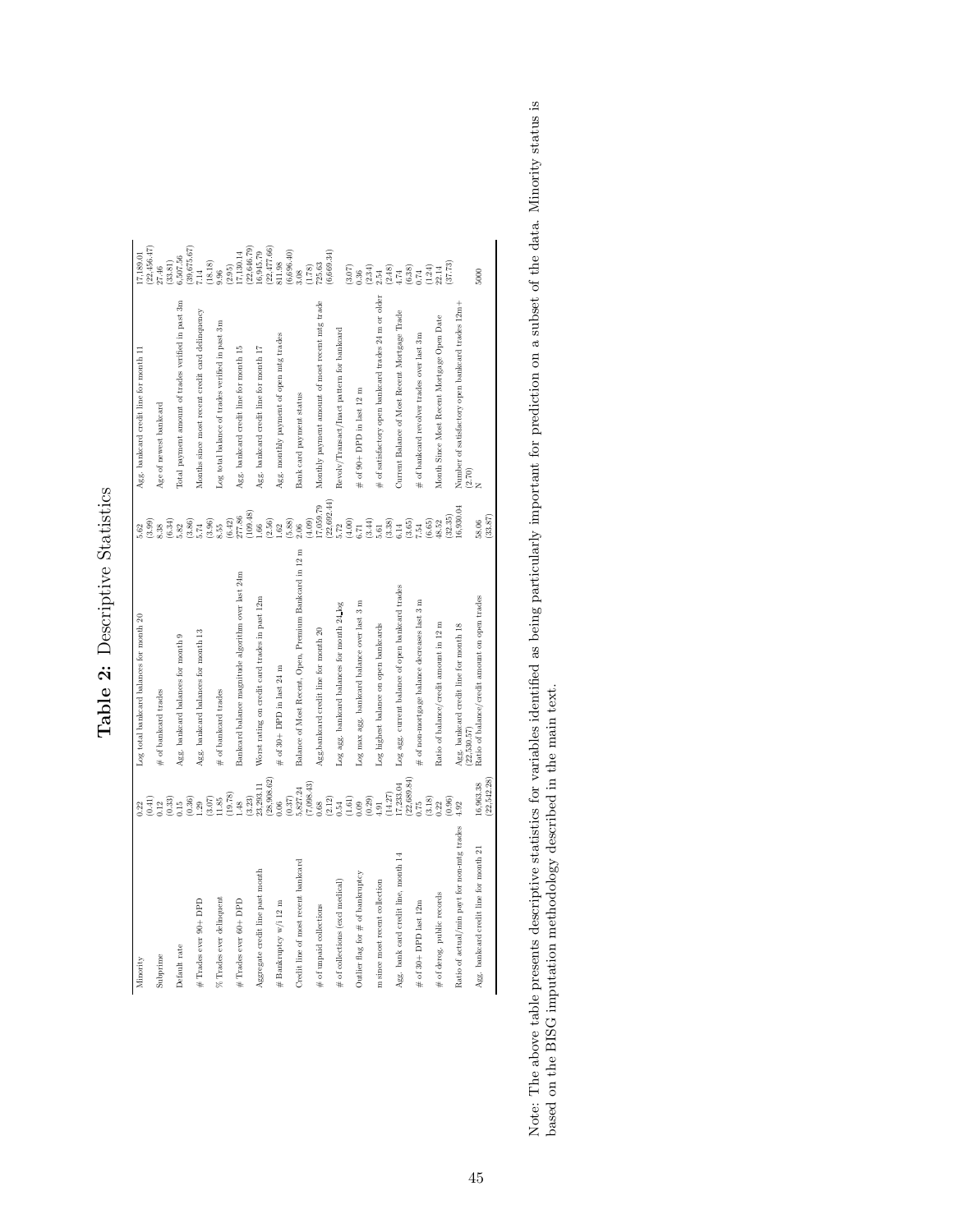# Table 2: Descriptive Statistics

| Variable | Mean (SD) | Variable | Mean (SD) | Variable | Mean (SD) |
|---|---|---|---|---|---|
| Minority | 0.22<br>(0.41) | Log total bankcard balances for month 20 | 5.62<br>(3.99) | Agg. bankcard credit line for month 11 | 17,189.01<br>(22,456.47) |
| Subprime | 0.12<br>(0.33) | # of bankcard trades | 8.38<br>(6.34) | Age of newest bankcard | 27.46<br>(33.81) |
| Default rate | 0.15<br>(0.36) | Agg. bankcard balances for month 9 | 5.82<br>(3.86) | Total payment amount of trades verified in past 3m | 6,507.56<br>(39,675.67) |
| # Trades ever 90+ DPD | 1.29<br>(3.07) | Agg. bankcard balances for month 13 | 5.74<br>(3.96) | Months since most recent credit card delinquency | 7.14<br>(18.18) |
| % Trades ever delinquent | 11.85<br>(19.78) | # of bankcard trades | 8.55<br>(6.42) | Log total balance of trades verified in past 3m | 9.96<br>(2.95) |
| # Trades ever 60+ DPD | 1.48<br>(3.23) | Bankcard balance magnitude algorithm over last 24m | 277.86<br>(109.48) | Agg. bankcard credit line for month 15 | 17,130.14<br>(22,646.79) |
| Aggregate credit line past month | 23,293.11<br>(28,908.62) | Worst rating on credit card trades in past 12m | 1.66<br>(2.56) | Agg. bankcard credit line for month 17 | 16,945.79<br>(22,477.66) |
| # Bankruptcy w/i 12 m | 0.06<br>(0.37) | # of 30+ DPD in last 24 m | 1.62<br>(5.88) | Agg. monthly payment of open mtg trades | 811.98<br>(6,696.40) |
| Credit line of most recent bankcard | 5,837.24<br>(7,098.43) | Balance of Most Recent, Open, Premium Bankcard in 12 m | 2.06<br>(4.09) | Bank card payment status | 3.08<br>(1.78) |
| # of unpaid collections | 0.68<br>(2.12) | Agg.bankcard credit line for month 20 | 17,059.79<br>(22,692.44) | Monthly payment amount of most recent mtg trade | 725.63<br>(6,669.34) |
| # of collections (excl medical) | 0.54<br>(1.61) | Log agg. bankcard balances for month 2␣og | 5.72<br>(4.00) | Revolv/Transact/Inact pattern for bankcard | (3.07) |
| Outlier flag for # of bankruptcy | 0.09<br>(0.29) | Log max agg. bankcard balance over last 3 m | 6.71<br>(3.44) | # of 90+ DPD in last 12 m | 0.36<br>(2.34) |
| m since most recent collection | 4.91<br>(14.27) | Log highest balance on open bankcards | 5.61<br>(3.38) | # of satisfactory open bankcard trades 24 m or older | 2.54<br>(2.48) |
| Agg. bank card credit line, month 14 | 17,233.04<br>(22,689.84) | Log agg. current balance of open bankcard trades | 6.14<br>(3.65) | Current Balance of Most Recent Mortgage Trade | 4.74<br>(6.38) |
| # of 30+ DPD last 12m | 0.75<br>(3.18) | # of non-mortgage balance decreases last 3 m | 7.54<br>(6.65) | # of bankcard revolver trades over last 3m | 0.74<br>(1.24) |
| # of derog. public records | 0.22<br>(0.96) | Ratio of balance/credit amount in 12 m | 48.52<br>(32.35) | Month Since Most Recent Mortgage Open Date | 22.14<br>(37.73) |
| Ratio of actual/min payt for non-mtg trades | 4.92<br>(22,530.57) | Agg. bankcard credit line for month 18 | 16,930.04<br>(2.70) | Number of satisfactory open bankcard trades 12m+ | |
| Agg. bankcard credit line for month 21 | 16,963.38<br>(22,542.28) | Ratio of balance/credit amount on open trades | 58.06<br>(33.87) | N | 5000 |

Note: The above table presents descriptive statistics for variables identified as being particularly important for prediction on a subset of the data. Minority status is based on the BISG imputation methodology described in the main text.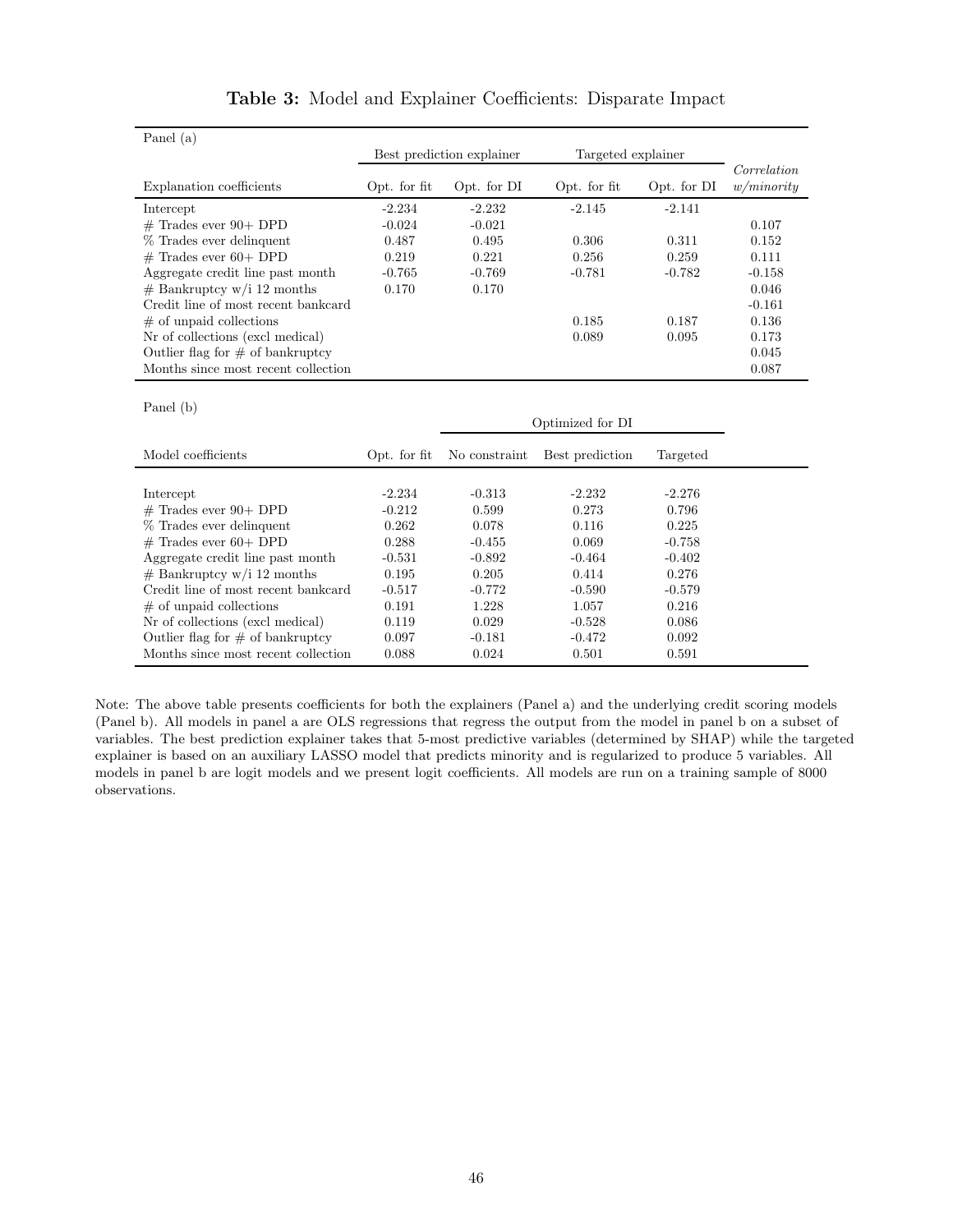**Table 3:** Model and Explainer Coefficients: Disparate Impact

Panel (a)

| | Best prediction explainer | | Targeted explainer | | |
|---|---|---|---|---|---|
| Explanation coefficients | Opt. for fit | Opt. for DI | Opt. for fit | Opt. for DI | *Correlation w/minority* |
| Intercept | -2.234 | -2.232 | -2.145 | -2.141 | |
| # Trades ever 90+ DPD | -0.024 | -0.021 | | | 0.107 |
| % Trades ever delinquent | 0.487 | 0.495 | 0.306 | 0.311 | 0.152 |
| # Trades ever 60+ DPD | 0.219 | 0.221 | 0.256 | 0.259 | 0.111 |
| Aggregate credit line past month | -0.765 | -0.769 | -0.781 | -0.782 | -0.158 |
| # Bankruptcy w/i 12 months | 0.170 | 0.170 | | | 0.046 |
| Credit line of most recent bankcard | | | | | -0.161 |
| # of unpaid collections | | | 0.185 | 0.187 | 0.136 |
| Nr of collections (excl medical) | | | 0.089 | 0.095 | 0.173 |
| Outlier flag for # of bankruptcy | | | | | 0.045 |
| Months since most recent collection | | | | | 0.087 |

Panel (b)

| | | Optimized for DI | | |
|---|---|---|---|---|
| Model coefficients | Opt. for fit | No constraint | Best prediction | Targeted |
| Intercept | -2.234 | -0.313 | -2.232 | -2.276 |
| # Trades ever 90+ DPD | -0.212 | 0.599 | 0.273 | 0.796 |
| % Trades ever delinquent | 0.262 | 0.078 | 0.116 | 0.225 |
| # Trades ever 60+ DPD | 0.288 | -0.455 | 0.069 | -0.758 |
| Aggregate credit line past month | -0.531 | -0.892 | -0.464 | -0.402 |
| # Bankruptcy w/i 12 months | 0.195 | 0.205 | 0.414 | 0.276 |
| Credit line of most recent bankcard | -0.517 | -0.772 | -0.590 | -0.579 |
| # of unpaid collections | 0.191 | 1.228 | 1.057 | 0.216 |
| Nr of collections (excl medical) | 0.119 | 0.029 | -0.528 | 0.086 |
| Outlier flag for # of bankruptcy | 0.097 | -0.181 | -0.472 | 0.092 |
| Months since most recent collection | 0.088 | 0.024 | 0.501 | 0.591 |

Note: The above table presents coefficients for both the explainers (Panel a) and the underlying credit scoring models (Panel b). All models in panel a are OLS regressions that regress the output from the model in panel b on a subset of variables. The best prediction explainer takes that 5-most predictive variables (determined by SHAP) while the targeted explainer is based on an auxiliary LASSO model that predicts minority and is regularized to produce 5 variables. All models in panel b are logit models and we present logit coefficients. All models are run on a training sample of 8000 observations.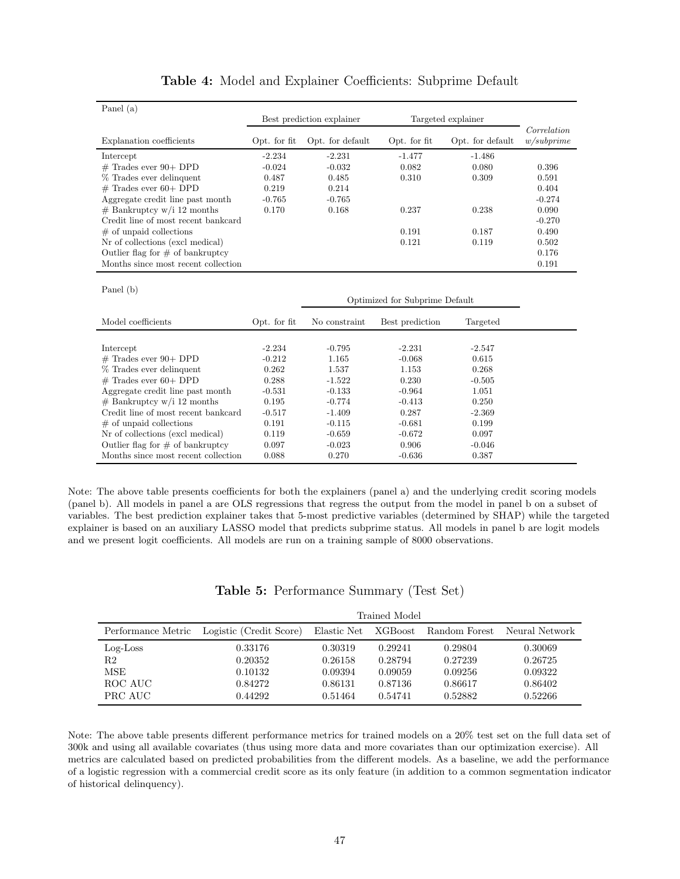**Table 4:** Model and Explainer Coefficients: Subprime Default

Panel (a)

| | Best prediction explainer | | Targeted explainer | | |
|---|---|---|---|---|---|
| Explanation coefficients | Opt. for fit | Opt. for default | Opt. for fit | Opt. for default | *Correlation w/subprime* |
| Intercept | -2.234 | -2.231 | -1.477 | -1.486 | |
| # Trades ever 90+ DPD | -0.024 | -0.032 | 0.082 | 0.080 | 0.396 |
| % Trades ever delinquent | 0.487 | 0.485 | 0.310 | 0.309 | 0.591 |
| # Trades ever 60+ DPD | 0.219 | 0.214 | | | 0.404 |
| Aggregate credit line past month | -0.765 | -0.765 | | | -0.274 |
| # Bankruptcy w/i 12 months | 0.170 | 0.168 | 0.237 | 0.238 | 0.090 |
| Credit line of most recent bankcard | | | | | -0.270 |
| # of unpaid collections | | | 0.191 | 0.187 | 0.490 |
| Nr of collections (excl medical) | | | 0.121 | 0.119 | 0.502 |
| Outlier flag for # of bankruptcy | | | | | 0.176 |
| Months since most recent collection | | | | | 0.191 |

Panel (b)

| | | Optimized for Subprime Default | | |
|---|---|---|---|---|
| Model coefficients | Opt. for fit | No constraint | Best prediction | Targeted |
| Intercept | -2.234 | -0.795 | -2.231 | -2.547 |
| # Trades ever 90+ DPD | -0.212 | 1.165 | -0.068 | 0.615 |
| % Trades ever delinquent | 0.262 | 1.537 | 1.153 | 0.268 |
| # Trades ever 60+ DPD | 0.288 | -1.522 | 0.230 | -0.505 |
| Aggregate credit line past month | -0.531 | -0.133 | -0.964 | 1.051 |
| # Bankruptcy w/i 12 months | 0.195 | -0.774 | -0.413 | 0.250 |
| Credit line of most recent bankcard | -0.517 | -1.409 | 0.287 | -2.369 |
| # of unpaid collections | 0.191 | -0.115 | -0.681 | 0.199 |
| Nr of collections (excl medical) | 0.119 | -0.659 | -0.672 | 0.097 |
| Outlier flag for # of bankruptcy | 0.097 | -0.023 | 0.906 | -0.046 |
| Months since most recent collection | 0.088 | 0.270 | -0.636 | 0.387 |

Note: The above table presents coefficients for both the explainers (panel a) and the underlying credit scoring models (panel b). All models in panel a are OLS regressions that regress the output from the model in panel b on a subset of variables. The best prediction explainer takes that 5-most predictive variables (determined by SHAP) while the targeted explainer is based on an auxiliary LASSO model that predicts subprime status. All models in panel b are logit models and we present logit coefficients. All models are run on a training sample of 8000 observations.

**Table 5:** Performance Summary (Test Set)

| | Trained Model | | | | |
|---|---|---|---|---|---|
| Performance Metric | Logistic (Credit Score) | Elastic Net | XGBoost | Random Forest | Neural Network |
| Log-Loss | 0.33176 | 0.30319 | 0.29241 | 0.29804 | 0.30069 |
| R2 | 0.20352 | 0.26158 | 0.28794 | 0.27239 | 0.26725 |
| MSE | 0.10132 | 0.09394 | 0.09059 | 0.09256 | 0.09322 |
| ROC AUC | 0.84272 | 0.86131 | 0.87136 | 0.86617 | 0.86402 |
| PRC AUC | 0.44292 | 0.51464 | 0.54741 | 0.52882 | 0.52266 |

Note: The above table presents different performance metrics for trained models on a 20% test set on the full data set of 300k and using all available covariates (thus using more data and more covariates than our optimization exercise). All metrics are calculated based on predicted probabilities from the different models. As a baseline, we add the performance of a logistic regression with a commercial credit score as its only feature (in addition to a common segmentation indicator of historical delinquency).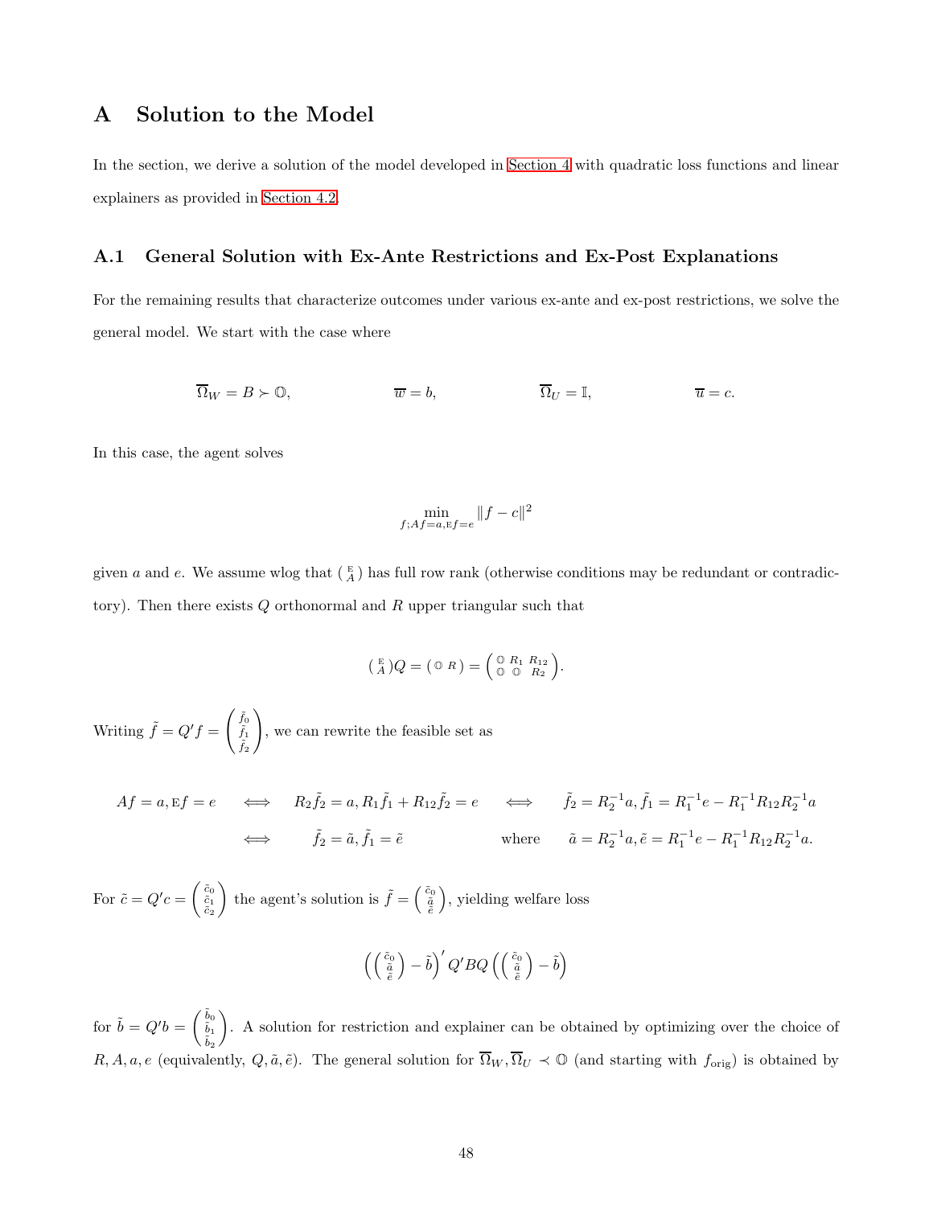# A Solution to the Model

In the section, we derive a solution of the model developed in Section 4 with quadratic loss functions and linear explainers as provided in Section 4.2.

## A.1 General Solution with Ex-Ante Restrictions and Ex-Post Explanations

For the remaining results that characterize outcomes under various ex-ante and ex-post restrictions, we solve the general model. We start with the case where

$$\overline{\Omega}_W = B \succ \mathbb{O}, \qquad \overline{w} = b, \qquad \overline{\Omega}_U = \mathbb{I}, \qquad \overline{u} = c.$$

In this case, the agent solves

$$\min_{f; Af = a, \mathrm{E}f = e} \|f - c\|^2$$

given $a$ and $e$. We assume wlog that $\left(\begin{smallmatrix} \mathrm{E} \\ A \end{smallmatrix}\right)$ has full row rank (otherwise conditions may be redundant or contradictory). Then there exists $Q$ orthonormal and $R$ upper triangular such that

$$\left(\begin{smallmatrix} \mathrm{E} \\ A \end{smallmatrix}\right) Q = \left(\begin{smallmatrix} \mathbb{O} & R \end{smallmatrix}\right) = \left(\begin{smallmatrix} \mathbb{O} & R_1 & R_{12} \\ \mathbb{O} & \mathbb{O} & R_2 \end{smallmatrix}\right).$$

Writing $\tilde{f} = Q'f = \left(\begin{smallmatrix} \tilde{f}_0 \\ \tilde{f}_1 \\ \tilde{f}_2 \end{smallmatrix}\right)$, we can rewrite the feasible set as

$$\begin{aligned} Af = a, \mathrm{E}f = e \quad &\iff \quad R_2 \tilde{f}_2 = a, R_1 \tilde{f}_1 + R_{12} \tilde{f}_2 = e \quad \iff \quad \tilde{f}_2 = R_2^{-1} a, \tilde{f}_1 = R_1^{-1} e - R_1^{-1} R_{12} R_2^{-1} a \\ &\iff \quad \tilde{f}_2 = \tilde{a}, \tilde{f}_1 = \tilde{e} \qquad\qquad \text{where} \quad \tilde{a} = R_2^{-1} a, \tilde{e} = R_1^{-1} e - R_1^{-1} R_{12} R_2^{-1} a. \end{aligned}$$

For $\tilde{c} = Q'c = \left(\begin{smallmatrix} \tilde{c}_0 \\ \tilde{c}_1 \\ \tilde{c}_2 \end{smallmatrix}\right)$ the agent's solution is $\tilde{f} = \left(\begin{smallmatrix} \tilde{c}_0 \\ \tilde{a} \\ \tilde{e} \end{smallmatrix}\right)$, yielding welfare loss

$$\left(\left(\begin{smallmatrix} \tilde{c}_0 \\ \tilde{a} \\ \tilde{e} \end{smallmatrix}\right) - \tilde{b}\right)' Q'BQ \left(\left(\begin{smallmatrix} \tilde{c}_0 \\ \tilde{a} \\ \tilde{e} \end{smallmatrix}\right) - \tilde{b}\right)$$

for $\tilde{b} = Q'b = \left(\begin{smallmatrix} \tilde{b}_0 \\ \tilde{b}_1 \\ \tilde{b}_2 \end{smallmatrix}\right)$. A solution for restriction and explainer can be obtained by optimizing over the choice of $R, A, a, e$ (equivalently, $Q, \tilde{a}, \tilde{e}$). The general solution for $\overline{\Omega}_W, \overline{\Omega}_U \prec \mathbb{O}$ (and starting with $f_{\text{orig}}$) is obtained by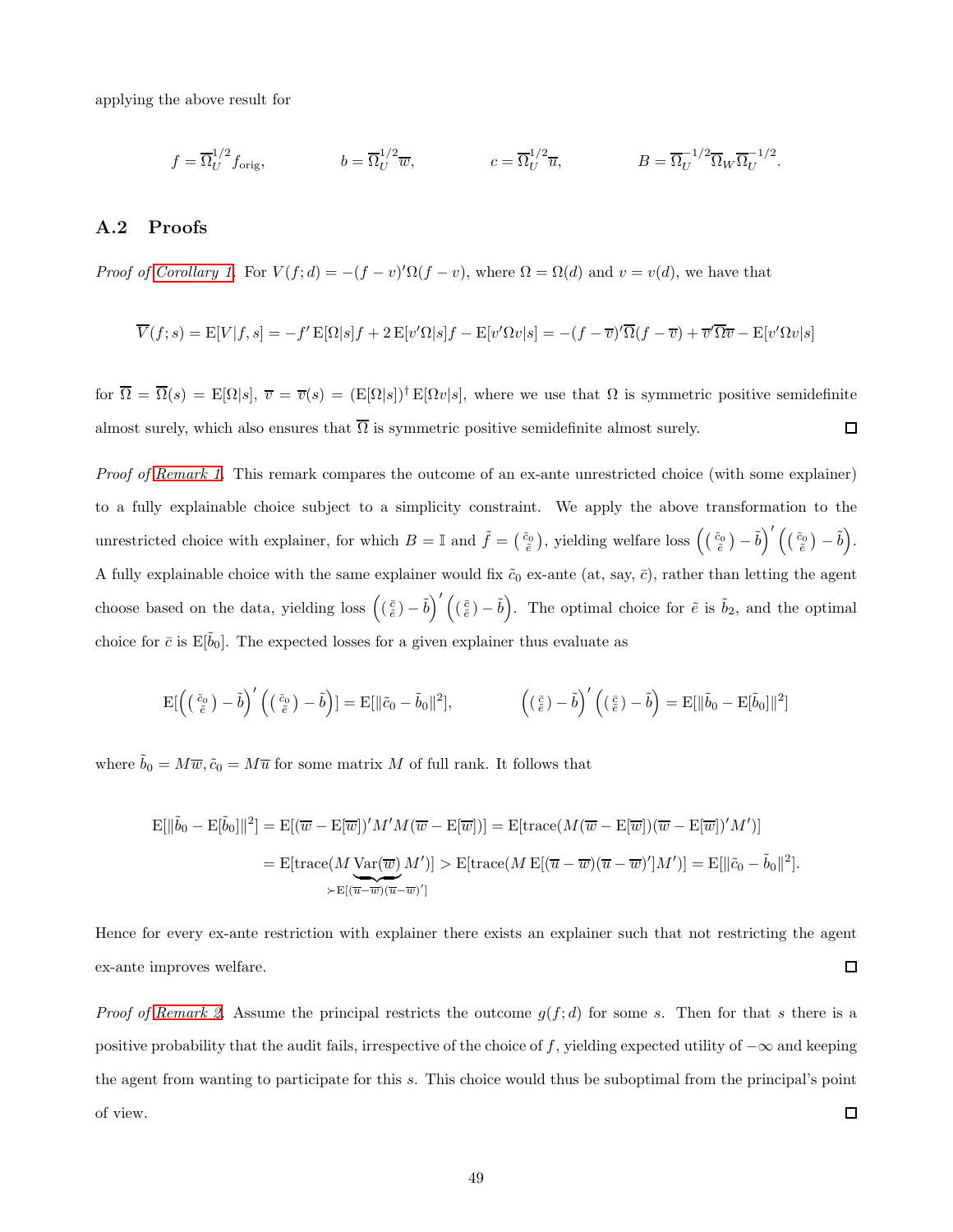applying the above result for

$$f = \overline{\Omega}_U^{1/2} f_{\text{orig}}, \qquad b = \overline{\Omega}_U^{1/2} \overline{w}, \qquad c = \overline{\Omega}_U^{1/2} \overline{u}, \qquad B = \overline{\Omega}_U^{-1/2} \overline{\Omega}_W \overline{\Omega}_U^{-1/2}.$$

## A.2 Proofs

*Proof of Corollary 1.* For $V(f;d) = -(f-v)'\Omega(f-v)$, where $\Omega = \Omega(d)$ and $v = v(d)$, we have that

$$\overline{V}(f;s) = \mathrm{E}[V|f,s] = -f'\,\mathrm{E}[\Omega|s]f + 2\,\mathrm{E}[v'\Omega|s]f - \mathrm{E}[v'\Omega v|s] = -(f-\overline{v})'\overline{\Omega}(f-\overline{v}) + \overline{v}'\overline{\Omega}\overline{v} - \mathrm{E}[v'\Omega v|s]$$

for $\overline{\Omega} = \overline{\Omega}(s) = \mathrm{E}[\Omega|s]$, $\overline{v} = \overline{v}(s) = (\mathrm{E}[\Omega|s])^{\dagger}\,\mathrm{E}[\Omega v|s]$, where we use that $\Omega$ is symmetric positive semidefinite almost surely, which also ensures that $\overline{\Omega}$ is symmetric positive semidefinite almost surely. □

*Proof of Remark 1.* This remark compares the outcome of an ex-ante unrestricted choice (with some explainer) to a fully explainable choice subject to a simplicity constraint. We apply the above transformation to the unrestricted choice with explainer, for which $B = \mathbb{I}$ and $\tilde{f} = \binom{\tilde{c}_0}{\tilde{e}}$, yielding welfare loss $\left(\binom{\tilde{c}_0}{\tilde{e}} - \tilde{b}\right)'\left(\binom{\tilde{c}_0}{\tilde{e}} - \tilde{b}\right)$. A fully explainable choice with the same explainer would fix $\tilde{c}_0$ ex-ante (at, say, $\bar{c}$), rather than letting the agent choose based on the data, yielding loss $\left(\binom{\bar{c}}{\tilde{e}} - \tilde{b}\right)'\left(\binom{\bar{c}}{\tilde{e}} - \tilde{b}\right)$. The optimal choice for $\tilde{e}$ is $\tilde{b}_2$, and the optimal choice for $\bar{c}$ is $\mathrm{E}[\tilde{b}_0]$. The expected losses for a given explainer thus evaluate as

$$\mathrm{E}\left[\left(\binom{\tilde{c}_0}{\tilde{e}} - \tilde{b}\right)'\left(\binom{\tilde{c}_0}{\tilde{e}} - \tilde{b}\right)\right] = \mathrm{E}[\|\tilde{c}_0 - \tilde{b}_0\|^2], \qquad \left(\binom{\bar{c}}{\tilde{e}} - \tilde{b}\right)'\left(\binom{\bar{c}}{\tilde{e}} - \tilde{b}\right) = \mathrm{E}[\|\tilde{b}_0 - \mathrm{E}[\tilde{b}_0]\|^2]$$

where $\tilde{b}_0 = M\overline{w}, \tilde{c}_0 = M\overline{u}$ for some matrix $M$ of full rank. It follows that

$$\begin{aligned}
\mathrm{E}[\|\tilde{b}_0 - \mathrm{E}[\tilde{b}_0]\|^2] &= \mathrm{E}[(\overline{w} - \mathrm{E}[\overline{w}])'M'M(\overline{w} - \mathrm{E}[\overline{w}])] = \mathrm{E}[\mathrm{trace}(M(\overline{w} - \mathrm{E}[\overline{w}])(\overline{w} - \mathrm{E}[\overline{w}])'M')] \\
&= \mathrm{E}[\mathrm{trace}(M\underbrace{\mathrm{Var}(\overline{w})}_{\succ \mathrm{E}[(\overline{u}-\overline{w})(\overline{u}-\overline{w})']}M')] > \mathrm{E}[\mathrm{trace}(M\,\mathrm{E}[(\overline{u} - \overline{w})(\overline{u} - \overline{w})']M')] = \mathrm{E}[\|\tilde{c}_0 - \tilde{b}_0\|^2].
\end{aligned}$$

Hence for every ex-ante restriction with explainer there exists an explainer such that not restricting the agent ex-ante improves welfare. □

*Proof of Remark 2.* Assume the principal restricts the outcome $g(f;d)$ for some $s$. Then for that $s$ there is a positive probability that the audit fails, irrespective of the choice of $f$, yielding expected utility of $-\infty$ and keeping the agent from wanting to participate for this $s$. This choice would thus be suboptimal from the principal's point of view. □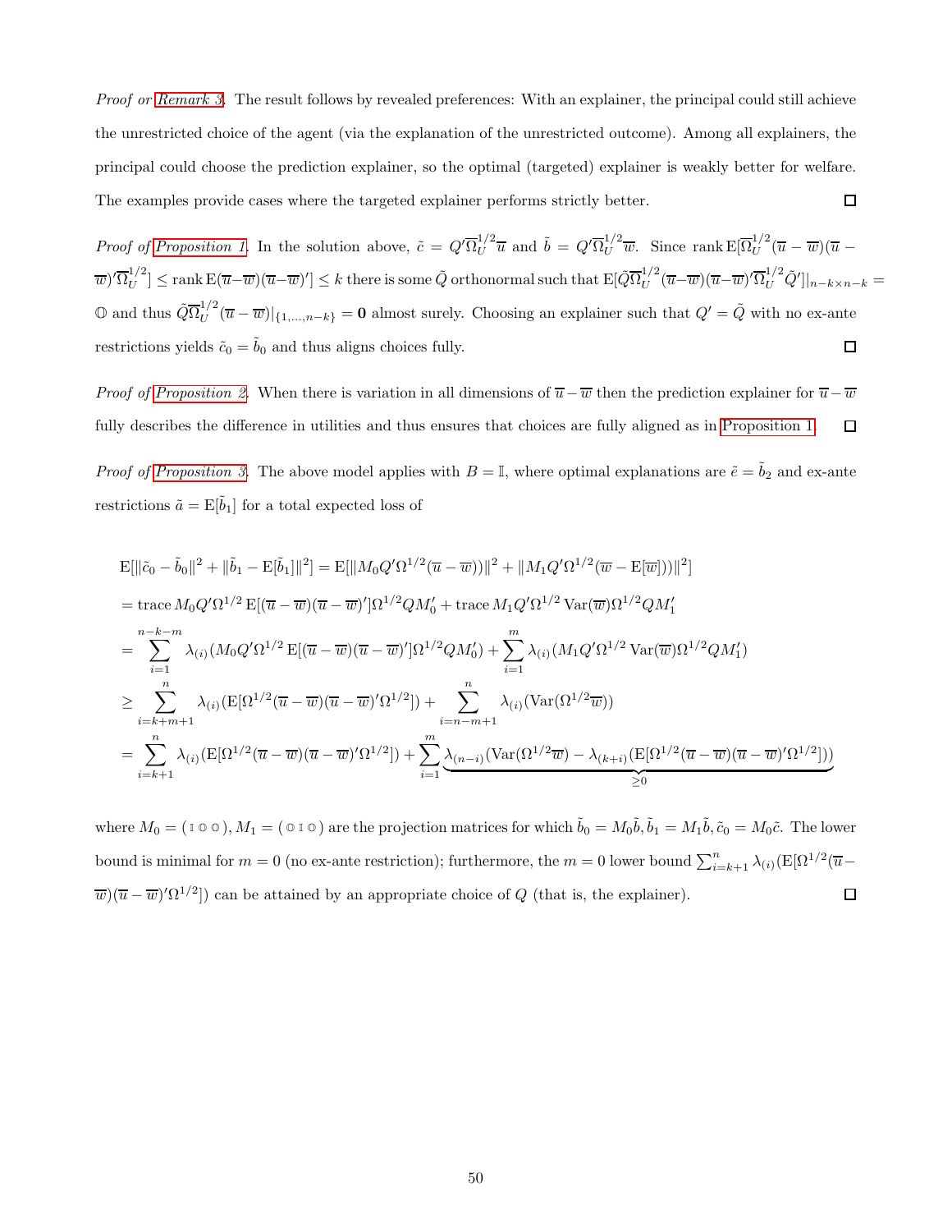*Proof or Remark 3.* The result follows by revealed preferences: With an explainer, the principal could still achieve the unrestricted choice of the agent (via the explanation of the unrestricted outcome). Among all explainers, the principal could choose the prediction explainer, so the optimal (targeted) explainer is weakly better for welfare. The examples provide cases where the targeted explainer performs strictly better. ◻

*Proof of Proposition 1.* In the solution above, $\tilde{c} = Q'\overline{\Omega}_U^{1/2}\overline{u}$ and $\tilde{b} = Q'\overline{\Omega}_U^{1/2}\overline{w}$. Since $\operatorname{rank} \mathrm{E}[\overline{\Omega}_U^{1/2}(\overline{u}-\overline{w})(\overline{u}-\overline{w})'\overline{\Omega}_U^{1/2}] \leq \operatorname{rank} \mathrm{E}(\overline{u}-\overline{w})(\overline{u}-\overline{w})' \leq k$ there is some $\tilde{Q}$ orthonormal such that $\mathrm{E}[\tilde{Q}\overline{\Omega}_U^{1/2}(\overline{u}-\overline{w})(\overline{u}-\overline{w})'\overline{\Omega}_U^{1/2}\tilde{Q}']|_{n-k\times n-k} = \mathbb{O}$ and thus $\tilde{Q}\overline{\Omega}_U^{1/2}(\overline{u}-\overline{w})|_{\{1,\ldots,n-k\}} = \mathbf{0}$ almost surely. Choosing an explainer such that $Q' = \tilde{Q}$ with no ex-ante restrictions yields $\tilde{c}_0 = \tilde{b}_0$ and thus aligns choices fully. ◻

*Proof of Proposition 2.* When there is variation in all dimensions of $\overline{u}-\overline{w}$ then the prediction explainer for $\overline{u}-\overline{w}$ fully describes the difference in utilities and thus ensures that choices are fully aligned as in Proposition 1. ◻

*Proof of Proposition 3.* The above model applies with $B = \mathbb{I}$, where optimal explanations are $\tilde{e} = \tilde{b}_2$ and ex-ante restrictions $\tilde{a} = \mathrm{E}[\tilde{b}_1]$ for a total expected loss of

$$
\begin{aligned}
&\mathrm{E}[\|\tilde{c}_0 - \tilde{b}_0\|^2 + \|\tilde{b}_1 - \mathrm{E}[\tilde{b}_1]\|^2] = \mathrm{E}[\|M_0 Q'\Omega^{1/2}(\overline{u}-\overline{w})\|^2 + \|M_1 Q'\Omega^{1/2}(\overline{w}-\mathrm{E}[\overline{w}])\|^2] \\
&= \operatorname{trace} M_0 Q'\Omega^{1/2}\,\mathrm{E}[(\overline{u}-\overline{w})(\overline{u}-\overline{w})']\Omega^{1/2}QM_0' + \operatorname{trace} M_1 Q'\Omega^{1/2}\operatorname{Var}(\overline{w})\Omega^{1/2}QM_1' \\
&= \sum_{i=1}^{n-k-m} \lambda_{(i)}(M_0 Q'\Omega^{1/2}\,\mathrm{E}[(\overline{u}-\overline{w})(\overline{u}-\overline{w})']\Omega^{1/2}QM_0') + \sum_{i=1}^{m} \lambda_{(i)}(M_1 Q'\Omega^{1/2}\operatorname{Var}(\overline{w})\Omega^{1/2}QM_1') \\
&\geq \sum_{i=k+m+1}^{n} \lambda_{(i)}(\mathrm{E}[\Omega^{1/2}(\overline{u}-\overline{w})(\overline{u}-\overline{w})'\Omega^{1/2}]) + \sum_{i=n-m+1}^{n} \lambda_{(i)}(\operatorname{Var}(\Omega^{1/2}\overline{w})) \\
&= \sum_{i=k+1}^{n} \lambda_{(i)}(\mathrm{E}[\Omega^{1/2}(\overline{u}-\overline{w})(\overline{u}-\overline{w})'\Omega^{1/2}]) + \sum_{i=1}^{m} \underbrace{\lambda_{(n-i)}(\operatorname{Var}(\Omega^{1/2}\overline{w}) - \lambda_{(k+i)}(\mathrm{E}[\Omega^{1/2}(\overline{u}-\overline{w})(\overline{u}-\overline{w})'\Omega^{1/2}]))}_{\geq 0}
\end{aligned}
$$

where $M_0 = (\,\mathbb{I}\;\mathbb{O}\;\mathbb{O}\,)$, $M_1 = (\,\mathbb{O}\;\mathbb{I}\;\mathbb{O}\,)$ are the projection matrices for which $\tilde{b}_0 = M_0\tilde{b}, \tilde{b}_1 = M_1\tilde{b}, \tilde{c}_0 = M_0\tilde{c}$. The lower bound is minimal for $m = 0$ (no ex-ante restriction); furthermore, the $m = 0$ lower bound $\sum_{i=k+1}^{n} \lambda_{(i)}(\mathrm{E}[\Omega^{1/2}(\overline{u}-\overline{w})(\overline{u}-\overline{w})'\Omega^{1/2}])$ can be attained by an appropriate choice of $Q$ (that is, the explainer). ◻